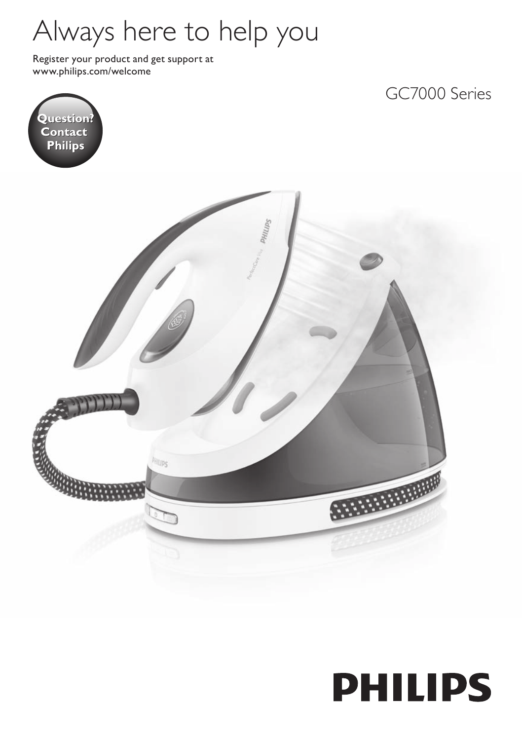# Always here to help you

Register your product and get support at
www.philips.com/welcome

Question? Contact Philips

GC7000 Series

PHILIPS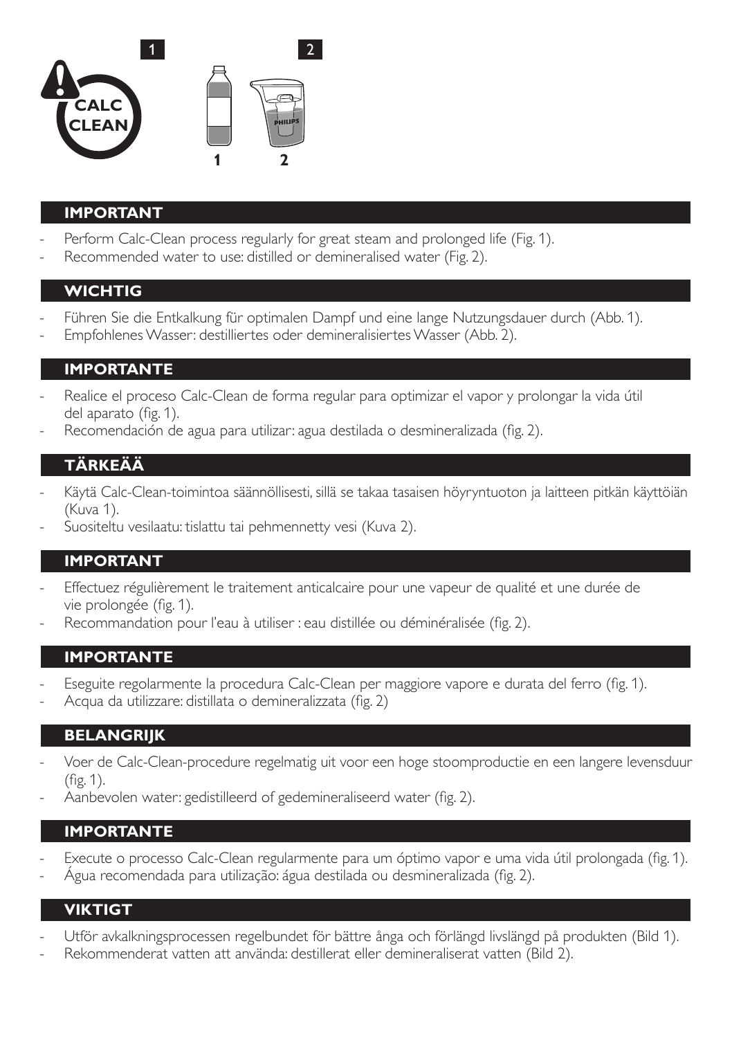## IMPORTANT

- Perform Calc-Clean process regularly for great steam and prolonged life (Fig. 1).
- Recommended water to use: distilled or demineralised water (Fig. 2).

## WICHTIG

- Führen Sie die Entkalkung für optimalen Dampf und eine lange Nutzungsdauer durch (Abb. 1).
- Empfohlenes Wasser: destilliertes oder demineralisiertes Wasser (Abb. 2).

## IMPORTANTE

- Realice el proceso Calc-Clean de forma regular para optimizar el vapor y prolongar la vida útil del aparato (fig. 1).
- Recomendación de agua para utilizar: agua destilada o desmineralizada (fig. 2).

## TÄRKEÄÄ

- Käytä Calc-Clean-toimintoa säännöllisesti, sillä se takaa tasaisen höyryntuoton ja laitteen pitkän käyttöiän (Kuva 1).
- Suositeltu vesilaatu: tislattu tai pehmennetty vesi (Kuva 2).

## IMPORTANT

- Effectuez régulièrement le traitement anticalcaire pour une vapeur de qualité et une durée de vie prolongée (fig. 1).
- Recommandation pour l'eau à utiliser : eau distillée ou déminéralisée (fig. 2).

## IMPORTANTE

- Eseguite regolarmente la procedura Calc-Clean per maggiore vapore e durata del ferro (fig. 1).
- Acqua da utilizzare: distillata o demineralizzata (fig. 2)

## BELANGRIJK

- Voer de Calc-Clean-procedure regelmatig uit voor een hoge stoomproductie en een langere levensduur (fig. 1).
- Aanbevolen water: gedistilleerd of gedemineraliseerd water (fig. 2).

## IMPORTANTE

- Execute o processo Calc-Clean regularmente para um óptimo vapor e uma vida útil prolongada (fig. 1).
- Água recomendada para utilização: água destilada ou desmineralizada (fig. 2).

## VIKTIGT

- Utför avkalkningsprocessen regelbundet för bättre ånga och förlängd livslängd på produkten (Bild 1).
- Rekommenderat vatten att använda: destillerat eller demineraliserat vatten (Bild 2).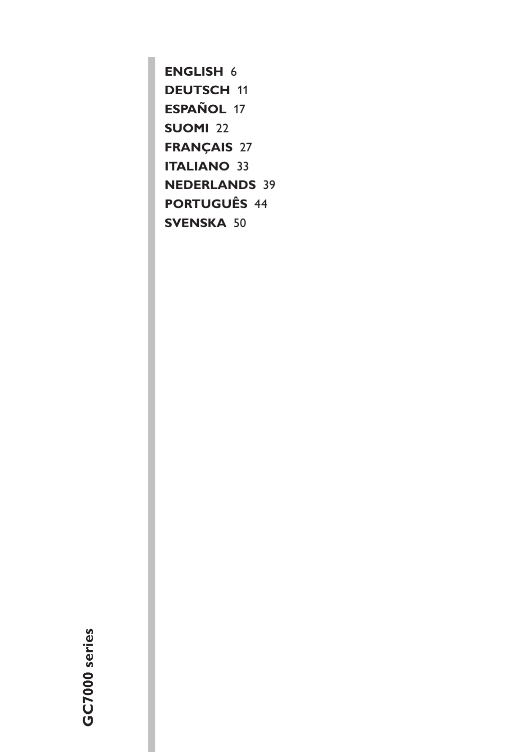**ENGLISH** 6
**DEUTSCH** 11
**ESPAÑOL** 17
**SUOMI** 22
**FRANÇAIS** 27
**ITALIANO** 33
**NEDERLANDS** 39
**PORTUGUÊS** 44
**SVENSKA** 50

**GC7000 series**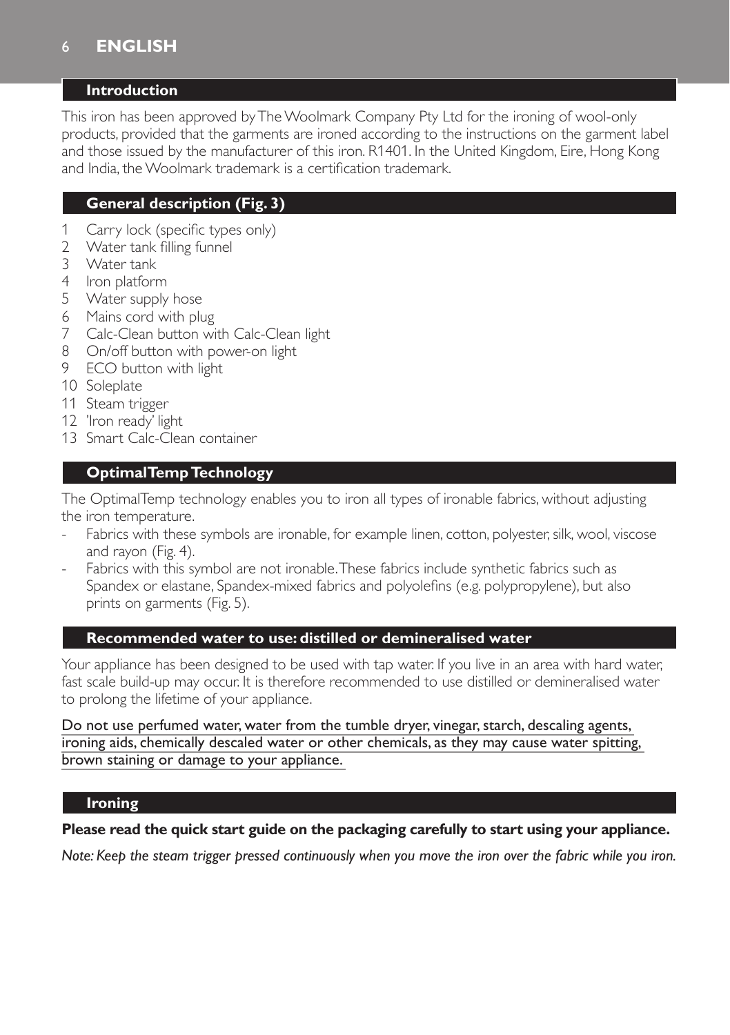## Introduction

This iron has been approved by The Woolmark Company Pty Ltd for the ironing of wool-only products, provided that the garments are ironed according to the instructions on the garment label and those issued by the manufacturer of this iron. R1401. In the United Kingdom, Eire, Hong Kong and India, the Woolmark trademark is a certification trademark.

## General description (Fig. 3)

1. Carry lock (specific types only)
2. Water tank filling funnel
3. Water tank
4. Iron platform
5. Water supply hose
6. Mains cord with plug
7. Calc-Clean button with Calc-Clean light
8. On/off button with power-on light
9. ECO button with light
10. Soleplate
11. Steam trigger
12. 'Iron ready' light
13. Smart Calc-Clean container

## OptimalTemp Technology

The OptimalTemp technology enables you to iron all types of ironable fabrics, without adjusting the iron temperature.

- Fabrics with these symbols are ironable, for example linen, cotton, polyester, silk, wool, viscose and rayon (Fig. 4).
- Fabrics with this symbol are not ironable. These fabrics include synthetic fabrics such as Spandex or elastane, Spandex-mixed fabrics and polyolefins (e.g. polypropylene), but also prints on garments (Fig. 5).

## Recommended water to use: distilled or demineralised water

Your appliance has been designed to be used with tap water. If you live in an area with hard water, fast scale build-up may occur. It is therefore recommended to use distilled or demineralised water to prolong the lifetime of your appliance.

<u>Do not use perfumed water, water from the tumble dryer, vinegar, starch, descaling agents, ironing aids, chemically descaled water or other chemicals, as they may cause water spitting, brown staining or damage to your appliance.</u>

## Ironing

**Please read the quick start guide on the packaging carefully to start using your appliance.**

*Note: Keep the steam trigger pressed continuously when you move the iron over the fabric while you iron.*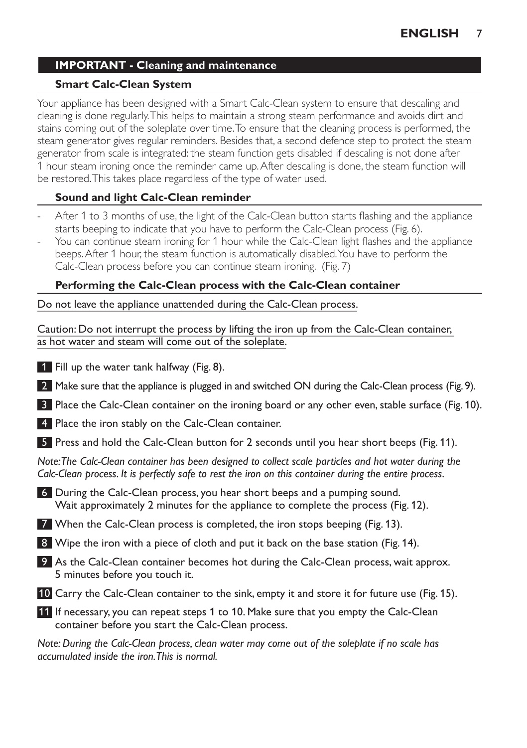## IMPORTANT - Cleaning and maintenance

### Smart Calc-Clean System

Your appliance has been designed with a Smart Calc-Clean system to ensure that descaling and cleaning is done regularly. This helps to maintain a strong steam performance and avoids dirt and stains coming out of the soleplate over time. To ensure that the cleaning process is performed, the steam generator gives regular reminders. Besides that, a second defence step to protect the steam generator from scale is integrated: the steam function gets disabled if descaling is not done after 1 hour steam ironing once the reminder came up. After descaling is done, the steam function will be restored. This takes place regardless of the type of water used.

### Sound and light Calc-Clean reminder

- After 1 to 3 months of use, the light of the Calc-Clean button starts flashing and the appliance starts beeping to indicate that you have to perform the Calc-Clean process (Fig. 6).
- You can continue steam ironing for 1 hour while the Calc-Clean light flashes and the appliance beeps. After 1 hour, the steam function is automatically disabled. You have to perform the Calc-Clean process before you can continue steam ironing. (Fig. 7)

### Performing the Calc-Clean process with the Calc-Clean container

Do not leave the appliance unattended during the Calc-Clean process.

Caution: Do not interrupt the process by lifting the iron up from the Calc-Clean container, as hot water and steam will come out of the soleplate.

1. Fill up the water tank halfway (Fig. 8).
2. Make sure that the appliance is plugged in and switched ON during the Calc-Clean process (Fig. 9).
3. Place the Calc-Clean container on the ironing board or any other even, stable surface (Fig. 10).
4. Place the iron stably on the Calc-Clean container.
5. Press and hold the Calc-Clean button for 2 seconds until you hear short beeps (Fig. 11).

*Note: The Calc-Clean container has been designed to collect scale particles and hot water during the Calc-Clean process. It is perfectly safe to rest the iron on this container during the entire process.*

6. During the Calc-Clean process, you hear short beeps and a pumping sound. Wait approximately 2 minutes for the appliance to complete the process (Fig. 12).
7. When the Calc-Clean process is completed, the iron stops beeping (Fig. 13).
8. Wipe the iron with a piece of cloth and put it back on the base station (Fig. 14).
9. As the Calc-Clean container becomes hot during the Calc-Clean process, wait approx. 5 minutes before you touch it.
10. Carry the Calc-Clean container to the sink, empty it and store it for future use (Fig. 15).
11. If necessary, you can repeat steps 1 to 10. Make sure that you empty the Calc-Clean container before you start the Calc-Clean process.

*Note: During the Calc-Clean process, clean water may come out of the soleplate if no scale has accumulated inside the iron. This is normal.*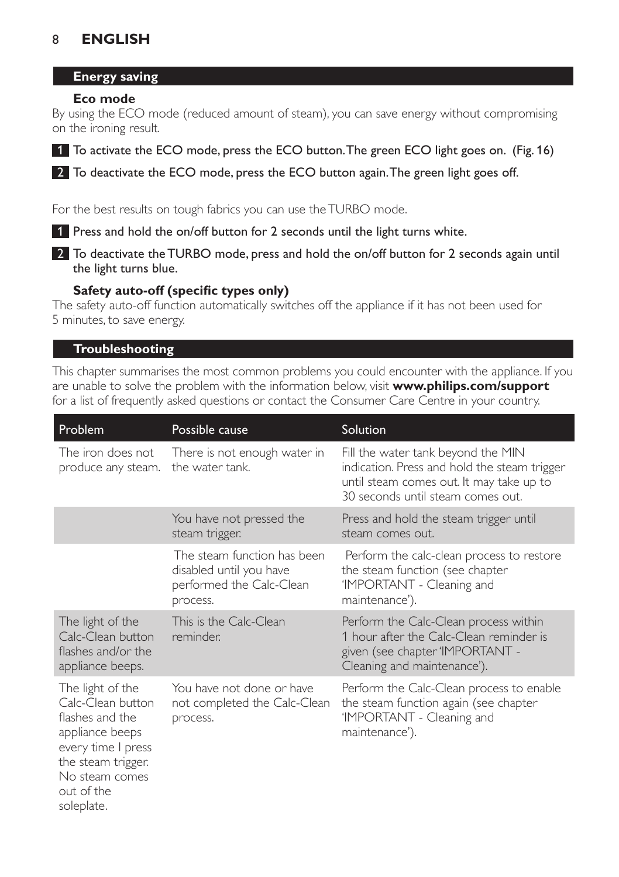## Energy saving

### Eco mode

By using the ECO mode (reduced amount of steam), you can save energy without compromising on the ironing result.

1. **To activate the ECO mode, press the ECO button. The green ECO light goes on. (Fig. 16)**
2. **To deactivate the ECO mode, press the ECO button again. The green light goes off.**

For the best results on tough fabrics you can use the TURBO mode.

1. **Press and hold the on/off button for 2 seconds until the light turns white.**
2. **To deactivate the TURBO mode, press and hold the on/off button for 2 seconds again until the light turns blue.**

### Safety auto-off (specific types only)

The safety auto-off function automatically switches off the appliance if it has not been used for 5 minutes, to save energy.

## Troubleshooting

This chapter summarises the most common problems you could encounter with the appliance. If you are unable to solve the problem with the information below, visit **www.philips.com/support** for a list of frequently asked questions or contact the Consumer Care Centre in your country.

| Problem | Possible cause | Solution |
| --- | --- | --- |
| The iron does not produce any steam. | There is not enough water in the water tank. | Fill the water tank beyond the MIN indication. Press and hold the steam trigger until steam comes out. It may take up to 30 seconds until steam comes out. |
| | You have not pressed the steam trigger. | Press and hold the steam trigger until steam comes out. |
| | The steam function has been disabled until you have performed the Calc-Clean process. | Perform the calc-clean process to restore the steam function (see chapter 'IMPORTANT - Cleaning and maintenance'). |
| The light of the Calc-Clean button flashes and/or the appliance beeps. | This is the Calc-Clean reminder. | Perform the Calc-Clean process within 1 hour after the Calc-Clean reminder is given (see chapter 'IMPORTANT - Cleaning and maintenance'). |
| The light of the Calc-Clean button flashes and the appliance beeps every time I press the steam trigger. No steam comes out of the soleplate. | You have not done or have not completed the Calc-Clean process. | Perform the Calc-Clean process to enable the steam function again (see chapter 'IMPORTANT - Cleaning and maintenance'). |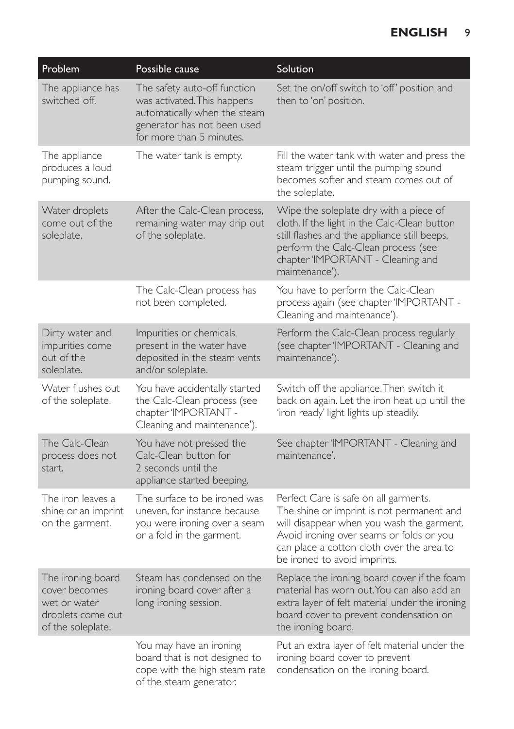| Problem | Possible cause | Solution |
|---|---|---|
| The appliance has switched off. | The safety auto-off function was activated. This happens automatically when the steam generator has not been used for more than 5 minutes. | Set the on/off switch to 'off' position and then to 'on' position. |
| The appliance produces a loud pumping sound. | The water tank is empty. | Fill the water tank with water and press the steam trigger until the pumping sound becomes softer and steam comes out of the soleplate. |
| Water droplets come out of the soleplate. | After the Calc-Clean process, remaining water may drip out of the soleplate. | Wipe the soleplate dry with a piece of cloth. If the light in the Calc-Clean button still flashes and the appliance still beeps, perform the Calc-Clean process (see chapter 'IMPORTANT - Cleaning and maintenance'). |
| | The Calc-Clean process has not been completed. | You have to perform the Calc-Clean process again (see chapter 'IMPORTANT - Cleaning and maintenance'). |
| Dirty water and impurities come out of the soleplate. | Impurities or chemicals present in the water have deposited in the steam vents and/or soleplate. | Perform the Calc-Clean process regularly (see chapter 'IMPORTANT - Cleaning and maintenance'). |
| Water flushes out of the soleplate. | You have accidentally started the Calc-Clean process (see chapter 'IMPORTANT - Cleaning and maintenance'). | Switch off the appliance. Then switch it back on again. Let the iron heat up until the 'iron ready' light lights up steadily. |
| The Calc-Clean process does not start. | You have not pressed the Calc-Clean button for 2 seconds until the appliance started beeping. | See chapter 'IMPORTANT - Cleaning and maintenance'. |
| The iron leaves a shine or an imprint on the garment. | The surface to be ironed was uneven, for instance because you were ironing over a seam or a fold in the garment. | Perfect Care is safe on all garments. The shine or imprint is not permanent and will disappear when you wash the garment. Avoid ironing over seams or folds or you can place a cotton cloth over the area to be ironed to avoid imprints. |
| The ironing board cover becomes wet or water droplets come out of the soleplate. | Steam has condensed on the ironing board cover after a long ironing session. | Replace the ironing board cover if the foam material has worn out. You can also add an extra layer of felt material under the ironing board cover to prevent condensation on the ironing board. |
| | You may have an ironing board that is not designed to cope with the high steam rate of the steam generator. | Put an extra layer of felt material under the ironing board cover to prevent condensation on the ironing board. |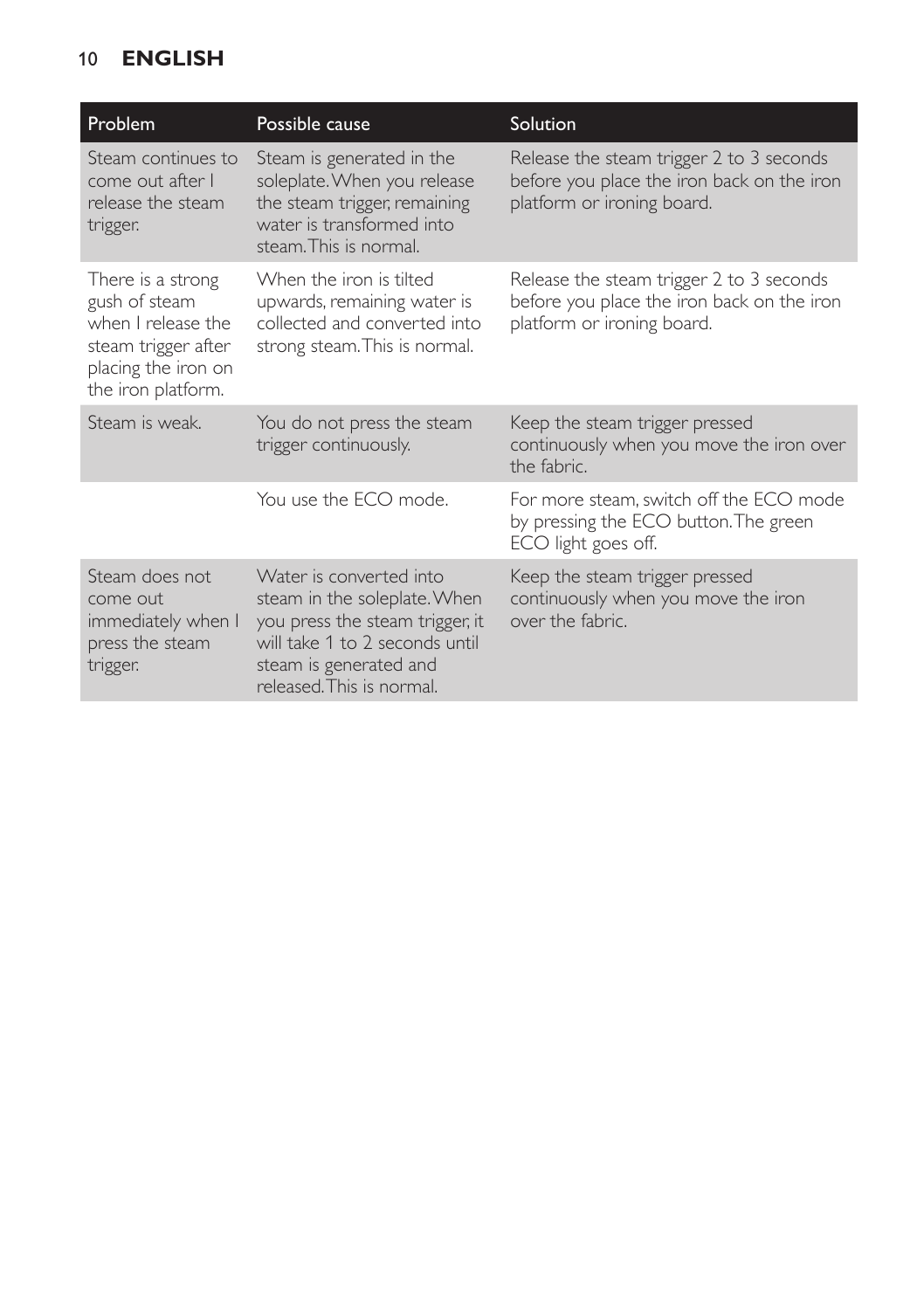| Problem | Possible cause | Solution |
|---|---|---|
| Steam continues to come out after I release the steam trigger. | Steam is generated in the soleplate. When you release the steam trigger, remaining water is transformed into steam. This is normal. | Release the steam trigger 2 to 3 seconds before you place the iron back on the iron platform or ironing board. |
| There is a strong gush of steam when I release the steam trigger after placing the iron on the iron platform. | When the iron is tilted upwards, remaining water is collected and converted into strong steam. This is normal. | Release the steam trigger 2 to 3 seconds before you place the iron back on the iron platform or ironing board. |
| Steam is weak. | You do not press the steam trigger continuously. | Keep the steam trigger pressed continuously when you move the iron over the fabric. |
| | You use the ECO mode. | For more steam, switch off the ECO mode by pressing the ECO button. The green ECO light goes off. |
| Steam does not come out immediately when I press the steam trigger. | Water is converted into steam in the soleplate. When you press the steam trigger, it will take 1 to 2 seconds until steam is generated and released. This is normal. | Keep the steam trigger pressed continuously when you move the iron over the fabric. |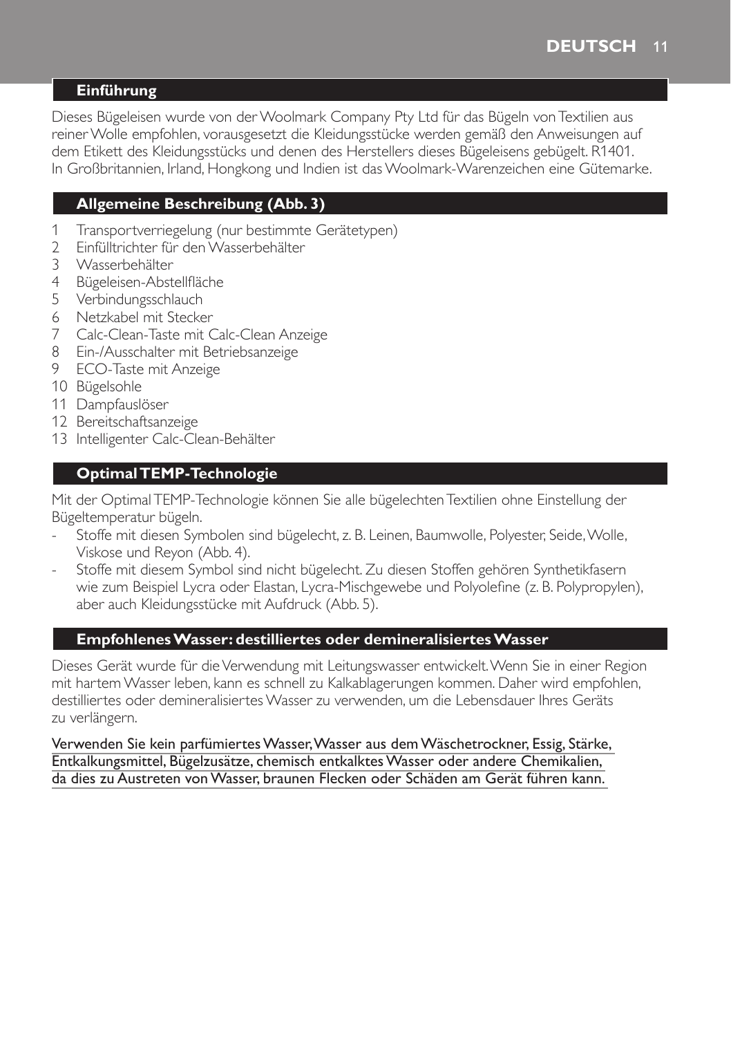## Einführung

Dieses Bügeleisen wurde von der Woolmark Company Pty Ltd für das Bügeln von Textilien aus reiner Wolle empfohlen, vorausgesetzt die Kleidungsstücke werden gemäß den Anweisungen auf dem Etikett des Kleidungsstücks und denen des Herstellers dieses Bügeleisens gebügelt. R1401. In Großbritannien, Irland, Hongkong und Indien ist das Woolmark-Warenzeichen eine Gütemarke.

## Allgemeine Beschreibung (Abb. 3)

1 Transportverriegelung (nur bestimmte Gerätetypen)
2 Einfülltrichter für den Wasserbehälter
3 Wasserbehälter
4 Bügeleisen-Abstellfläche
5 Verbindungsschlauch
6 Netzkabel mit Stecker
7 Calc-Clean-Taste mit Calc-Clean Anzeige
8 Ein-/Ausschalter mit Betriebsanzeige
9 ECO-Taste mit Anzeige
10 Bügelsohle
11 Dampfauslöser
12 Bereitschaftsanzeige
13 Intelligenter Calc-Clean-Behälter

## Optimal TEMP-Technologie

Mit der Optimal TEMP-Technologie können Sie alle bügelechten Textilien ohne Einstellung der Bügeltemperatur bügeln.

- Stoffe mit diesen Symbolen sind bügelecht, z. B. Leinen, Baumwolle, Polyester, Seide, Wolle, Viskose und Reyon (Abb. 4).
- Stoffe mit diesem Symbol sind nicht bügelecht. Zu diesen Stoffen gehören Synthetikfasern wie zum Beispiel Lycra oder Elastan, Lycra-Mischgewebe und Polyolefine (z. B. Polypropylen), aber auch Kleidungsstücke mit Aufdruck (Abb. 5).

## Empfohlenes Wasser: destilliertes oder demineralisiertes Wasser

Dieses Gerät wurde für die Verwendung mit Leitungswasser entwickelt. Wenn Sie in einer Region mit hartem Wasser leben, kann es schnell zu Kalkablagerungen kommen. Daher wird empfohlen, destilliertes oder demineralisiertes Wasser zu verwenden, um die Lebensdauer Ihres Geräts zu verlängern.

<u>Verwenden Sie kein parfümiertes Wasser, Wasser aus dem Wäschetrockner, Essig, Stärke, Entkalkungsmittel, Bügelzusätze, chemisch entkalktes Wasser oder andere Chemikalien, da dies zu Austreten von Wasser, braunen Flecken oder Schäden am Gerät führen kann.</u>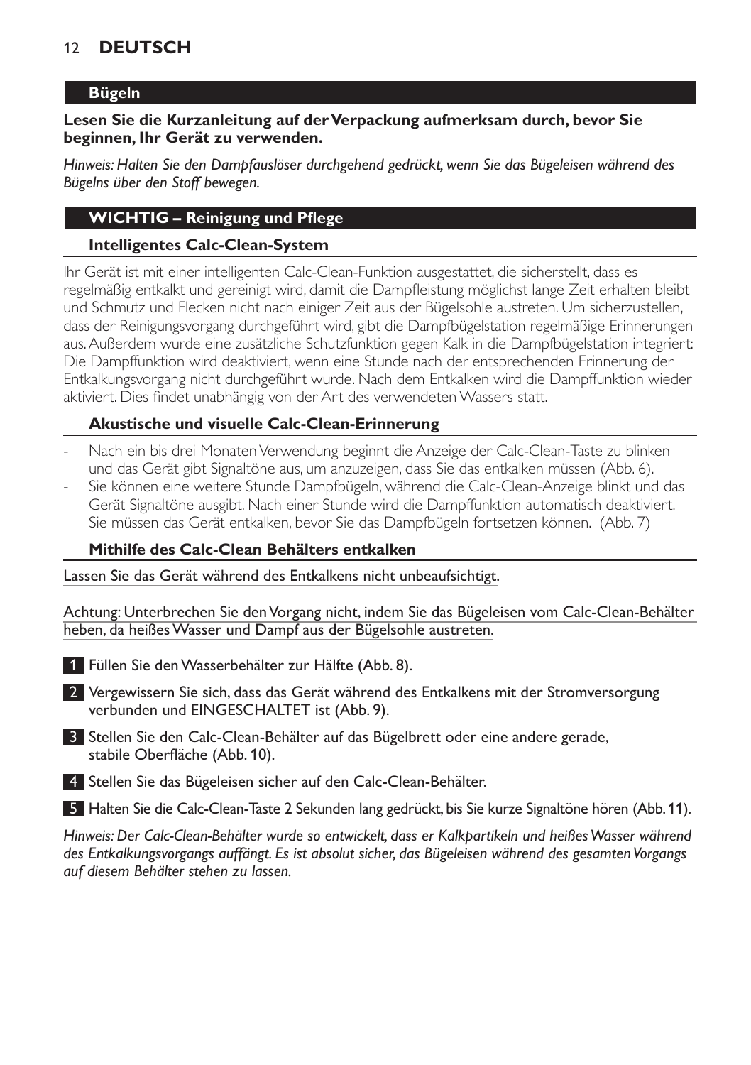## Bügeln

**Lesen Sie die Kurzanleitung auf der Verpackung aufmerksam durch, bevor Sie beginnen, Ihr Gerät zu verwenden.**

*Hinweis: Halten Sie den Dampfauslöser durchgehend gedrückt, wenn Sie das Bügeleisen während des Bügelns über den Stoff bewegen.*

## WICHTIG – Reinigung und Pflege

### Intelligentes Calc-Clean-System

Ihr Gerät ist mit einer intelligenten Calc-Clean-Funktion ausgestattet, die sicherstellt, dass es regelmäßig entkalkt und gereinigt wird, damit die Dampfleistung möglichst lange Zeit erhalten bleibt und Schmutz und Flecken nicht nach einiger Zeit aus der Bügelsohle austreten. Um sicherzustellen, dass der Reinigungsvorgang durchgeführt wird, gibt die Dampfbügelstation regelmäßige Erinnerungen aus. Außerdem wurde eine zusätzliche Schutzfunktion gegen Kalk in die Dampfbügelstation integriert: Die Dampffunktion wird deaktiviert, wenn eine Stunde nach der entsprechenden Erinnerung der Entkalkungsvorgang nicht durchgeführt wurde. Nach dem Entkalken wird die Dampffunktion wieder aktiviert. Dies findet unabhängig von der Art des verwendeten Wassers statt.

### Akustische und visuelle Calc-Clean-Erinnerung

- Nach ein bis drei Monaten Verwendung beginnt die Anzeige der Calc-Clean-Taste zu blinken und das Gerät gibt Signaltöne aus, um anzuzeigen, dass Sie das entkalken müssen (Abb. 6).
- Sie können eine weitere Stunde Dampfbügeln, während die Calc-Clean-Anzeige blinkt und das Gerät Signaltöne ausgibt. Nach einer Stunde wird die Dampffunktion automatisch deaktiviert. Sie müssen das Gerät entkalken, bevor Sie das Dampfbügeln fortsetzen können. (Abb. 7)

### Mithilfe des Calc-Clean Behälters entkalken

Lassen Sie das Gerät während des Entkalkens nicht unbeaufsichtigt.

Achtung: Unterbrechen Sie den Vorgang nicht, indem Sie das Bügeleisen vom Calc-Clean-Behälter heben, da heißes Wasser und Dampf aus der Bügelsohle austreten.

1. Füllen Sie den Wasserbehälter zur Hälfte (Abb. 8).
2. Vergewissern Sie sich, dass das Gerät während des Entkalkens mit der Stromversorgung verbunden und EINGESCHALTET ist (Abb. 9).
3. Stellen Sie den Calc-Clean-Behälter auf das Bügelbrett oder eine andere gerade, stabile Oberfläche (Abb. 10).
4. Stellen Sie das Bügeleisen sicher auf den Calc-Clean-Behälter.
5. Halten Sie die Calc-Clean-Taste 2 Sekunden lang gedrückt, bis Sie kurze Signaltöne hören (Abb. 11).

*Hinweis: Der Calc-Clean-Behälter wurde so entwickelt, dass er Kalkpartikeln und heißes Wasser während des Entkalkungsvorgangs auffängt. Es ist absolut sicher, das Bügeleisen während des gesamten Vorgangs auf diesem Behälter stehen zu lassen.*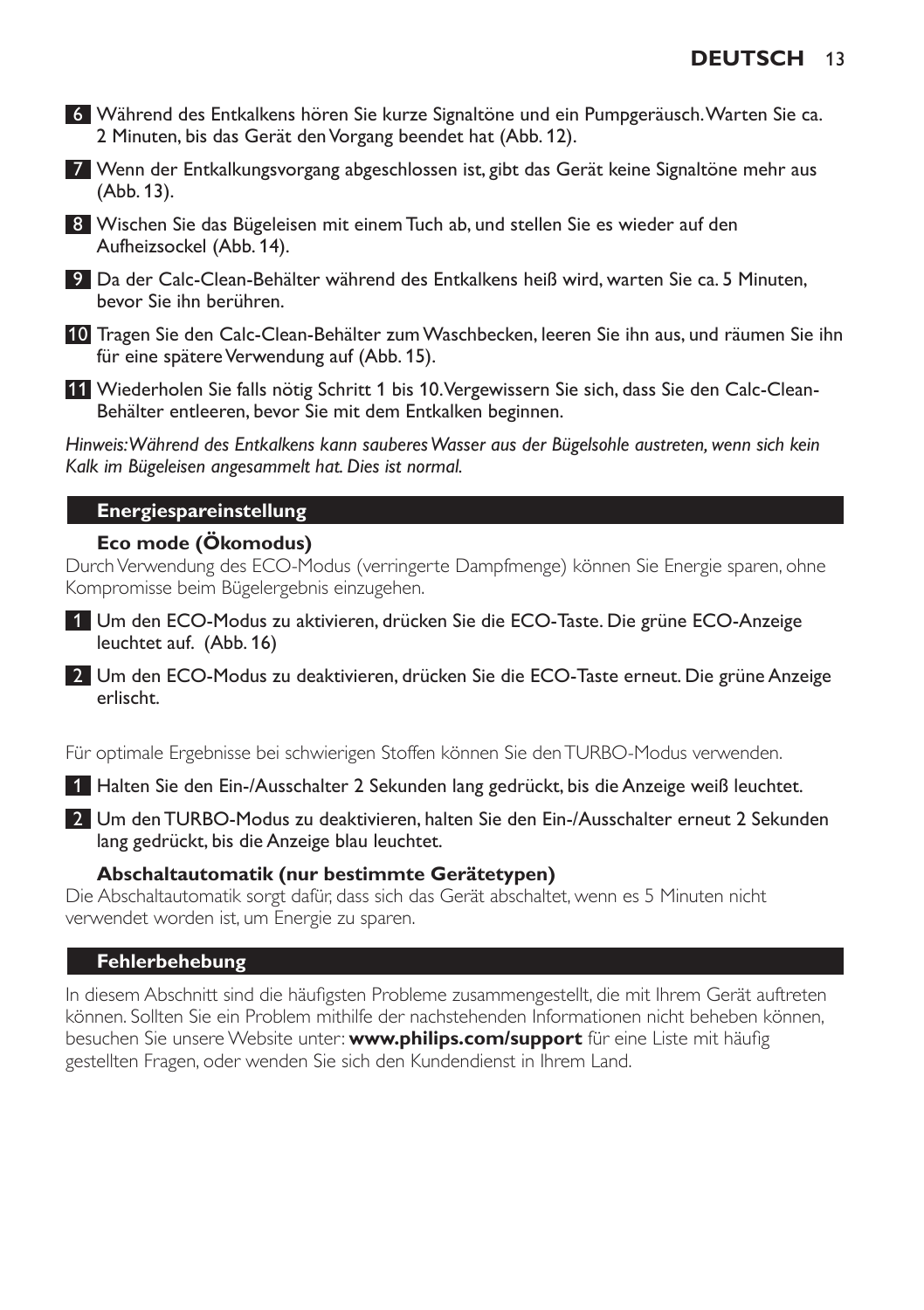6 Während des Entkalkens hören Sie kurze Signaltöne und ein Pumpgeräusch. Warten Sie ca. 2 Minuten, bis das Gerät den Vorgang beendet hat (Abb. 12).

7 Wenn der Entkalkungsvorgang abgeschlossen ist, gibt das Gerät keine Signaltöne mehr aus (Abb. 13).

8 Wischen Sie das Bügeleisen mit einem Tuch ab, und stellen Sie es wieder auf den Aufheizsockel (Abb. 14).

9 Da der Calc-Clean-Behälter während des Entkalkens heiß wird, warten Sie ca. 5 Minuten, bevor Sie ihn berühren.

10 Tragen Sie den Calc-Clean-Behälter zum Waschbecken, leeren Sie ihn aus, und räumen Sie ihn für eine spätere Verwendung auf (Abb. 15).

11 Wiederholen Sie falls nötig Schritt 1 bis 10. Vergewissern Sie sich, dass Sie den Calc-Clean-Behälter entleeren, bevor Sie mit dem Entkalken beginnen.

*Hinweis: Während des Entkalkens kann sauberes Wasser aus der Bügelsohle austreten, wenn sich kein Kalk im Bügeleisen angesammelt hat. Dies ist normal.*

## Energiespareinstellung

### Eco mode (Ökomodus)

Durch Verwendung des ECO-Modus (verringerte Dampfmenge) können Sie Energie sparen, ohne Kompromisse beim Bügelergebnis einzugehen.

1 Um den ECO-Modus zu aktivieren, drücken Sie die ECO-Taste. Die grüne ECO-Anzeige leuchtet auf. (Abb. 16)

2 Um den ECO-Modus zu deaktivieren, drücken Sie die ECO-Taste erneut. Die grüne Anzeige erlischt.

Für optimale Ergebnisse bei schwierigen Stoffen können Sie den TURBO-Modus verwenden.

1 Halten Sie den Ein-/Ausschalter 2 Sekunden lang gedrückt, bis die Anzeige weiß leuchtet.

2 Um den TURBO-Modus zu deaktivieren, halten Sie den Ein-/Ausschalter erneut 2 Sekunden lang gedrückt, bis die Anzeige blau leuchtet.

### Abschaltautomatik (nur bestimmte Gerätetypen)

Die Abschaltautomatik sorgt dafür, dass sich das Gerät abschaltet, wenn es 5 Minuten nicht verwendet worden ist, um Energie zu sparen.

## Fehlerbehebung

In diesem Abschnitt sind die häufigsten Probleme zusammengestellt, die mit Ihrem Gerät auftreten können. Sollten Sie ein Problem mithilfe der nachstehenden Informationen nicht beheben können, besuchen Sie unsere Website unter: **www.philips.com/support** für eine Liste mit häufig gestellten Fragen, oder wenden Sie sich den Kundendienst in Ihrem Land.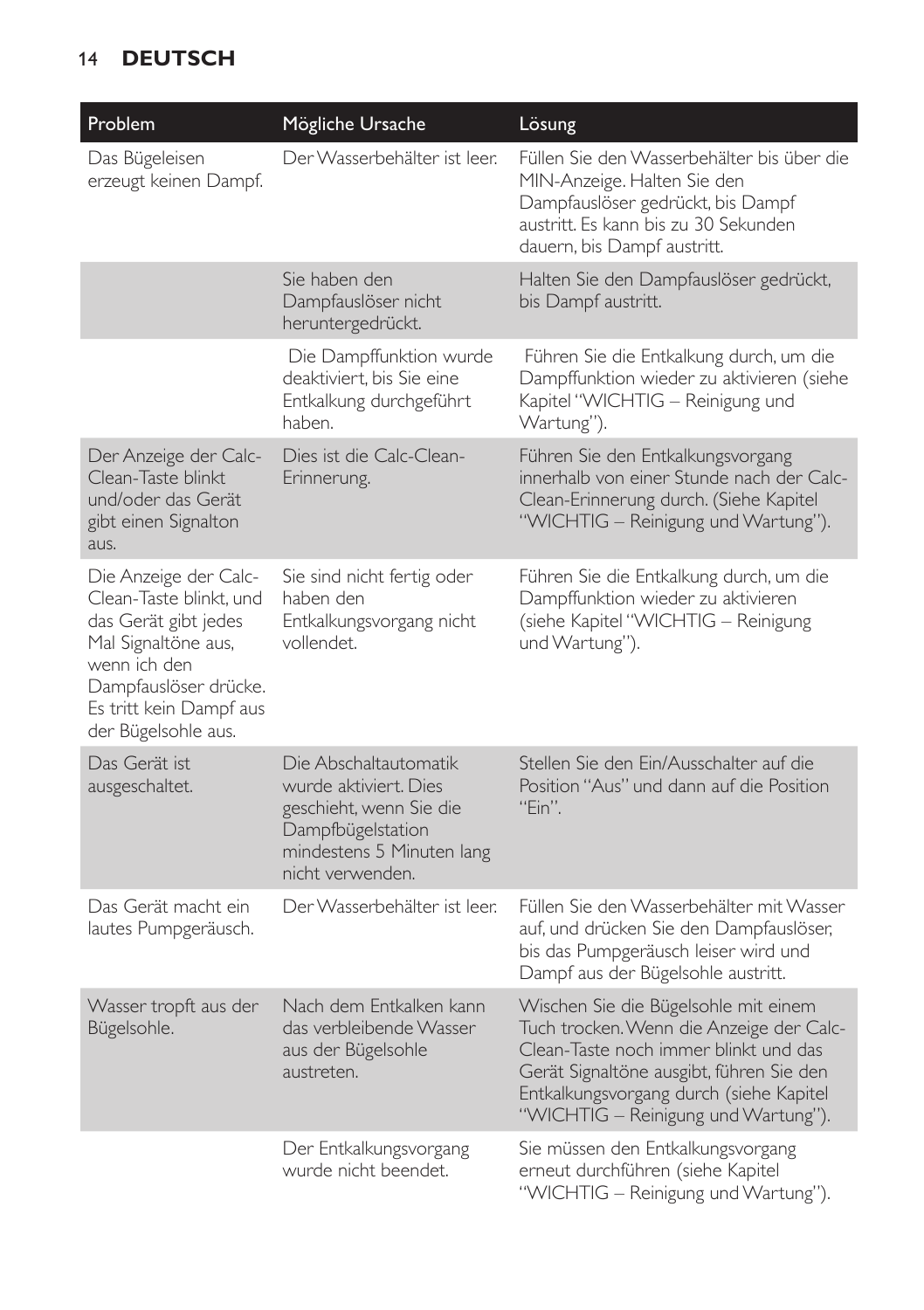| Problem | Mögliche Ursache | Lösung |
|---|---|---|
| Das Bügeleisen erzeugt keinen Dampf. | Der Wasserbehälter ist leer. | Füllen Sie den Wasserbehälter bis über die MIN-Anzeige. Halten Sie den Dampfauslöser gedrückt, bis Dampf austritt. Es kann bis zu 30 Sekunden dauern, bis Dampf austritt. |
| | Sie haben den Dampfauslöser nicht heruntergedrückt. | Halten Sie den Dampfauslöser gedrückt, bis Dampf austritt. |
| | Die Dampffunktion wurde deaktiviert, bis Sie eine Entkalkung durchgeführt haben. | Führen Sie die Entkalkung durch, um die Dampffunktion wieder zu aktivieren (siehe Kapitel "WICHTIG – Reinigung und Wartung"). |
| Der Anzeige der Calc-Clean-Taste blinkt und/oder das Gerät gibt einen Signalton aus. | Dies ist die Calc-Clean-Erinnerung. | Führen Sie den Entkalkungsvorgang innerhalb von einer Stunde nach der Calc-Clean-Erinnerung durch. (Siehe Kapitel "WICHTIG – Reinigung und Wartung"). |
| Die Anzeige der Calc-Clean-Taste blinkt, und das Gerät gibt jedes Mal Signaltöne aus, wenn ich den Dampfauslöser drücke. Es tritt kein Dampf aus der Bügelsohle aus. | Sie sind nicht fertig oder haben den Entkalkungsvorgang nicht vollendet. | Führen Sie die Entkalkung durch, um die Dampffunktion wieder zu aktivieren (siehe Kapitel "WICHTIG – Reinigung und Wartung"). |
| Das Gerät ist ausgeschaltet. | Die Abschaltautomatik wurde aktiviert. Dies geschieht, wenn Sie die Dampfbügelstation mindestens 5 Minuten lang nicht verwenden. | Stellen Sie den Ein/Ausschalter auf die Position "Aus" und dann auf die Position "Ein". |
| Das Gerät macht ein lautes Pumpgeräusch. | Der Wasserbehälter ist leer. | Füllen Sie den Wasserbehälter mit Wasser auf, und drücken Sie den Dampfauslöser, bis das Pumpgeräusch leiser wird und Dampf aus der Bügelsohle austritt. |
| Wasser tropft aus der Bügelsohle. | Nach dem Entkalken kann das verbleibende Wasser aus der Bügelsohle austreten. | Wischen Sie die Bügelsohle mit einem Tuch trocken. Wenn die Anzeige der Calc-Clean-Taste noch immer blinkt und das Gerät Signaltöne ausgibt, führen Sie den Entkalkungsvorgang durch (siehe Kapitel "WICHTIG – Reinigung und Wartung"). |
| | Der Entkalkungsvorgang wurde nicht beendet. | Sie müssen den Entkalkungsvorgang erneut durchführen (siehe Kapitel "WICHTIG – Reinigung und Wartung"). |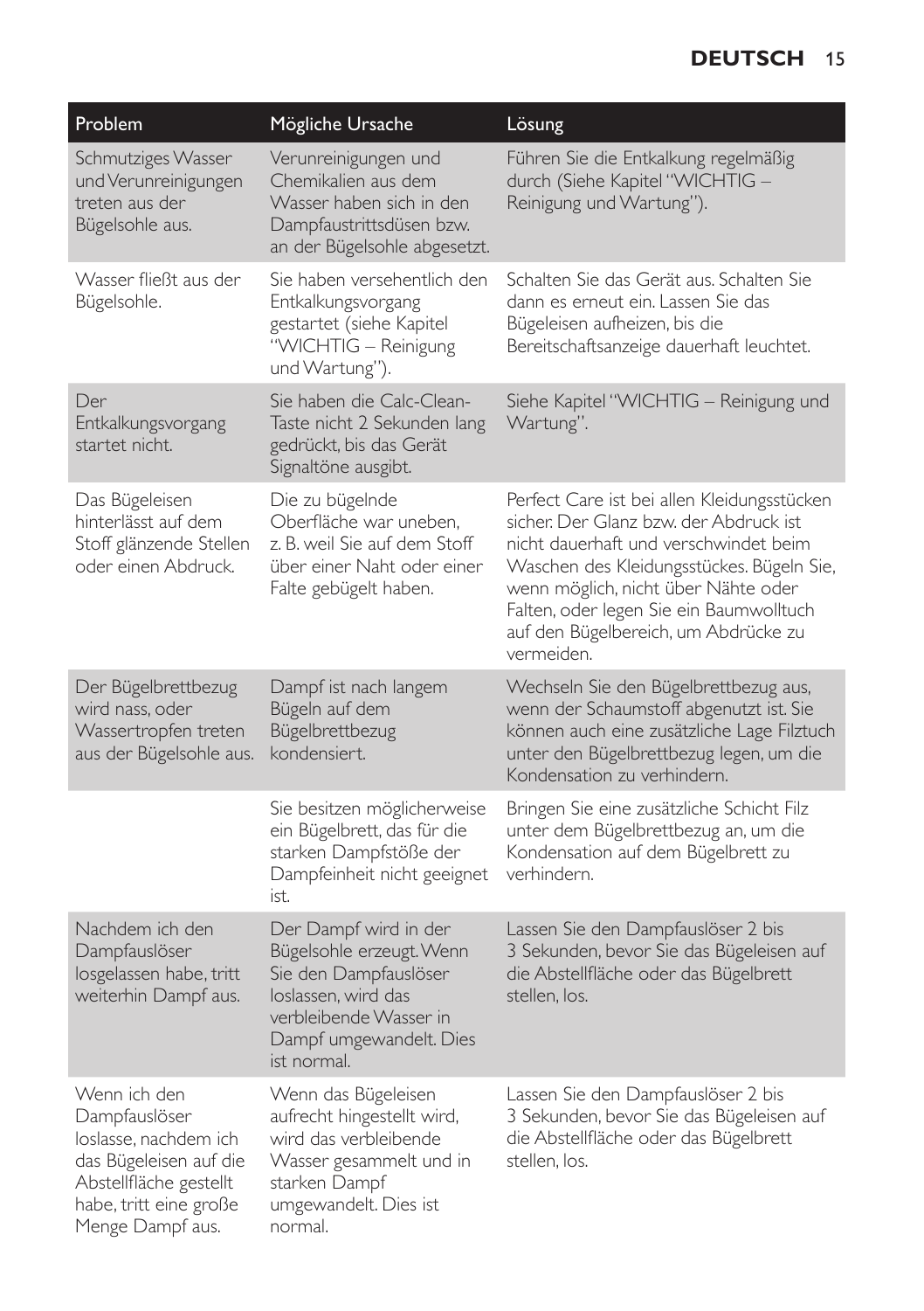| Problem | Mögliche Ursache | Lösung |
| --- | --- | --- |
| Schmutziges Wasser und Verunreinigungen treten aus der Bügelsohle aus. | Verunreinigungen und Chemikalien aus dem Wasser haben sich in den Dampfaustrittsdüsen bzw. an der Bügelsohle abgesetzt. | Führen Sie die Entkalkung regelmäßig durch (Siehe Kapitel "WICHTIG – Reinigung und Wartung"). |
| Wasser fließt aus der Bügelsohle. | Sie haben versehentlich den Entkalkungsvorgang gestartet (siehe Kapitel "WICHTIG – Reinigung und Wartung"). | Schalten Sie das Gerät aus. Schalten Sie dann es erneut ein. Lassen Sie das Bügeleisen aufheizen, bis die Bereitschaftsanzeige dauerhaft leuchtet. |
| Der Entkalkungsvorgang startet nicht. | Sie haben die Calc-Clean-Taste nicht 2 Sekunden lang gedrückt, bis das Gerät Signaltöne ausgibt. | Siehe Kapitel "WICHTIG – Reinigung und Wartung". |
| Das Bügeleisen hinterlässt auf dem Stoff glänzende Stellen oder einen Abdruck. | Die zu bügelnde Oberfläche war uneben, z. B. weil Sie auf dem Stoff über einer Naht oder einer Falte gebügelt haben. | Perfect Care ist bei allen Kleidungsstücken sicher. Der Glanz bzw. der Abdruck ist nicht dauerhaft und verschwindet beim Waschen des Kleidungsstückes. Bügeln Sie, wenn möglich, nicht über Nähte oder Falten, oder legen Sie ein Baumwolltuch auf den Bügelbereich, um Abdrücke zu vermeiden. |
| Der Bügelbrettbezug wird nass, oder Wassertropfen treten aus der Bügelsohle aus. | Dampf ist nach langem Bügeln auf dem Bügelbrettbezug kondensiert. | Wechseln Sie den Bügelbrettbezug aus, wenn der Schaumstoff abgenutzt ist. Sie können auch eine zusätzliche Lage Filztuch unter den Bügelbrettbezug legen, um die Kondensation zu verhindern. |
| | Sie besitzen möglicherweise ein Bügelbrett, das für die starken Dampfstöße der Dampfeinheit nicht geeignet ist. | Bringen Sie eine zusätzliche Schicht Filz unter dem Bügelbrettbezug an, um die Kondensation auf dem Bügelbrett zu verhindern. |
| Nachdem ich den Dampfauslöser losgelassen habe, tritt weiterhin Dampf aus. | Der Dampf wird in der Bügelsohle erzeugt. Wenn Sie den Dampfauslöser loslassen, wird das verbleibende Wasser in Dampf umgewandelt. Dies ist normal. | Lassen Sie den Dampfauslöser 2 bis 3 Sekunden, bevor Sie das Bügeleisen auf die Abstellfläche oder das Bügelbrett stellen, los. |
| Wenn ich den Dampfauslöser loslasse, nachdem ich das Bügeleisen auf die Abstellfläche gestellt habe, tritt eine große Menge Dampf aus. | Wenn das Bügeleisen aufrecht hingestellt wird, wird das verbleibende Wasser gesammelt und in starken Dampf umgewandelt. Dies ist normal. | Lassen Sie den Dampfauslöser 2 bis 3 Sekunden, bevor Sie das Bügeleisen auf die Abstellfläche oder das Bügelbrett stellen, los. |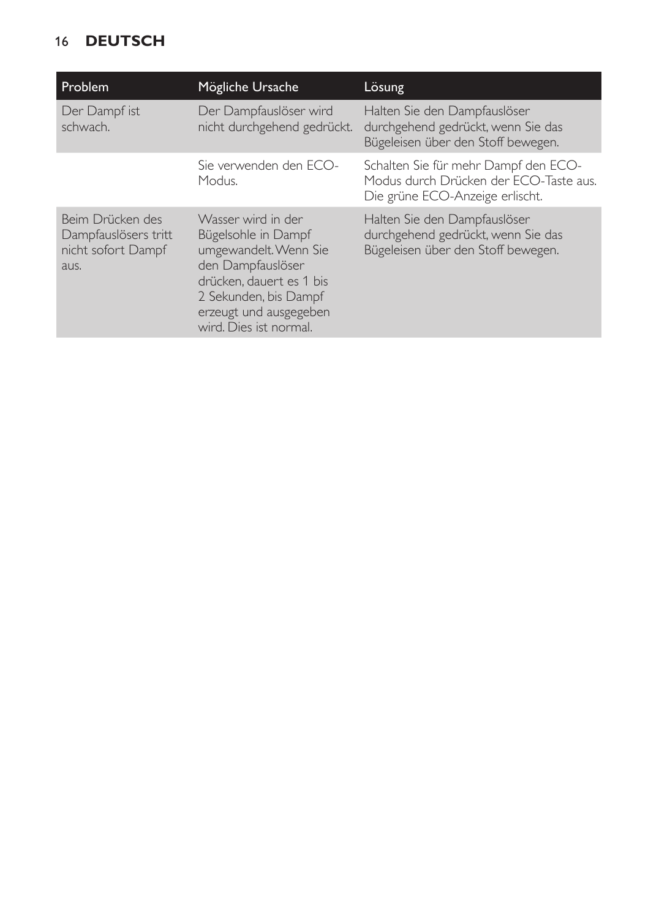| Problem | Mögliche Ursache | Lösung |
|---|---|---|
| Der Dampf ist schwach. | Der Dampfauslöser wird nicht durchgehend gedrückt. | Halten Sie den Dampfauslöser durchgehend gedrückt, wenn Sie das Bügeleisen über den Stoff bewegen. |
| | Sie verwenden den ECO-Modus. | Schalten Sie für mehr Dampf den ECO-Modus durch Drücken der ECO-Taste aus. Die grüne ECO-Anzeige erlischt. |
| Beim Drücken des Dampfauslösers tritt nicht sofort Dampf aus. | Wasser wird in der Bügelsohle in Dampf umgewandelt. Wenn Sie den Dampfauslöser drücken, dauert es 1 bis 2 Sekunden, bis Dampf erzeugt und ausgegeben wird. Dies ist normal. | Halten Sie den Dampfauslöser durchgehend gedrückt, wenn Sie das Bügeleisen über den Stoff bewegen. |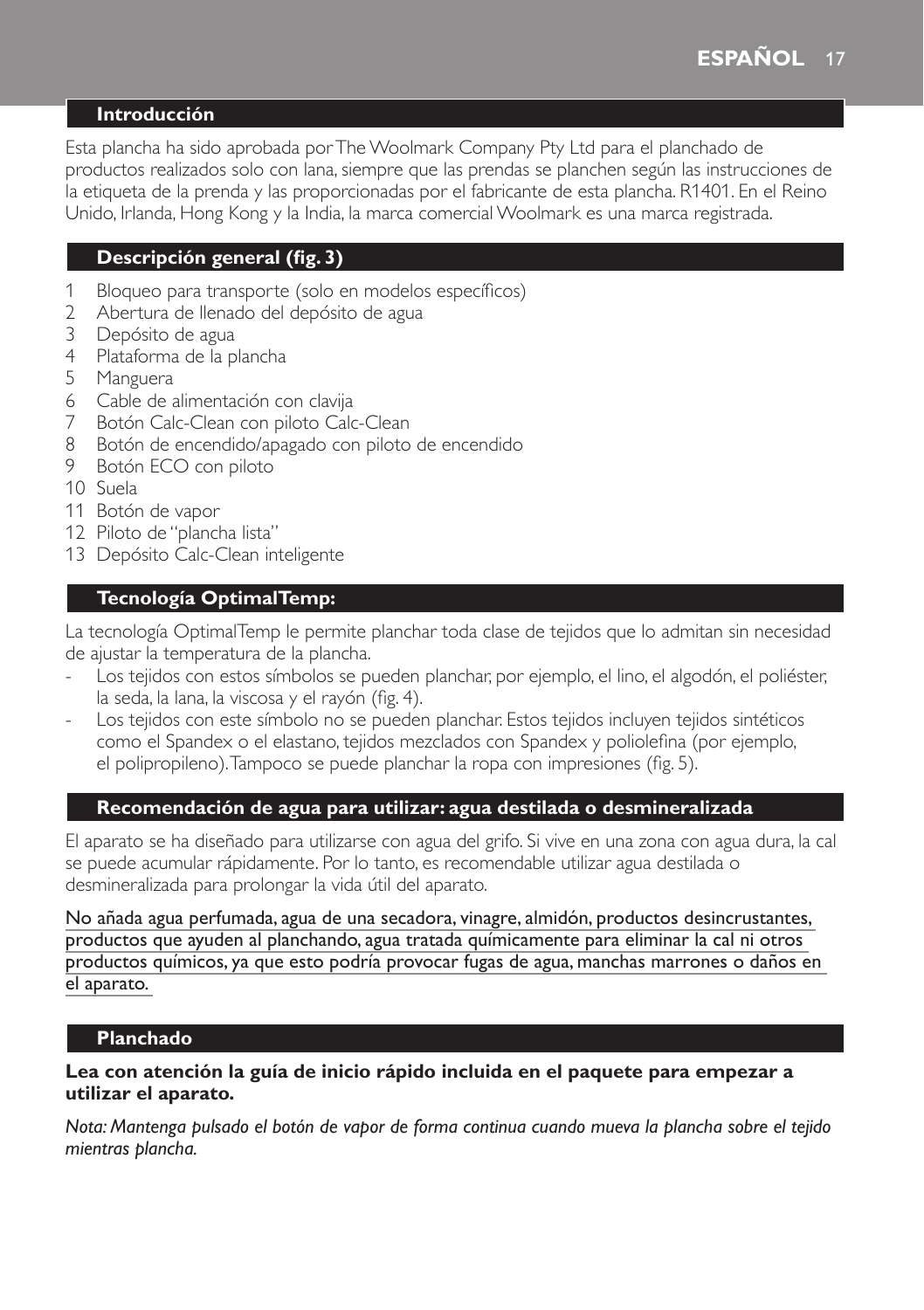## Introducción

Esta plancha ha sido aprobada por The Woolmark Company Pty Ltd para el planchado de productos realizados solo con lana, siempre que las prendas se planchen según las instrucciones de la etiqueta de la prenda y las proporcionadas por el fabricante de esta plancha. R1401. En el Reino Unido, Irlanda, Hong Kong y la India, la marca comercial Woolmark es una marca registrada.

## Descripción general (fig. 3)

1. Bloqueo para transporte (solo en modelos específicos)
2. Abertura de llenado del depósito de agua
3. Depósito de agua
4. Plataforma de la plancha
5. Manguera
6. Cable de alimentación con clavija
7. Botón Calc-Clean con piloto Calc-Clean
8. Botón de encendido/apagado con piloto de encendido
9. Botón ECO con piloto
10. Suela
11. Botón de vapor
12. Piloto de "plancha lista"
13. Depósito Calc-Clean inteligente

## Tecnología OptimalTemp:

La tecnología OptimalTemp le permite planchar toda clase de tejidos que lo admitan sin necesidad de ajustar la temperatura de la plancha.

- Los tejidos con estos símbolos se pueden planchar, por ejemplo, el lino, el algodón, el poliéster, la seda, la lana, la viscosa y el rayón (fig. 4).
- Los tejidos con este símbolo no se pueden planchar. Estos tejidos incluyen tejidos sintéticos como el Spandex o el elastano, tejidos mezclados con Spandex y poliolefina (por ejemplo, el polipropileno). Tampoco se puede planchar la ropa con impresiones (fig. 5).

## Recomendación de agua para utilizar: agua destilada o desmineralizada

El aparato se ha diseñado para utilizarse con agua del grifo. Si vive en una zona con agua dura, la cal se puede acumular rápidamente. Por lo tanto, es recomendable utilizar agua destilada o desmineralizada para prolongar la vida útil del aparato.

No añada agua perfumada, agua de una secadora, vinagre, almidón, productos desincrustantes, productos que ayuden al planchando, agua tratada químicamente para eliminar la cal ni otros productos químicos, ya que esto podría provocar fugas de agua, manchas marrones o daños en el aparato.

## Planchado

**Lea con atención la guía de inicio rápido incluida en el paquete para empezar a utilizar el aparato.**

*Nota: Mantenga pulsado el botón de vapor de forma continua cuando mueva la plancha sobre el tejido mientras plancha.*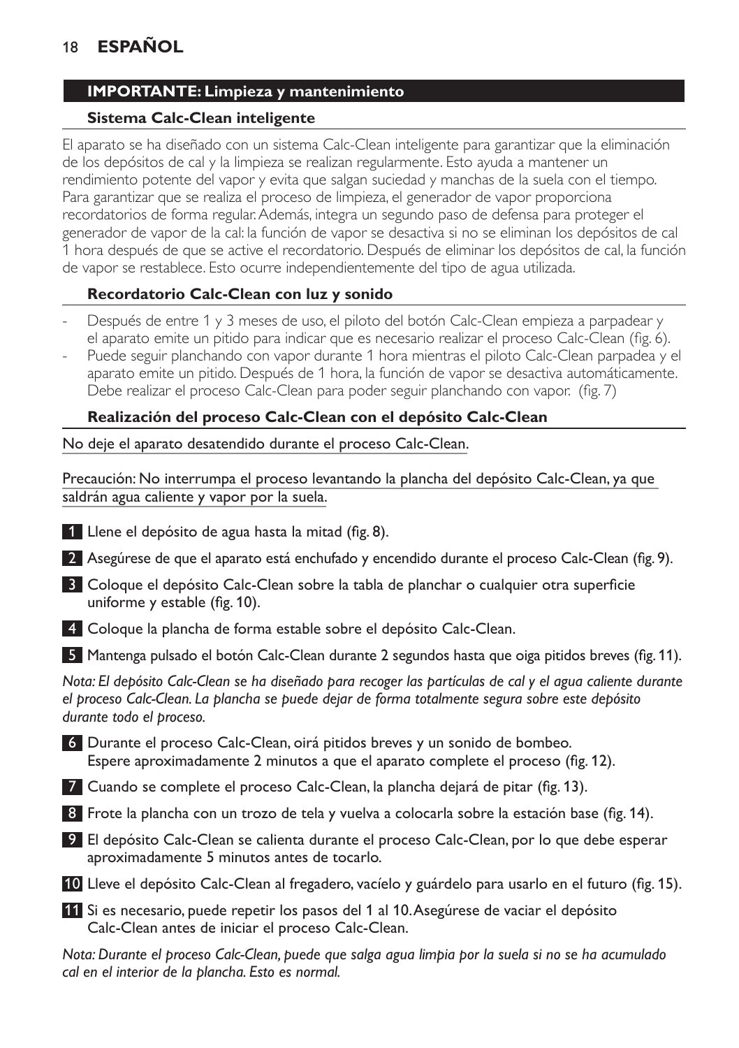## IMPORTANTE: Limpieza y mantenimiento

### Sistema Calc-Clean inteligente

El aparato se ha diseñado con un sistema Calc-Clean inteligente para garantizar que la eliminación de los depósitos de cal y la limpieza se realizan regularmente. Esto ayuda a mantener un rendimiento potente del vapor y evita que salgan suciedad y manchas de la suela con el tiempo. Para garantizar que se realiza el proceso de limpieza, el generador de vapor proporciona recordatorios de forma regular. Además, integra un segundo paso de defensa para proteger el generador de vapor de la cal: la función de vapor se desactiva si no se eliminan los depósitos de cal 1 hora después de que se active el recordatorio. Después de eliminar los depósitos de cal, la función de vapor se restablece. Esto ocurre independientemente del tipo de agua utilizada.

### Recordatorio Calc-Clean con luz y sonido

- Después de entre 1 y 3 meses de uso, el piloto del botón Calc-Clean empieza a parpadear y el aparato emite un pitido para indicar que es necesario realizar el proceso Calc-Clean (fig. 6).
- Puede seguir planchando con vapor durante 1 hora mientras el piloto Calc-Clean parpadea y el aparato emite un pitido. Después de 1 hora, la función de vapor se desactiva automáticamente. Debe realizar el proceso Calc-Clean para poder seguir planchando con vapor. (fig. 7)

### Realización del proceso Calc-Clean con el depósito Calc-Clean

No deje el aparato desatendido durante el proceso Calc-Clean.

Precaución: No interrumpa el proceso levantando la plancha del depósito Calc-Clean, ya que saldrán agua caliente y vapor por la suela.

1. Llene el depósito de agua hasta la mitad (fig. 8).
2. Asegúrese de que el aparato está enchufado y encendido durante el proceso Calc-Clean (fig. 9).
3. Coloque el depósito Calc-Clean sobre la tabla de planchar o cualquier otra superficie uniforme y estable (fig. 10).
4. Coloque la plancha de forma estable sobre el depósito Calc-Clean.
5. Mantenga pulsado el botón Calc-Clean durante 2 segundos hasta que oiga pitidos breves (fig. 11).

*Nota: El depósito Calc-Clean se ha diseñado para recoger las partículas de cal y el agua caliente durante el proceso Calc-Clean. La plancha se puede dejar de forma totalmente segura sobre este depósito durante todo el proceso.*

6. Durante el proceso Calc-Clean, oirá pitidos breves y un sonido de bombeo. Espere aproximadamente 2 minutos a que el aparato complete el proceso (fig. 12).
7. Cuando se complete el proceso Calc-Clean, la plancha dejará de pitar (fig. 13).
8. Frote la plancha con un trozo de tela y vuelva a colocarla sobre la estación base (fig. 14).
9. El depósito Calc-Clean se calienta durante el proceso Calc-Clean, por lo que debe esperar aproximadamente 5 minutos antes de tocarlo.
10. Lleve el depósito Calc-Clean al fregadero, vacíelo y guárdelo para usarlo en el futuro (fig. 15).
11. Si es necesario, puede repetir los pasos del 1 al 10. Asegúrese de vaciar el depósito Calc-Clean antes de iniciar el proceso Calc-Clean.

*Nota: Durante el proceso Calc-Clean, puede que salga agua limpia por la suela si no se ha acumulado cal en el interior de la plancha. Esto es normal.*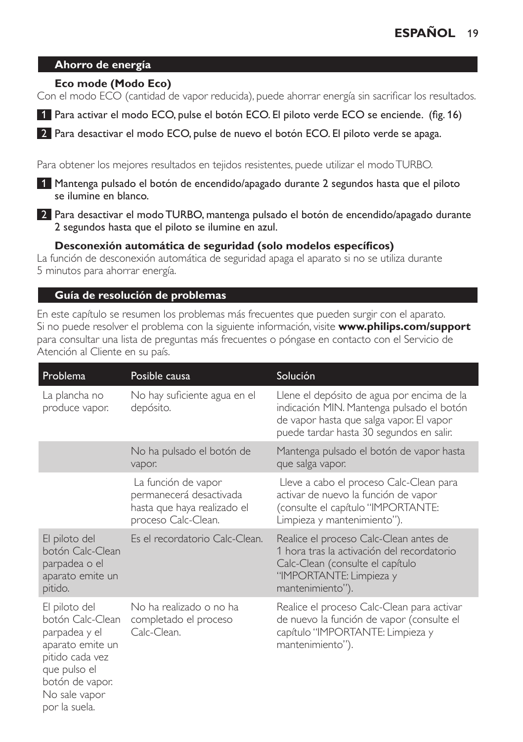## Ahorro de energía

**Eco mode (Modo Eco)**

Con el modo ECO (cantidad de vapor reducida), puede ahorrar energía sin sacrificar los resultados.

1. Para activar el modo ECO, pulse el botón ECO. El piloto verde ECO se enciende. (fig. 16)
2. Para desactivar el modo ECO, pulse de nuevo el botón ECO. El piloto verde se apaga.

Para obtener los mejores resultados en tejidos resistentes, puede utilizar el modo TURBO.

1. Mantenga pulsado el botón de encendido/apagado durante 2 segundos hasta que el piloto se ilumine en blanco.
2. Para desactivar el modo TURBO, mantenga pulsado el botón de encendido/apagado durante 2 segundos hasta que el piloto se ilumine en azul.

**Desconexión automática de seguridad (solo modelos específicos)**

La función de desconexión automática de seguridad apaga el aparato si no se utiliza durante 5 minutos para ahorrar energía.

## Guía de resolución de problemas

En este capítulo se resumen los problemas más frecuentes que pueden surgir con el aparato. Si no puede resolver el problema con la siguiente información, visite **www.philips.com/support** para consultar una lista de preguntas más frecuentes o póngase en contacto con el Servicio de Atención al Cliente en su país.

| Problema | Posible causa | Solución |
|---|---|---|
| La plancha no produce vapor. | No hay suficiente agua en el depósito. | Llene el depósito de agua por encima de la indicación MIN. Mantenga pulsado el botón de vapor hasta que salga vapor. El vapor puede tardar hasta 30 segundos en salir. |
| | No ha pulsado el botón de vapor. | Mantenga pulsado el botón de vapor hasta que salga vapor. |
| | La función de vapor permanecerá desactivada hasta que haya realizado el proceso Calc-Clean. | Lleve a cabo el proceso Calc-Clean para activar de nuevo la función de vapor (consulte el capítulo "IMPORTANTE: Limpieza y mantenimiento"). |
| El piloto del botón Calc-Clean parpadea o el aparato emite un pitido. | Es el recordatorio Calc-Clean. | Realice el proceso Calc-Clean antes de 1 hora tras la activación del recordatorio Calc-Clean (consulte el capítulo "IMPORTANTE: Limpieza y mantenimiento"). |
| El piloto del botón Calc-Clean parpadea y el aparato emite un pitido cada vez que pulso el botón de vapor. No sale vapor por la suela. | No ha realizado o no ha completado el proceso Calc-Clean. | Realice el proceso Calc-Clean para activar de nuevo la función de vapor (consulte el capítulo "IMPORTANTE: Limpieza y mantenimiento"). |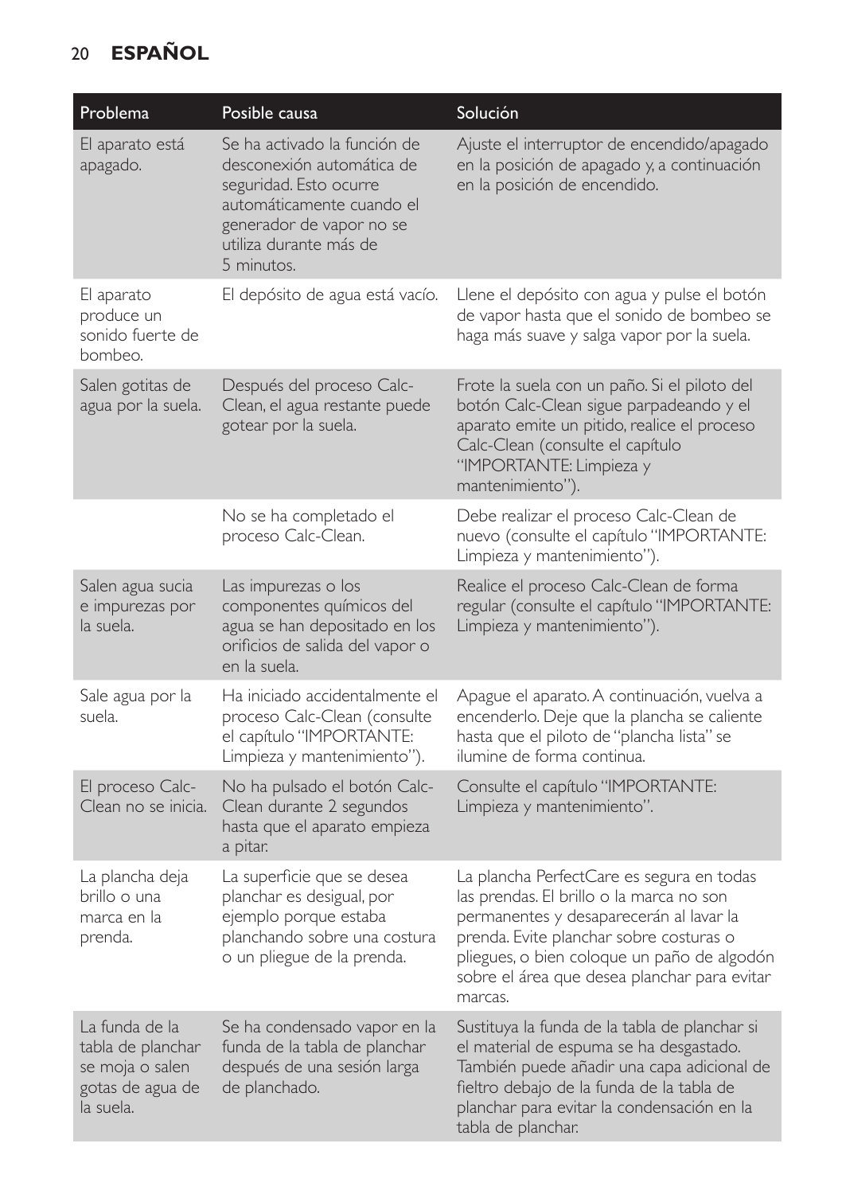| Problema | Posible causa | Solución |
|---|---|---|
| El aparato está apagado. | Se ha activado la función de desconexión automática de seguridad. Esto ocurre automáticamente cuando el generador de vapor no se utiliza durante más de 5 minutos. | Ajuste el interruptor de encendido/apagado en la posición de apagado y, a continuación en la posición de encendido. |
| El aparato produce un sonido fuerte de bombeo. | El depósito de agua está vacío. | Llene el depósito con agua y pulse el botón de vapor hasta que el sonido de bombeo se haga más suave y salga vapor por la suela. |
| Salen gotitas de agua por la suela. | Después del proceso Calc-Clean, el agua restante puede gotear por la suela. | Frote la suela con un paño. Si el piloto del botón Calc-Clean sigue parpadeando y el aparato emite un pitido, realice el proceso Calc-Clean (consulte el capítulo “IMPORTANTE: Limpieza y mantenimiento”). |
| | No se ha completado el proceso Calc-Clean. | Debe realizar el proceso Calc-Clean de nuevo (consulte el capítulo “IMPORTANTE: Limpieza y mantenimiento”). |
| Salen agua sucia e impurezas por la suela. | Las impurezas o los componentes químicos del agua se han depositado en los orificios de salida del vapor o en la suela. | Realice el proceso Calc-Clean de forma regular (consulte el capítulo “IMPORTANTE: Limpieza y mantenimiento”). |
| Sale agua por la suela. | Ha iniciado accidentalmente el proceso Calc-Clean (consulte el capítulo “IMPORTANTE: Limpieza y mantenimiento”). | Apague el aparato. A continuación, vuelva a encenderlo. Deje que la plancha se caliente hasta que el piloto de “plancha lista” se ilumine de forma continua. |
| El proceso Calc-Clean no se inicia. | No ha pulsado el botón Calc-Clean durante 2 segundos hasta que el aparato empieza a pitar. | Consulte el capítulo “IMPORTANTE: Limpieza y mantenimiento”. |
| La plancha deja brillo o una marca en la prenda. | La superficie que se desea planchar es desigual, por ejemplo porque estaba planchando sobre una costura o un pliegue de la prenda. | La plancha PerfectCare es segura en todas las prendas. El brillo o la marca no son permanentes y desaparecerán al lavar la prenda. Evite planchar sobre costuras o pliegues, o bien coloque un paño de algodón sobre el área que desea planchar para evitar marcas. |
| La funda de la tabla de planchar se moja o salen gotas de agua de la suela. | Se ha condensado vapor en la funda de la tabla de planchar después de una sesión larga de planchado. | Sustituya la funda de la tabla de planchar si el material de espuma se ha desgastado. También puede añadir una capa adicional de fieltro debajo de la funda de la tabla de planchar para evitar la condensación en la tabla de planchar. |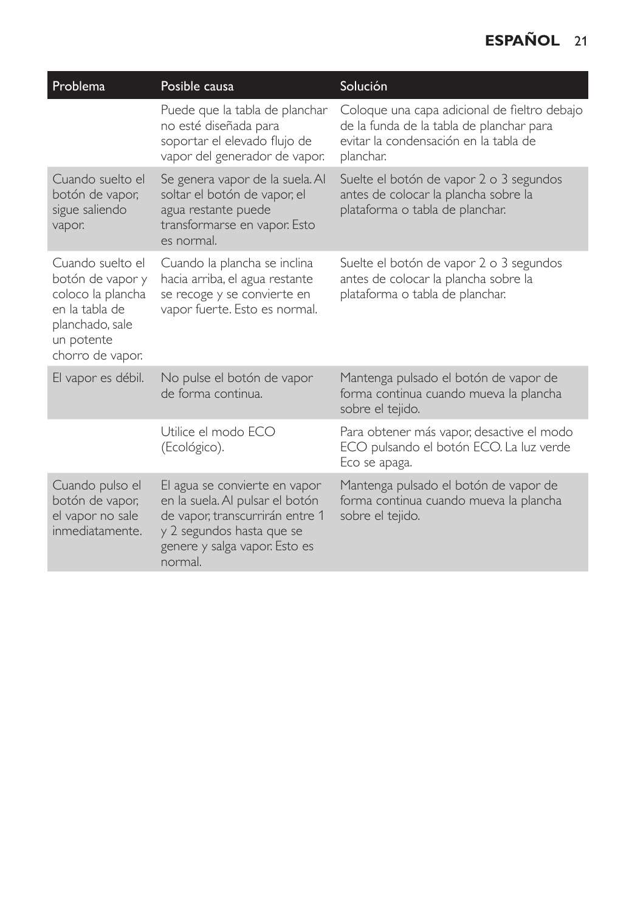| Problema | Posible causa | Solución |
|---|---|---|
| | Puede que la tabla de planchar no esté diseñada para soportar el elevado flujo de vapor del generador de vapor. | Coloque una capa adicional de fieltro debajo de la funda de la tabla de planchar para evitar la condensación en la tabla de planchar. |
| Cuando suelto el botón de vapor, sigue saliendo vapor. | Se genera vapor de la suela. Al soltar el botón de vapor, el agua restante puede transformarse en vapor. Esto es normal. | Suelte el botón de vapor 2 o 3 segundos antes de colocar la plancha sobre la plataforma o tabla de planchar. |
| Cuando suelto el botón de vapor y coloco la plancha en la tabla de planchado, sale un potente chorro de vapor. | Cuando la plancha se inclina hacia arriba, el agua restante se recoge y se convierte en vapor fuerte. Esto es normal. | Suelte el botón de vapor 2 o 3 segundos antes de colocar la plancha sobre la plataforma o tabla de planchar. |
| El vapor es débil. | No pulse el botón de vapor de forma continua. | Mantenga pulsado el botón de vapor de forma continua cuando mueva la plancha sobre el tejido. |
| | Utilice el modo ECO (Ecológico). | Para obtener más vapor, desactive el modo ECO pulsando el botón ECO. La luz verde Eco se apaga. |
| Cuando pulso el botón de vapor, el vapor no sale inmediatamente. | El agua se convierte en vapor en la suela. Al pulsar el botón de vapor, transcurrirán entre 1 y 2 segundos hasta que se genere y salga vapor. Esto es normal. | Mantenga pulsado el botón de vapor de forma continua cuando mueva la plancha sobre el tejido. |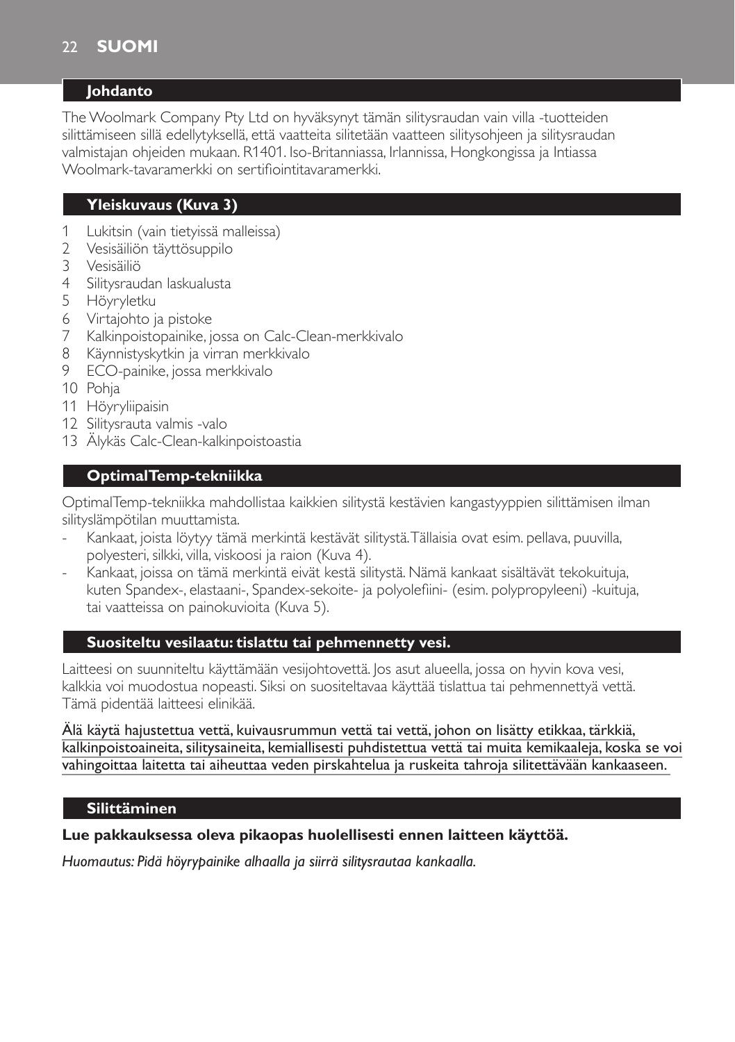## Johdanto

The Woolmark Company Pty Ltd on hyväksynyt tämän silitysraudan vain villa -tuotteiden silittämiseen sillä edellytyksellä, että vaatteita silitetään vaatteen silitysohjeen ja silitysraudan valmistajan ohjeiden mukaan. R1401. Iso-Britanniassa, Irlannissa, Hongkongissa ja Intiassa Woolmark-tavaramerkki on sertifiointitavaramerkki.

## Yleiskuvaus (Kuva 3)

1. Lukitsin (vain tietyissä malleissa)
2. Vesisäiliön täyttösuppilo
3. Vesisäiliö
4. Silitysraudan laskualusta
5. Höyryletku
6. Virtajohto ja pistoke
7. Kalkinpoistopainike, jossa on Calc-Clean-merkkivalo
8. Käynnistyskytkin ja virran merkkivalo
9. ECO-painike, jossa merkkivalo
10. Pohja
11. Höyryliipaisin
12. Silitysrauta valmis -valo
13. Älykäs Calc-Clean-kalkinpoistoastia

## OptimalTemp-tekniikka

OptimalTemp-tekniikka mahdollistaa kaikkien silitystä kestävien kangastyyppien silittämisen ilman silityslämpötilan muuttamista.

- Kankaat, joista löytyy tämä merkintä kestävät silitystä. Tällaisia ovat esim. pellava, puuvilla, polyesteri, silkki, villa, viskoosi ja raion (Kuva 4).
- Kankaat, joissa on tämä merkintä eivät kestä silitystä. Nämä kankaat sisältävät tekokuituja, kuten Spandex-, elastaani-, Spandex-sekoite- ja polyolefiini- (esim. polypropyleeni) -kuituja, tai vaatteissa on painokuvioita (Kuva 5).

## Suositeltu vesilaatu: tislattu tai pehmennetty vesi.

Laitteesi on suunniteltu käyttämään vesijohtovettä. Jos asut alueella, jossa on hyvin kova vesi, kalkkia voi muodostua nopeasti. Siksi on suositeltavaa käyttää tislattua tai pehmennettyä vettä. Tämä pidentää laitteesi elinikää.

Älä käytä hajustettua vettä, kuivausrummun vettä tai vettä, johon on lisätty etikkaa, tärkkiä, kalkinpoistoaineita, silitysaineita, kemiallisesti puhdistettua vettä tai muita kemikaaleja, koska se voi vahingoittaa laitetta tai aiheuttaa veden pirskahtelua ja ruskeita tahroja silitettävään kankaaseen.

## Silittäminen

**Lue pakkauksessa oleva pikaopas huolellisesti ennen laitteen käyttöä.**

*Huomautus: Pidä höyrypainike alhaalla ja siirrä silitysrautaa kankaalla.*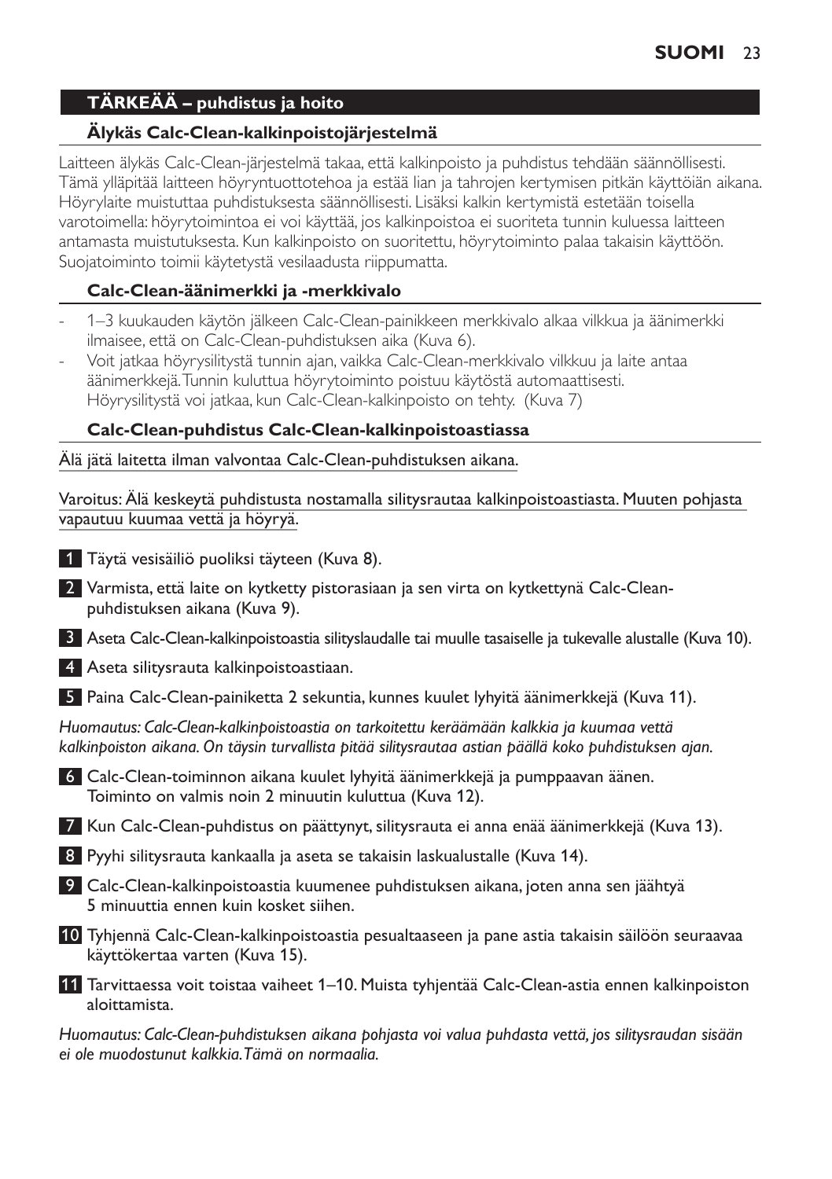## TÄRKEÄÄ – puhdistus ja hoito

### Älykäs Calc-Clean-kalkinpoistojärjestelmä

Laitteen älykäs Calc-Clean-järjestelmä takaa, että kalkinpoisto ja puhdistus tehdään säännöllisesti. Tämä ylläpitää laitteen höyryntuottotehoa ja estää lian ja tahrojen kertymisen pitkän käyttöiän aikana. Höyrylaite muistuttaa puhdistuksesta säännöllisesti. Lisäksi kalkin kertymistä estetään toisella varotoimella: höyrytoimintoa ei voi käyttää, jos kalkinpoistoa ei suoriteta tunnin kuluessa laitteen antamasta muistutuksesta. Kun kalkinpoisto on suoritettu, höyrytoiminto palaa takaisin käyttöön. Suojatoiminto toimii käytetystä vesilaadusta riippumatta.

### Calc-Clean-äänimerkki ja -merkkivalo

- 1–3 kuukauden käytön jälkeen Calc-Clean-painikkeen merkkivalo alkaa vilkkua ja äänimerkki ilmaisee, että on Calc-Clean-puhdistuksen aika (Kuva 6).
- Voit jatkaa höyrysilitystä tunnin ajan, vaikka Calc-Clean-merkkivalo vilkkuu ja laite antaa äänimerkkejä. Tunnin kuluttua höyrytoiminto poistuu käytöstä automaattisesti. Höyrysilitystä voi jatkaa, kun Calc-Clean-kalkinpoisto on tehty. (Kuva 7)

### Calc-Clean-puhdistus Calc-Clean-kalkinpoistoastiassa

Älä jätä laitetta ilman valvontaa Calc-Clean-puhdistuksen aikana.

Varoitus: Älä keskeytä puhdistusta nostamalla silitysrautaa kalkinpoistoastiasta. Muuten pohjasta vapautuu kuumaa vettä ja höyryä.

1. Täytä vesisäiliö puoliksi täyteen (Kuva 8).
2. Varmista, että laite on kytketty pistorasiaan ja sen virta on kytkettynä Calc-Clean-puhdistuksen aikana (Kuva 9).
3. Aseta Calc-Clean-kalkinpoistoastia silityslaudalle tai muulle tasaiselle ja tukevalle alustalle (Kuva 10).
4. Aseta silitysrauta kalkinpoistoastiaan.
5. Paina Calc-Clean-painiketta 2 sekuntia, kunnes kuulet lyhyitä äänimerkkejä (Kuva 11).

*Huomautus: Calc-Clean-kalkinpoistoastia on tarkoitettu keräämään kalkkia ja kuumaa vettä kalkinpoiston aikana. On täysin turvallista pitää silitysrautaa astian päällä koko puhdistuksen ajan.*

6. Calc-Clean-toiminnon aikana kuulet lyhyitä äänimerkkejä ja pumppaavan äänen. Toiminto on valmis noin 2 minuutin kuluttua (Kuva 12).
7. Kun Calc-Clean-puhdistus on päättynyt, silitysrauta ei anna enää äänimerkkejä (Kuva 13).
8. Pyyhi silitysrauta kankaalla ja aseta se takaisin laskualustalle (Kuva 14).
9. Calc-Clean-kalkinpoistoastia kuumenee puhdistuksen aikana, joten anna sen jäähtyä 5 minuuttia ennen kuin kosket siihen.
10. Tyhjennä Calc-Clean-kalkinpoistoastia pesualtaaseen ja pane astia takaisin säilöön seuraavaa käyttökertaa varten (Kuva 15).
11. Tarvittaessa voit toistaa vaiheet 1–10. Muista tyhjentää Calc-Clean-astia ennen kalkinpoiston aloittamista.

*Huomautus: Calc-Clean-puhdistuksen aikana pohjasta voi valua puhdasta vettä, jos silitysraudan sisään ei ole muodostunut kalkkia. Tämä on normaalia.*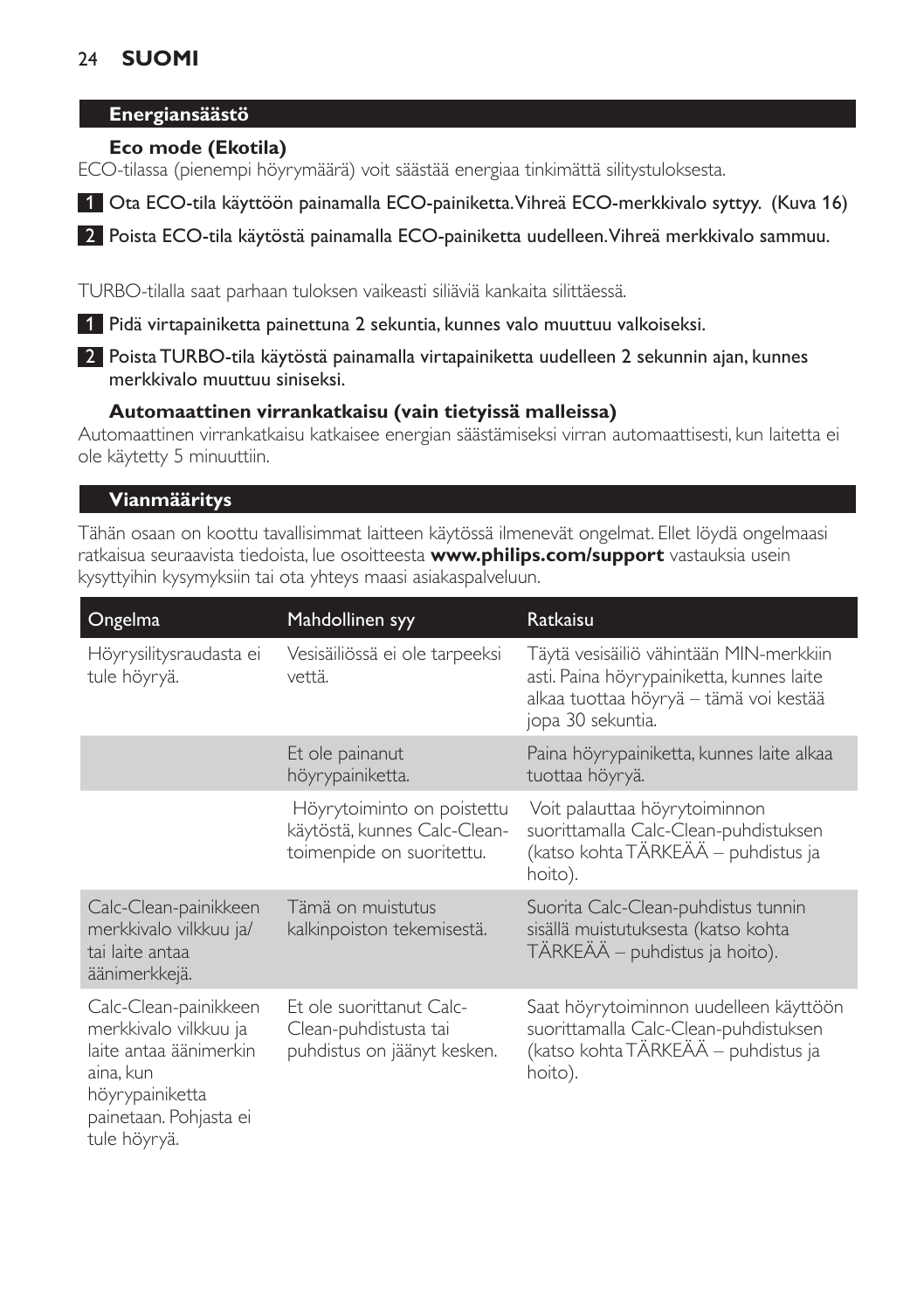## Energiansäästö

### Eco mode (Ekotila)

ECO-tilassa (pienempi höyrymäärä) voit säästää energiaa tinkimättä silitystuloksesta.

1. Ota ECO-tila käyttöön painamalla ECO-painiketta. Vihreä ECO-merkkivalo syttyy. (Kuva 16)
2. Poista ECO-tila käytöstä painamalla ECO-painiketta uudelleen. Vihreä merkkivalo sammuu.

TURBO-tilalla saat parhaan tuloksen vaikeasti siliäviä kankaita silittäessä.

1. Pidä virtapainiketta painettuna 2 sekuntia, kunnes valo muuttuu valkoiseksi.
2. Poista TURBO-tila käytöstä painamalla virtapainiketta uudelleen 2 sekunnin ajan, kunnes merkkivalo muuttuu siniseksi.

### Automaattinen virrankatkaisu (vain tietyissä malleissa)

Automaattinen virrankatkaisu katkaisee energian säästämiseksi virran automaattisesti, kun laitetta ei ole käytetty 5 minuuttiin.

## Vianmääritys

Tähän osaan on koottu tavallisimmat laitteen käytössä ilmenevät ongelmat. Ellet löydä ongelmaasi ratkaisua seuraavista tiedoista, lue osoitteesta **www.philips.com/support** vastauksia usein kysyttyihin kysymyksiin tai ota yhteys maasi asiakaspalveluun.

| Ongelma | Mahdollinen syy | Ratkaisu |
|---|---|---|
| Höyrysilitysraudasta ei tule höyryä. | Vesisäiliössä ei ole tarpeeksi vettä. | Täytä vesisäiliö vähintään MIN-merkkiin asti. Paina höyrypainiketta, kunnes laite alkaa tuottaa höyryä – tämä voi kestää jopa 30 sekuntia. |
| | Et ole painanut höyrypainiketta. | Paina höyrypainiketta, kunnes laite alkaa tuottaa höyryä. |
| | Höyrytoiminto on poistettu käytöstä, kunnes Calc-Clean-toimenpide on suoritettu. | Voit palauttaa höyrytoiminnon suorittamalla Calc-Clean-puhdistuksen (katso kohta TÄRKEÄÄ – puhdistus ja hoito). |
| Calc-Clean-painikkeen merkkivalo vilkkuu ja/tai laite antaa äänimerkkejä. | Tämä on muistutus kalkinpoiston tekemisestä. | Suorita Calc-Clean-puhdistus tunnin sisällä muistutuksesta (katso kohta TÄRKEÄÄ – puhdistus ja hoito). |
| Calc-Clean-painikkeen merkkivalo vilkkuu ja laite antaa äänimerkin aina, kun höyrypainiketta painetaan. Pohjasta ei tule höyryä. | Et ole suorittanut Calc-Clean-puhdistusta tai puhdistus on jäänyt kesken. | Saat höyrytoiminnon uudelleen käyttöön suorittamalla Calc-Clean-puhdistuksen (katso kohta TÄRKEÄÄ – puhdistus ja hoito). |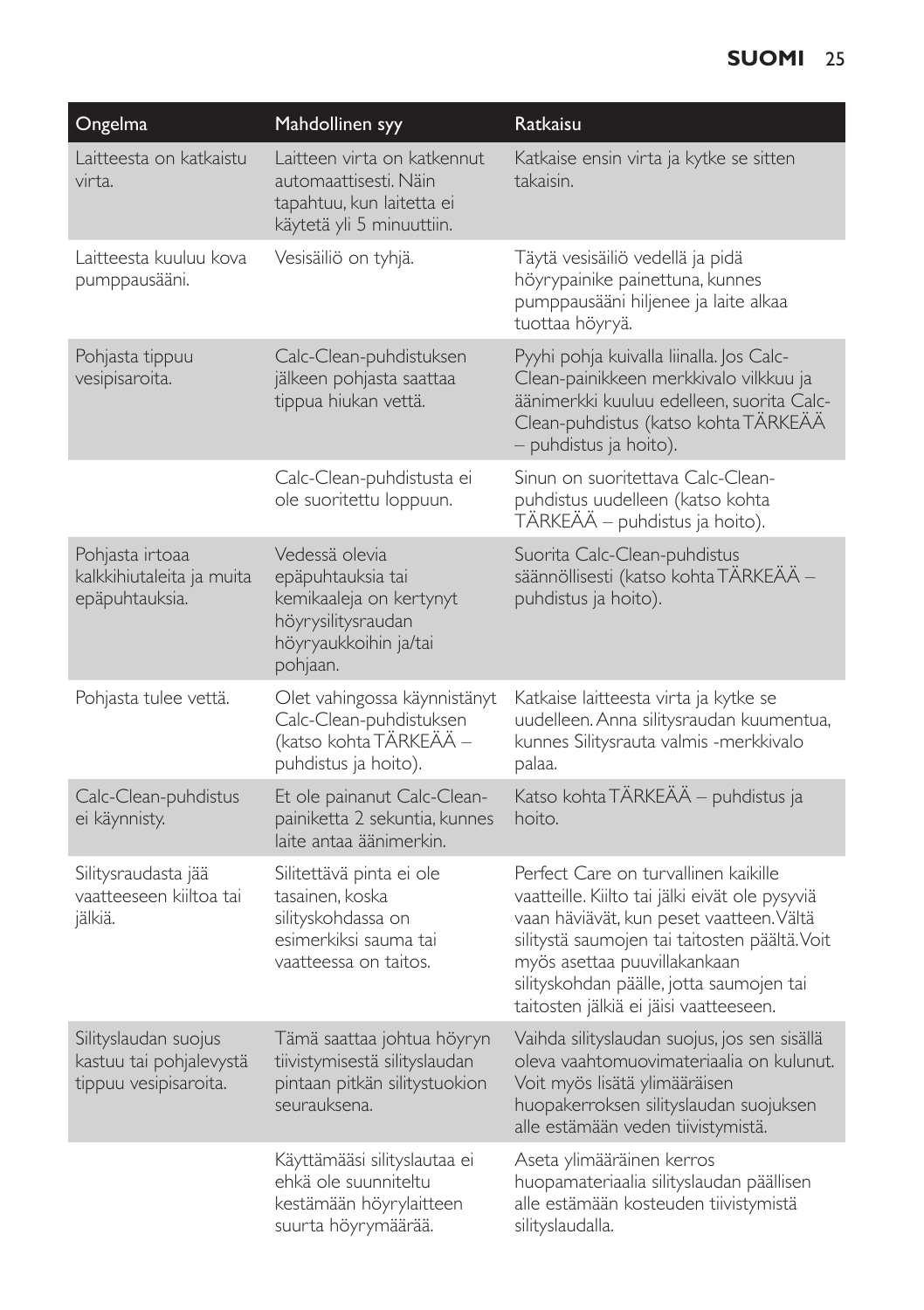| Ongelma | Mahdollinen syy | Ratkaisu |
| --- | --- | --- |
| Laitteesta on katkaistu virta. | Laitteen virta on katkennut automaattisesti. Näin tapahtuu, kun laitetta ei käytetä yli 5 minuuttiin. | Katkaise ensin virta ja kytke se sitten takaisin. |
| Laitteesta kuuluu kova pumppausääni. | Vesisäiliö on tyhjä. | Täytä vesisäiliö vedellä ja pidä höyrypainike painettuna, kunnes pumppausääni hiljenee ja laite alkaa tuottaa höyryä. |
| Pohjasta tippuu vesipisaroita. | Calc-Clean-puhdistuksen jälkeen pohjasta saattaa tippua hiukan vettä. | Pyyhi pohja kuivalla liinalla. Jos Calc-Clean-painikkeen merkkivalo vilkkuu ja äänimerkki kuuluu edelleen, suorita Calc-Clean-puhdistus (katso kohta TÄRKEÄÄ – puhdistus ja hoito). |
| | Calc-Clean-puhdistusta ei ole suoritettu loppuun. | Sinun on suoritettava Calc-Clean-puhdistus uudelleen (katso kohta TÄRKEÄÄ – puhdistus ja hoito). |
| Pohjasta irtoaa kalkkihiutaleita ja muita epäpuhtauksia. | Vedessä olevia epäpuhtauksia tai kemikaaleja on kertynyt höyrysilitysraudan höyryaukkoihin ja/tai pohjaan. | Suorita Calc-Clean-puhdistus säännöllisesti (katso kohta TÄRKEÄÄ – puhdistus ja hoito). |
| Pohjasta tulee vettä. | Olet vahingossa käynnistänyt Calc-Clean-puhdistuksen (katso kohta TÄRKEÄÄ – puhdistus ja hoito). | Katkaise laitteesta virta ja kytke se uudelleen. Anna silitysraudan kuumentua, kunnes Silitysrauta valmis -merkkivalo palaa. |
| Calc-Clean-puhdistus ei käynnisty. | Et ole painanut Calc-Clean-painiketta 2 sekuntia, kunnes laite antaa äänimerkin. | Katso kohta TÄRKEÄÄ – puhdistus ja hoito. |
| Silitysraudasta jää vaatteeseen kiiltoa tai jälkiä. | Silitettävä pinta ei ole tasainen, koska silityskohdassa on esimerkiksi sauma tai vaatteessa on taitos. | Perfect Care on turvallinen kaikille vaatteille. Kiilto tai jälki eivät ole pysyviä vaan häviävät, kun peset vaatteen. Vältä silitystä saumojen tai taitosten päältä. Voit myös asettaa puuvillakankaan silityskohdan päälle, jotta saumojen tai taitosten jälkiä ei jäisi vaatteeseen. |
| Silityslaudan suojus kastuu tai pohjalevystä tippuu vesipisaroita. | Tämä saattaa johtua höyryn tiivistymisestä silityslaudan pintaan pitkän silitystuokion seurauksena. | Vaihda silityslaudan suojus, jos sen sisällä oleva vaahtomuovimateriaalia on kulunut. Voit myös lisätä ylimääräisen huopakerroksen silityslaudan suojuksen alle estämään veden tiivistymistä. |
| | Käyttämääsi silityslautaa ei ehkä ole suunniteltu kestämään höyrylaitteen suurta höyrymäärää. | Aseta ylimääräinen kerros huopamateriaalia silityslaudan päällisen alle estämään kosteuden tiivistymistä silityslaudalla. |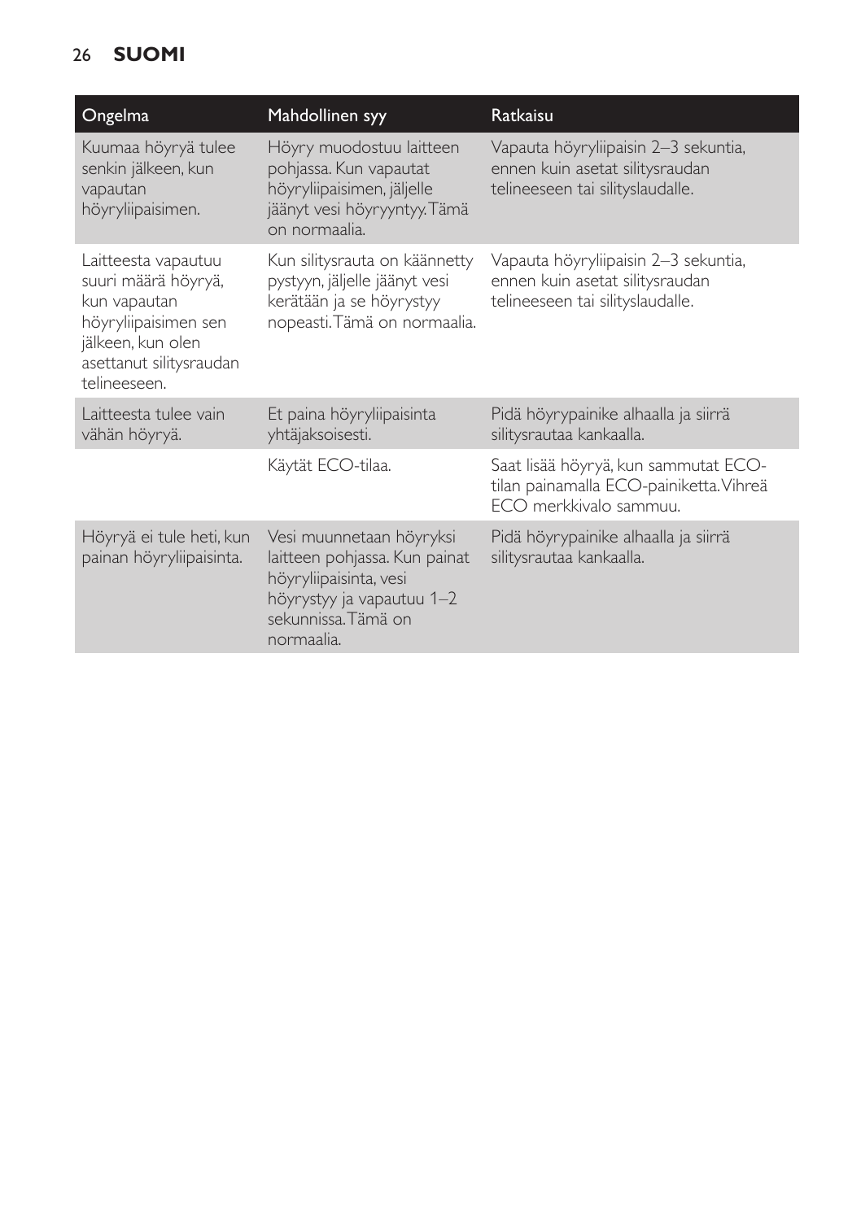| Ongelma | Mahdollinen syy | Ratkaisu |
| --- | --- | --- |
| Kuumaa höyryä tulee senkin jälkeen, kun vapautan höyryliipaisimen. | Höyry muodostuu laitteen pohjassa. Kun vapautat höyryliipaisimen, jäljelle jäänyt vesi höyryyntyy. Tämä on normaalia. | Vapauta höyryliipaisin 2–3 sekuntia, ennen kuin asetat silitysraudan telineeseen tai silityslaudalle. |
| Laitteesta vapautuu suuri määrä höyryä, kun vapautan höyryliipaisimen sen jälkeen, kun olen asettanut silitysraudan telineeseen. | Kun silitysrauta on käännetty pystyyn, jäljelle jäänyt vesi kerätään ja se höyrystyy nopeasti. Tämä on normaalia. | Vapauta höyryliipaisin 2–3 sekuntia, ennen kuin asetat silitysraudan telineeseen tai silityslaudalle. |
| Laitteesta tulee vain vähän höyryä. | Et paina höyryliipaisinta yhtäjaksoisesti. | Pidä höyrypainike alhaalla ja siirrä silitysrautaa kankaalla. |
| | Käytät ECO-tilaa. | Saat lisää höyryä, kun sammutat ECO-tilan painamalla ECO-painiketta. Vihreä ECO merkkivalo sammuu. |
| Höyryä ei tule heti, kun painan höyryliipaisinta. | Vesi muunnetaan höyryksi laitteen pohjassa. Kun painat höyryliipaisinta, vesi höyrystyy ja vapautuu 1–2 sekunnissa. Tämä on normaalia. | Pidä höyrypainike alhaalla ja siirrä silitysrautaa kankaalla. |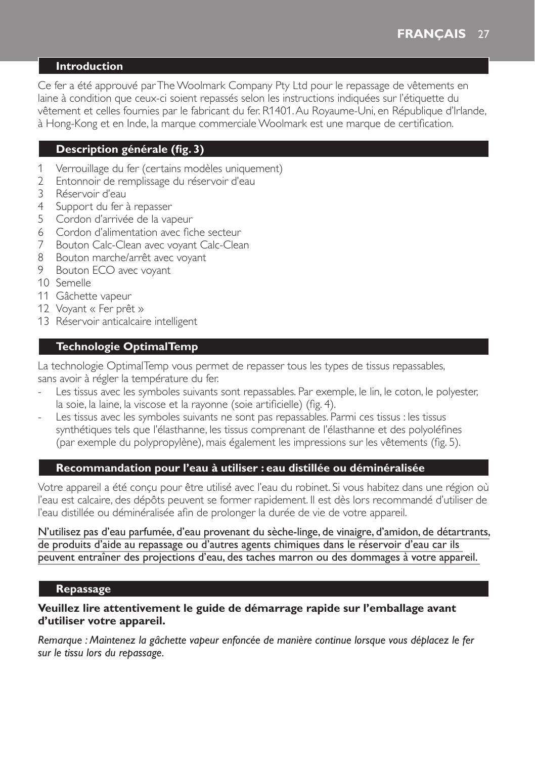## Introduction

Ce fer a été approuvé par The Woolmark Company Pty Ltd pour le repassage de vêtements en laine à condition que ceux-ci soient repassés selon les instructions indiquées sur l'étiquette du vêtement et celles fournies par le fabricant du fer. R1401. Au Royaume-Uni, en République d'Irlande, à Hong-Kong et en Inde, la marque commerciale Woolmark est une marque de certification.

## Description générale (fig. 3)

1. Verrouillage du fer (certains modèles uniquement)
2. Entonnoir de remplissage du réservoir d'eau
3. Réservoir d'eau
4. Support du fer à repasser
5. Cordon d'arrivée de la vapeur
6. Cordon d'alimentation avec fiche secteur
7. Bouton Calc-Clean avec voyant Calc-Clean
8. Bouton marche/arrêt avec voyant
9. Bouton ECO avec voyant
10. Semelle
11. Gâchette vapeur
12. Voyant « Fer prêt »
13. Réservoir anticalcaire intelligent

## Technologie OptimalTemp

La technologie OptimalTemp vous permet de repasser tous les types de tissus repassables, sans avoir à régler la température du fer.

- Les tissus avec les symboles suivants sont repassables. Par exemple, le lin, le coton, le polyester, la soie, la laine, la viscose et la rayonne (soie artificielle) (fig. 4).
- Les tissus avec les symboles suivants ne sont pas repassables. Parmi ces tissus : les tissus synthétiques tels que l'élasthanne, les tissus comprenant de l'élasthanne et des polyoléfines (par exemple du polypropylène), mais également les impressions sur les vêtements (fig. 5).

## Recommandation pour l'eau à utiliser : eau distillée ou déminéralisée

Votre appareil a été conçu pour être utilisé avec l'eau du robinet. Si vous habitez dans une région où l'eau est calcaire, des dépôts peuvent se former rapidement. Il est dès lors recommandé d'utiliser de l'eau distillée ou déminéralisée afin de prolonger la durée de vie de votre appareil.

N'utilisez pas d'eau parfumée, d'eau provenant du sèche-linge, de vinaigre, d'amidon, de détartrants, de produits d'aide au repassage ou d'autres agents chimiques dans le réservoir d'eau car ils peuvent entraîner des projections d'eau, des taches marron ou des dommages à votre appareil.

## Repassage

**Veuillez lire attentivement le guide de démarrage rapide sur l'emballage avant d'utiliser votre appareil.**

*Remarque : Maintenez la gâchette vapeur enfoncée de manière continue lorsque vous déplacez le fer sur le tissu lors du repassage.*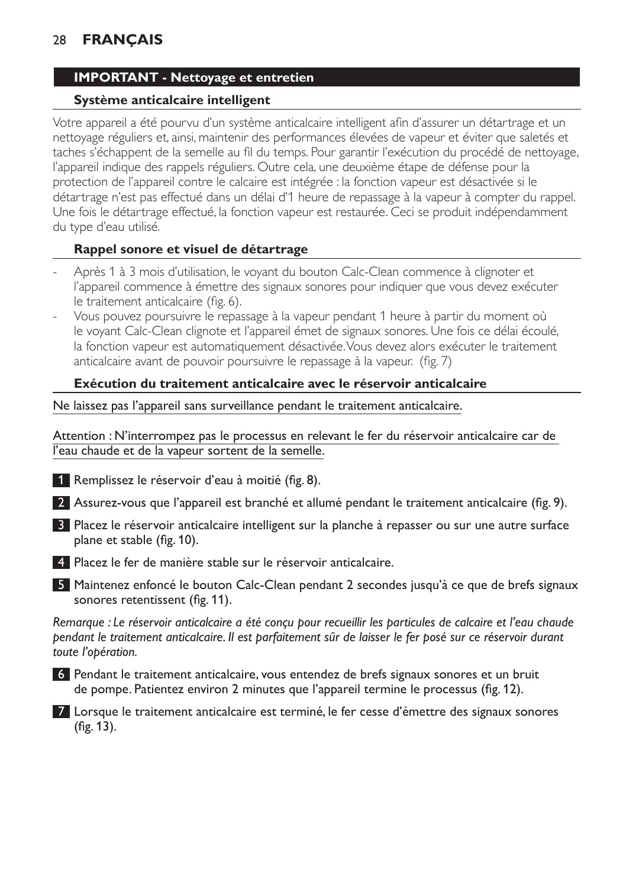## IMPORTANT - Nettoyage et entretien

### Système anticalcaire intelligent

Votre appareil a été pourvu d'un système anticalcaire intelligent afin d'assurer un détartrage et un nettoyage réguliers et, ainsi, maintenir des performances élevées de vapeur et éviter que saletés et taches s'échappent de la semelle au fil du temps. Pour garantir l'exécution du procédé de nettoyage, l'appareil indique des rappels réguliers. Outre cela, une deuxième étape de défense pour la protection de l'appareil contre le calcaire est intégrée : la fonction vapeur est désactivée si le détartrage n'est pas effectué dans un délai d'1 heure de repassage à la vapeur à compter du rappel. Une fois le détartrage effectué, la fonction vapeur est restaurée. Ceci se produit indépendamment du type d'eau utilisé.

### Rappel sonore et visuel de détartrage

- Après 1 à 3 mois d'utilisation, le voyant du bouton Calc-Clean commence à clignoter et l'appareil commence à émettre des signaux sonores pour indiquer que vous devez exécuter le traitement anticalcaire (fig. 6).
- Vous pouvez poursuivre le repassage à la vapeur pendant 1 heure à partir du moment où le voyant Calc-Clean clignote et l'appareil émet de signaux sonores. Une fois ce délai écoulé, la fonction vapeur est automatiquement désactivée. Vous devez alors exécuter le traitement anticalcaire avant de pouvoir poursuivre le repassage à la vapeur.  (fig. 7)

### Exécution du traitement anticalcaire avec le réservoir anticalcaire

<u>Ne laissez pas l'appareil sans surveillance pendant le traitement anticalcaire.</u>

<u>Attention : N'interrompez pas le processus en relevant le fer du réservoir anticalcaire car de l'eau chaude et de la vapeur sortent de la semelle.</u>

1. Remplissez le réservoir d'eau à moitié (fig. 8).
2. Assurez-vous que l'appareil est branché et allumé pendant le traitement anticalcaire (fig. 9).
3. Placez le réservoir anticalcaire intelligent sur la planche à repasser ou sur une autre surface plane et stable (fig. 10).
4. Placez le fer de manière stable sur le réservoir anticalcaire.
5. Maintenez enfoncé le bouton Calc-Clean pendant 2 secondes jusqu'à ce que de brefs signaux sonores retentissent (fig. 11).

*Remarque : Le réservoir anticalcaire a été conçu pour recueillir les particules de calcaire et l'eau chaude pendant le traitement anticalcaire. Il est parfaitement sûr de laisser le fer posé sur ce réservoir durant toute l'opération.*

6. Pendant le traitement anticalcaire, vous entendez de brefs signaux sonores et un bruit de pompe. Patientez environ 2 minutes que l'appareil termine le processus (fig. 12).
7. Lorsque le traitement anticalcaire est terminé, le fer cesse d'émettre des signaux sonores (fig. 13).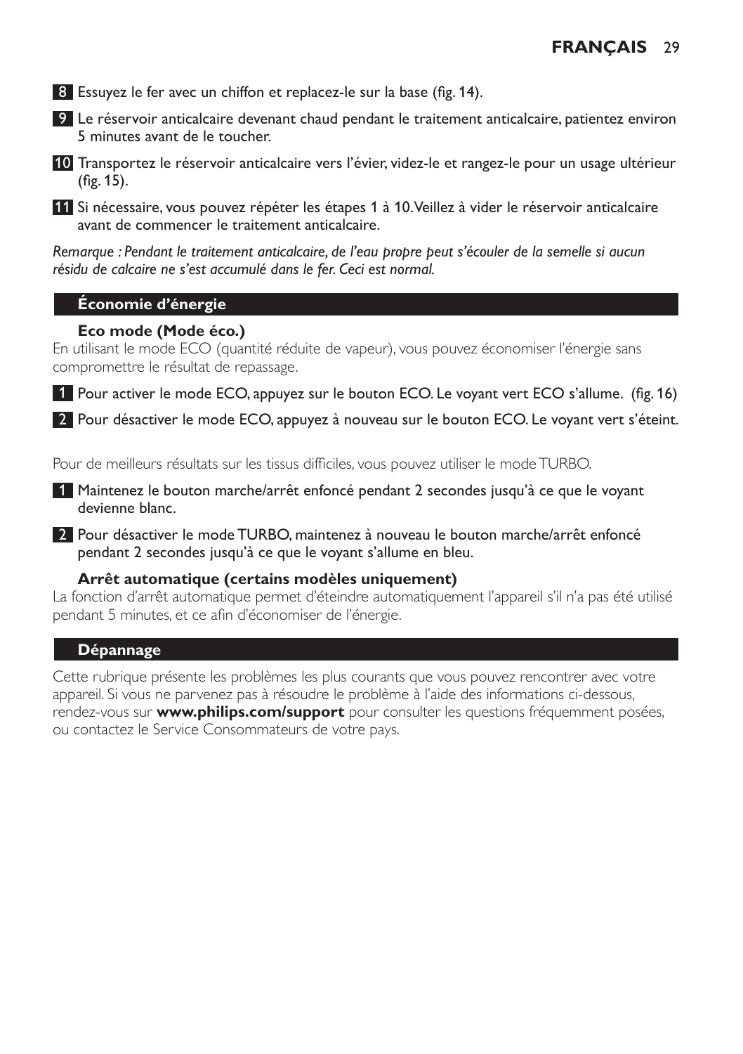8 Essuyez le fer avec un chiffon et replacez-le sur la base (fig. 14).

9 Le réservoir anticalcaire devenant chaud pendant le traitement anticalcaire, patientez environ 5 minutes avant de le toucher.

10 Transportez le réservoir anticalcaire vers l'évier, videz-le et rangez-le pour un usage ultérieur (fig. 15).

11 Si nécessaire, vous pouvez répéter les étapes 1 à 10. Veillez à vider le réservoir anticalcaire avant de commencer le traitement anticalcaire.

*Remarque : Pendant le traitement anticalcaire, de l'eau propre peut s'écouler de la semelle si aucun résidu de calcaire ne s'est accumulé dans le fer. Ceci est normal.*

## Économie d'énergie

### Eco mode (Mode éco.)

En utilisant le mode ECO (quantité réduite de vapeur), vous pouvez économiser l'énergie sans compromettre le résultat de repassage.

1 Pour activer le mode ECO, appuyez sur le bouton ECO. Le voyant vert ECO s'allume. (fig. 16)

2 Pour désactiver le mode ECO, appuyez à nouveau sur le bouton ECO. Le voyant vert s'éteint.

Pour de meilleurs résultats sur les tissus difficiles, vous pouvez utiliser le mode TURBO.

1 Maintenez le bouton marche/arrêt enfoncé pendant 2 secondes jusqu'à ce que le voyant devienne blanc.

2 Pour désactiver le mode TURBO, maintenez à nouveau le bouton marche/arrêt enfoncé pendant 2 secondes jusqu'à ce que le voyant s'allume en bleu.

### Arrêt automatique (certains modèles uniquement)

La fonction d'arrêt automatique permet d'éteindre automatiquement l'appareil s'il n'a pas été utilisé pendant 5 minutes, et ce afin d'économiser de l'énergie.

## Dépannage

Cette rubrique présente les problèmes les plus courants que vous pouvez rencontrer avec votre appareil. Si vous ne parvenez pas à résoudre le problème à l'aide des informations ci-dessous, rendez-vous sur **www.philips.com/support** pour consulter les questions fréquemment posées, ou contactez le Service Consommateurs de votre pays.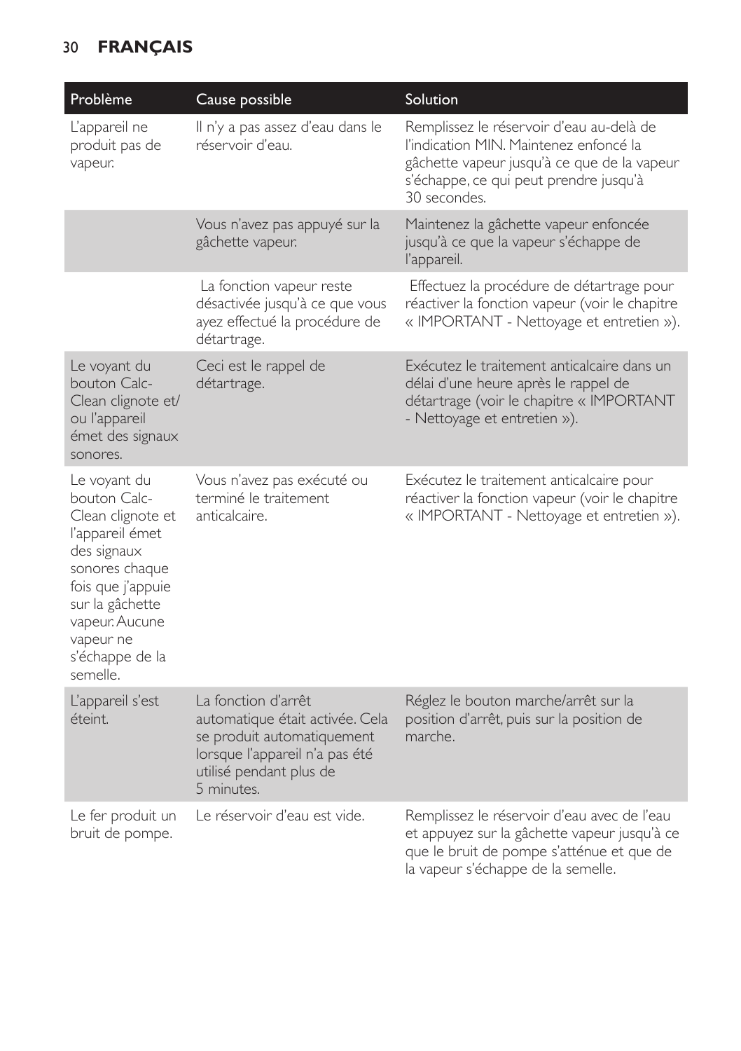| Problème | Cause possible | Solution |
|---|---|---|
| L'appareil ne produit pas de vapeur. | Il n'y a pas assez d'eau dans le réservoir d'eau. | Remplissez le réservoir d'eau au-delà de l'indication MIN. Maintenez enfoncé la gâchette vapeur jusqu'à ce que de la vapeur s'échappe, ce qui peut prendre jusqu'à 30 secondes. |
| | Vous n'avez pas appuyé sur la gâchette vapeur. | Maintenez la gâchette vapeur enfoncée jusqu'à ce que la vapeur s'échappe de l'appareil. |
| | La fonction vapeur reste désactivée jusqu'à ce que vous ayez effectué la procédure de détartrage. | Effectuez la procédure de détartrage pour réactiver la fonction vapeur (voir le chapitre « IMPORTANT - Nettoyage et entretien »). |
| Le voyant du bouton Calc-Clean clignote et/ou l'appareil émet des signaux sonores. | Ceci est le rappel de détartrage. | Exécutez le traitement anticalcaire dans un délai d'une heure après le rappel de détartrage (voir le chapitre « IMPORTANT - Nettoyage et entretien »). |
| Le voyant du bouton Calc-Clean clignote et l'appareil émet des signaux sonores chaque fois que j'appuie sur la gâchette vapeur. Aucune vapeur ne s'échappe de la semelle. | Vous n'avez pas exécuté ou terminé le traitement anticalcaire. | Exécutez le traitement anticalcaire pour réactiver la fonction vapeur (voir le chapitre « IMPORTANT - Nettoyage et entretien »). |
| L'appareil s'est éteint. | La fonction d'arrêt automatique était activée. Cela se produit automatiquement lorsque l'appareil n'a pas été utilisé pendant plus de 5 minutes. | Réglez le bouton marche/arrêt sur la position d'arrêt, puis sur la position de marche. |
| Le fer produit un bruit de pompe. | Le réservoir d'eau est vide. | Remplissez le réservoir d'eau avec de l'eau et appuyez sur la gâchette vapeur jusqu'à ce que le bruit de pompe s'atténue et que de la vapeur s'échappe de la semelle. |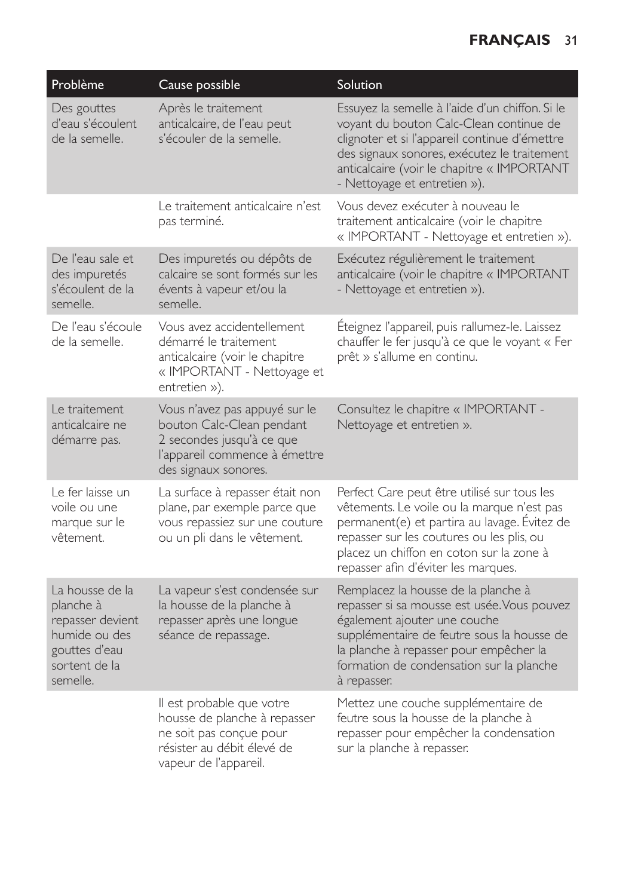| Problème | Cause possible | Solution |
|---|---|---|
| Des gouttes d'eau s'écoulent de la semelle. | Après le traitement anticalcaire, de l'eau peut s'écouler de la semelle. | Essuyez la semelle à l'aide d'un chiffon. Si le voyant du bouton Calc-Clean continue de clignoter et si l'appareil continue d'émettre des signaux sonores, exécutez le traitement anticalcaire (voir le chapitre « IMPORTANT - Nettoyage et entretien »). |
| | Le traitement anticalcaire n'est pas terminé. | Vous devez exécuter à nouveau le traitement anticalcaire (voir le chapitre « IMPORTANT - Nettoyage et entretien »). |
| De l'eau sale et des impuretés s'écoulent de la semelle. | Des impuretés ou dépôts de calcaire se sont formés sur les évents à vapeur et/ou la semelle. | Exécutez régulièrement le traitement anticalcaire (voir le chapitre « IMPORTANT - Nettoyage et entretien »). |
| De l'eau s'écoule de la semelle. | Vous avez accidentellement démarré le traitement anticalcaire (voir le chapitre « IMPORTANT - Nettoyage et entretien »). | Éteignez l'appareil, puis rallumez-le. Laissez chauffer le fer jusqu'à ce que le voyant « Fer prêt » s'allume en continu. |
| Le traitement anticalcaire ne démarre pas. | Vous n'avez pas appuyé sur le bouton Calc-Clean pendant 2 secondes jusqu'à ce que l'appareil commence à émettre des signaux sonores. | Consultez le chapitre « IMPORTANT - Nettoyage et entretien ». |
| Le fer laisse un voile ou une marque sur le vêtement. | La surface à repasser était non plane, par exemple parce que vous repassiez sur une couture ou un pli dans le vêtement. | Perfect Care peut être utilisé sur tous les vêtements. Le voile ou la marque n'est pas permanent(e) et partira au lavage. Évitez de repasser sur les coutures ou les plis, ou placez un chiffon en coton sur la zone à repasser afin d'éviter les marques. |
| La housse de la planche à repasser devient humide ou des gouttes d'eau sortent de la semelle. | La vapeur s'est condensée sur la housse de la planche à repasser après une longue séance de repassage. | Remplacez la housse de la planche à repasser si sa mousse est usée. Vous pouvez également ajouter une couche supplémentaire de feutre sous la housse de la planche à repasser pour empêcher la formation de condensation sur la planche à repasser. |
| | Il est probable que votre housse de planche à repasser ne soit pas conçue pour résister au débit élevé de vapeur de l'appareil. | Mettez une couche supplémentaire de feutre sous la housse de la planche à repasser pour empêcher la condensation sur la planche à repasser. |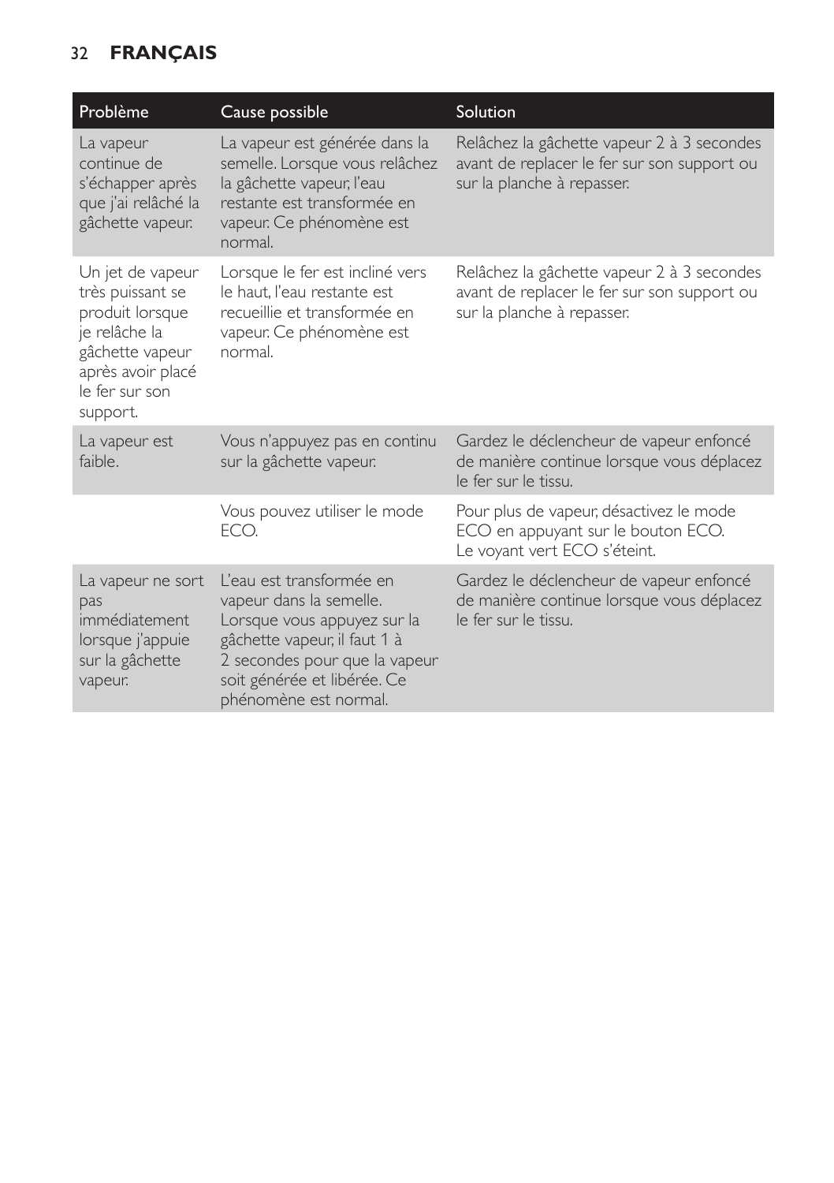| Problème | Cause possible | Solution |
|---|---|---|
| La vapeur continue de s'échapper après que j'ai relâché la gâchette vapeur. | La vapeur est générée dans la semelle. Lorsque vous relâchez la gâchette vapeur, l'eau restante est transformée en vapeur. Ce phénomène est normal. | Relâchez la gâchette vapeur 2 à 3 secondes avant de replacer le fer sur son support ou sur la planche à repasser. |
| Un jet de vapeur très puissant se produit lorsque je relâche la gâchette vapeur après avoir placé le fer sur son support. | Lorsque le fer est incliné vers le haut, l'eau restante est recueillie et transformée en vapeur. Ce phénomène est normal. | Relâchez la gâchette vapeur 2 à 3 secondes avant de replacer le fer sur son support ou sur la planche à repasser. |
| La vapeur est faible. | Vous n'appuyez pas en continu sur la gâchette vapeur. | Gardez le déclencheur de vapeur enfoncé de manière continue lorsque vous déplacez le fer sur le tissu. |
| | Vous pouvez utiliser le mode ECO. | Pour plus de vapeur, désactivez le mode ECO en appuyant sur le bouton ECO. Le voyant vert ECO s'éteint. |
| La vapeur ne sort pas immédiatement lorsque j'appuie sur la gâchette vapeur. | L'eau est transformée en vapeur dans la semelle. Lorsque vous appuyez sur la gâchette vapeur, il faut 1 à 2 secondes pour que la vapeur soit générée et libérée. Ce phénomène est normal. | Gardez le déclencheur de vapeur enfoncé de manière continue lorsque vous déplacez le fer sur le tissu. |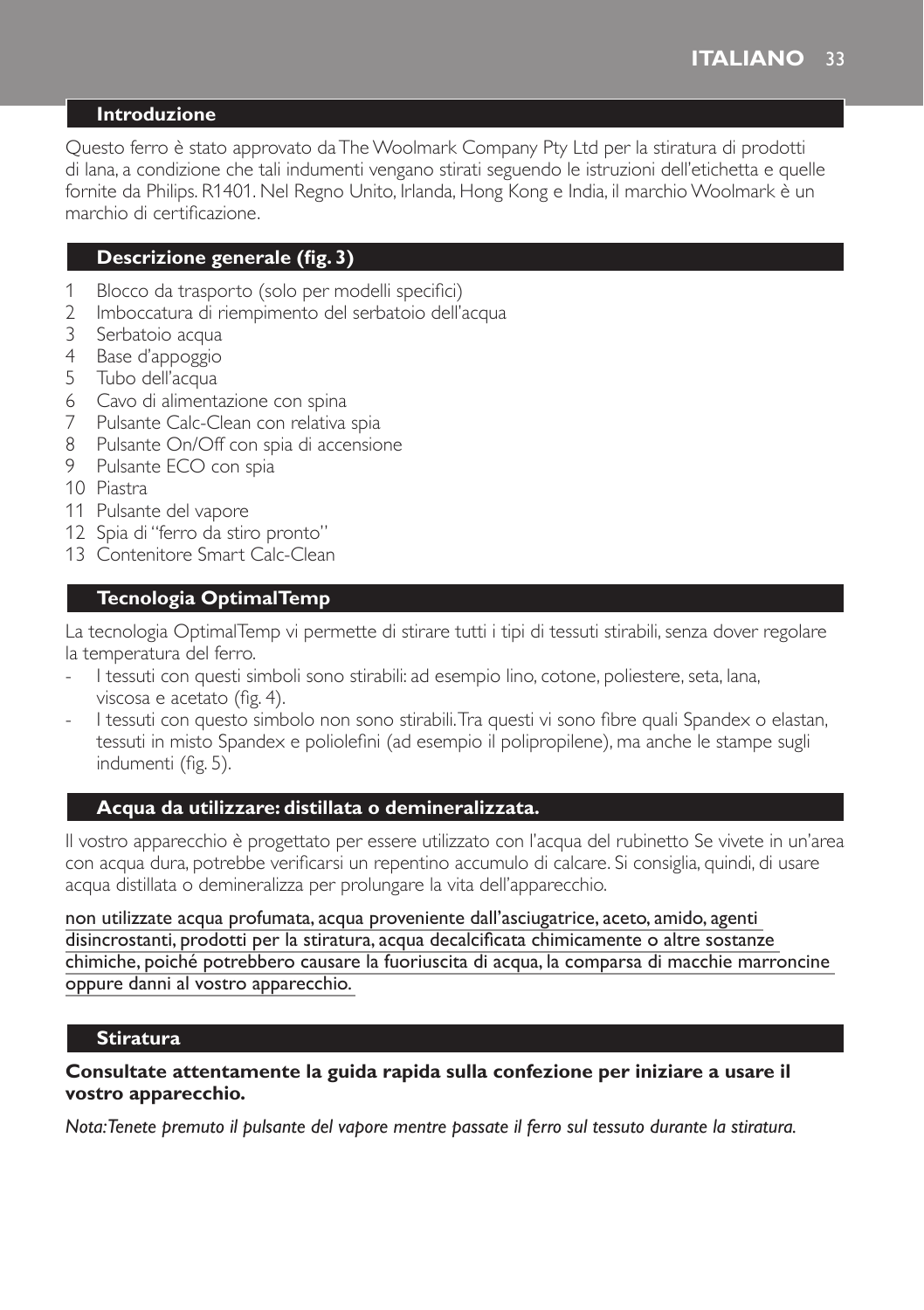## Introduzione

Questo ferro è stato approvato da The Woolmark Company Pty Ltd per la stiratura di prodotti di lana, a condizione che tali indumenti vengano stirati seguendo le istruzioni dell'etichetta e quelle fornite da Philips. R1401. Nel Regno Unito, Irlanda, Hong Kong e India, il marchio Woolmark è un marchio di certificazione.

## Descrizione generale (fig. 3)

1. Blocco da trasporto (solo per modelli specifici)
2. Imboccatura di riempimento del serbatoio dell'acqua
3. Serbatoio acqua
4. Base d'appoggio
5. Tubo dell'acqua
6. Cavo di alimentazione con spina
7. Pulsante Calc-Clean con relativa spia
8. Pulsante On/Off con spia di accensione
9. Pulsante ECO con spia
10. Piastra
11. Pulsante del vapore
12. Spia di "ferro da stiro pronto"
13. Contenitore Smart Calc-Clean

## Tecnologia OptimalTemp

La tecnologia OptimalTemp vi permette di stirare tutti i tipi di tessuti stirabili, senza dover regolare la temperatura del ferro.

- I tessuti con questi simboli sono stirabili: ad esempio lino, cotone, poliestere, seta, lana, viscosa e acetato (fig. 4).
- I tessuti con questo simbolo non sono stirabili. Tra questi vi sono fibre quali Spandex o elastan, tessuti in misto Spandex e poliolefini (ad esempio il polipropilene), ma anche le stampe sugli indumenti (fig. 5).

## Acqua da utilizzare: distillata o demineralizzata.

Il vostro apparecchio è progettato per essere utilizzato con l'acqua del rubinetto Se vivete in un'area con acqua dura, potrebbe verificarsi un repentino accumulo di calcare. Si consiglia, quindi, di usare acqua distillata o demineralizza per prolungare la vita dell'apparecchio.

non utilizzate acqua profumata, acqua proveniente dall'asciugatrice, aceto, amido, agenti disincrostanti, prodotti per la stiratura, acqua decalcificata chimicamente o altre sostanze chimiche, poiché potrebbero causare la fuoriuscita di acqua, la comparsa di macchie marroncine oppure danni al vostro apparecchio.

## Stiratura

**Consultate attentamente la guida rapida sulla confezione per iniziare a usare il vostro apparecchio.**

*Nota: Tenete premuto il pulsante del vapore mentre passate il ferro sul tessuto durante la stiratura.*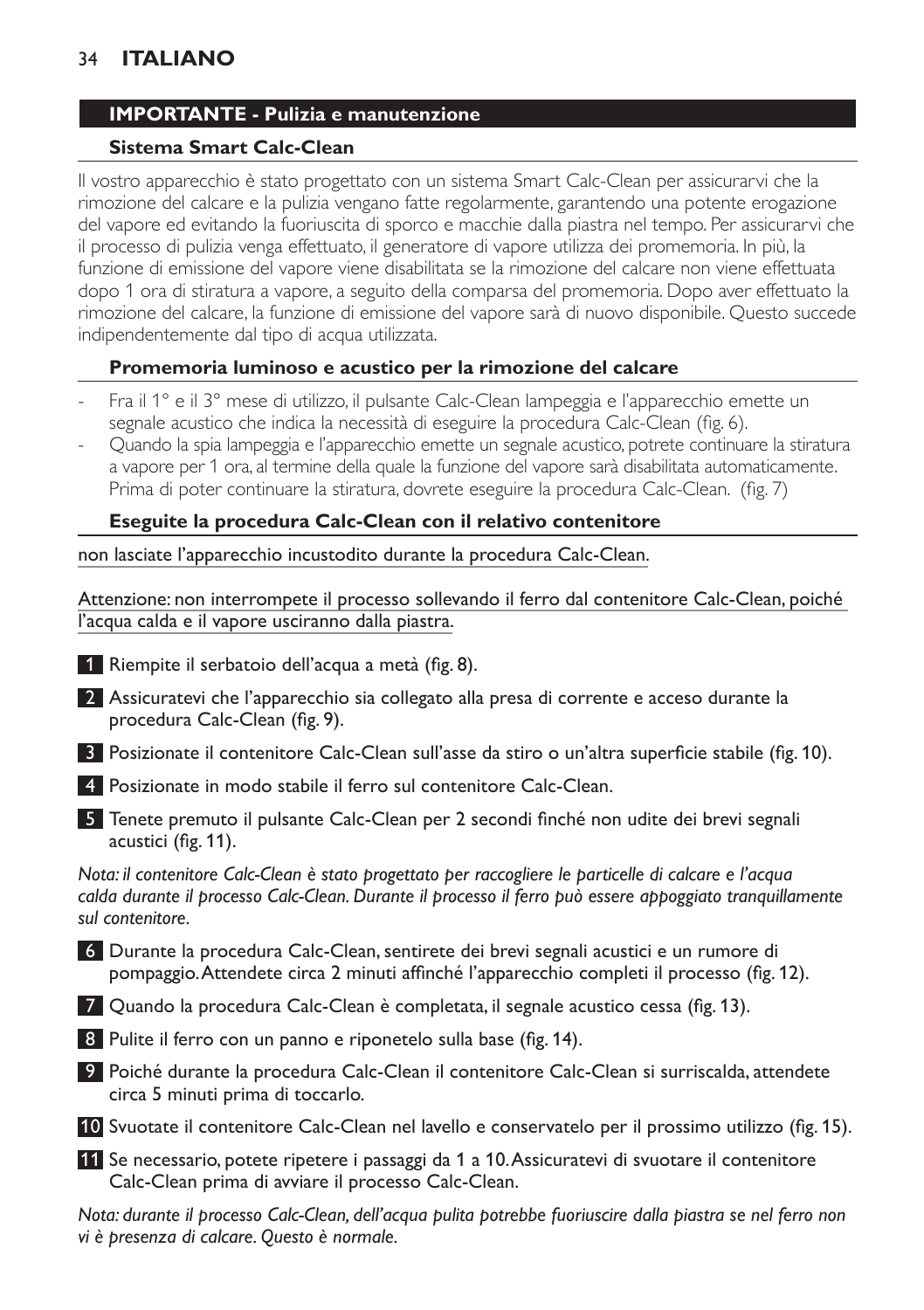## IMPORTANTE - Pulizia e manutenzione

### Sistema Smart Calc-Clean

Il vostro apparecchio è stato progettato con un sistema Smart Calc-Clean per assicurarvi che la rimozione del calcare e la pulizia vengano fatte regolarmente, garantendo una potente erogazione del vapore ed evitando la fuoriuscita di sporco e macchie dalla piastra nel tempo. Per assicurarvi che il processo di pulizia venga effettuato, il generatore di vapore utilizza dei promemoria. In più, la funzione di emissione del vapore viene disabilitata se la rimozione del calcare non viene effettuata dopo 1 ora di stiratura a vapore, a seguito della comparsa del promemoria. Dopo aver effettuato la rimozione del calcare, la funzione di emissione del vapore sarà di nuovo disponibile. Questo succede indipendentemente dal tipo di acqua utilizzata.

### Promemoria luminoso e acustico per la rimozione del calcare

- Fra il 1° e il 3° mese di utilizzo, il pulsante Calc-Clean lampeggia e l'apparecchio emette un segnale acustico che indica la necessità di eseguire la procedura Calc-Clean (fig. 6).
- Quando la spia lampeggia e l'apparecchio emette un segnale acustico, potrete continuare la stiratura a vapore per 1 ora, al termine della quale la funzione del vapore sarà disabilitata automaticamente. Prima di poter continuare la stiratura, dovrete eseguire la procedura Calc-Clean. (fig. 7)

### Eseguite la procedura Calc-Clean con il relativo contenitore

non lasciate l'apparecchio incustodito durante la procedura Calc-Clean.

Attenzione: non interrompete il processo sollevando il ferro dal contenitore Calc-Clean, poiché l'acqua calda e il vapore usciranno dalla piastra.

1. Riempite il serbatoio dell'acqua a metà (fig. 8).
2. Assicuratevi che l'apparecchio sia collegato alla presa di corrente e acceso durante la procedura Calc-Clean (fig. 9).
3. Posizionate il contenitore Calc-Clean sull'asse da stiro o un'altra superficie stabile (fig. 10).
4. Posizionate in modo stabile il ferro sul contenitore Calc-Clean.
5. Tenete premuto il pulsante Calc-Clean per 2 secondi finché non udite dei brevi segnali acustici (fig. 11).

*Nota: il contenitore Calc-Clean è stato progettato per raccogliere le particelle di calcare e l'acqua calda durante il processo Calc-Clean. Durante il processo il ferro può essere appoggiato tranquillamente sul contenitore.*

6. Durante la procedura Calc-Clean, sentirete dei brevi segnali acustici e un rumore di pompaggio. Attendete circa 2 minuti affinché l'apparecchio completi il processo (fig. 12).
7. Quando la procedura Calc-Clean è completata, il segnale acustico cessa (fig. 13).
8. Pulite il ferro con un panno e riponetelo sulla base (fig. 14).
9. Poiché durante la procedura Calc-Clean il contenitore Calc-Clean si surriscalda, attendete circa 5 minuti prima di toccarlo.
10. Svuotate il contenitore Calc-Clean nel lavello e conservatelo per il prossimo utilizzo (fig. 15).
11. Se necessario, potete ripetere i passaggi da 1 a 10. Assicuratevi di svuotare il contenitore Calc-Clean prima di avviare il processo Calc-Clean.

*Nota: durante il processo Calc-Clean, dell'acqua pulita potrebbe fuoriuscire dalla piastra se nel ferro non vi è presenza di calcare. Questo è normale.*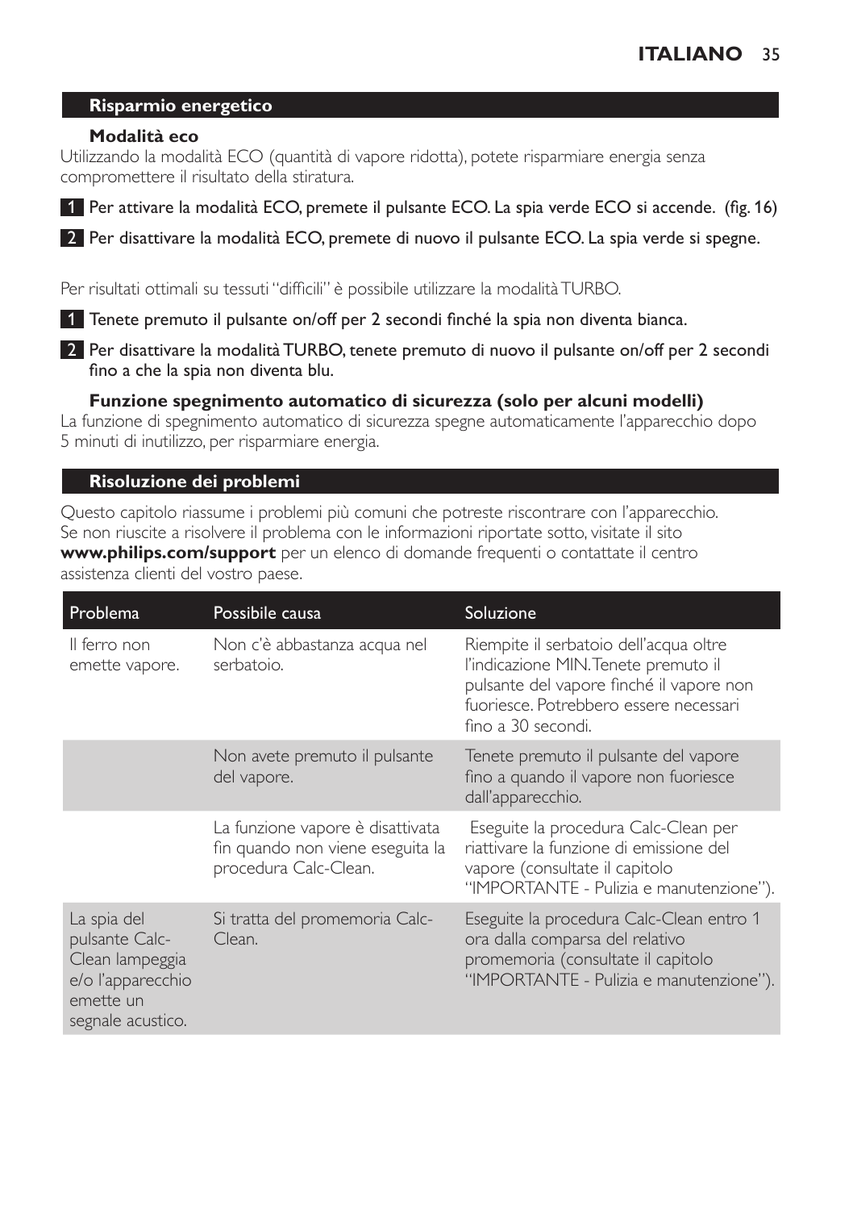## Risparmio energetico

### Modalità eco

Utilizzando la modalità ECO (quantità di vapore ridotta), potete risparmiare energia senza compromettere il risultato della stiratura.

1 Per attivare la modalità ECO, premete il pulsante ECO. La spia verde ECO si accende. (fig. 16)

2 Per disattivare la modalità ECO, premete di nuovo il pulsante ECO. La spia verde si spegne.

Per risultati ottimali su tessuti "difficili" è possibile utilizzare la modalità TURBO.

1 Tenete premuto il pulsante on/off per 2 secondi finché la spia non diventa bianca.

2 Per disattivare la modalità TURBO, tenete premuto di nuovo il pulsante on/off per 2 secondi fino a che la spia non diventa blu.

### Funzione spegnimento automatico di sicurezza (solo per alcuni modelli)

La funzione di spegnimento automatico di sicurezza spegne automaticamente l'apparecchio dopo 5 minuti di inutilizzo, per risparmiare energia.

## Risoluzione dei problemi

Questo capitolo riassume i problemi più comuni che potreste riscontrare con l'apparecchio. Se non riuscite a risolvere il problema con le informazioni riportate sotto, visitate il sito **www.philips.com/support** per un elenco di domande frequenti o contattate il centro assistenza clienti del vostro paese.

| Problema | Possibile causa | Soluzione |
|---|---|---|
| Il ferro non emette vapore. | Non c'è abbastanza acqua nel serbatoio. | Riempite il serbatoio dell'acqua oltre l'indicazione MIN. Tenete premuto il pulsante del vapore finché il vapore non fuoriesce. Potrebbero essere necessari fino a 30 secondi. |
| | Non avete premuto il pulsante del vapore. | Tenete premuto il pulsante del vapore fino a quando il vapore non fuoriesce dall'apparecchio. |
| | La funzione vapore è disattivata fin quando non viene eseguita la procedura Calc-Clean. | Eseguite la procedura Calc-Clean per riattivare la funzione di emissione del vapore (consultate il capitolo "IMPORTANTE - Pulizia e manutenzione"). |
| La spia del pulsante Calc-Clean lampeggia e/o l'apparecchio emette un segnale acustico. | Si tratta del promemoria Calc-Clean. | Eseguite la procedura Calc-Clean entro 1 ora dalla comparsa del relativo promemoria (consultate il capitolo "IMPORTANTE - Pulizia e manutenzione"). |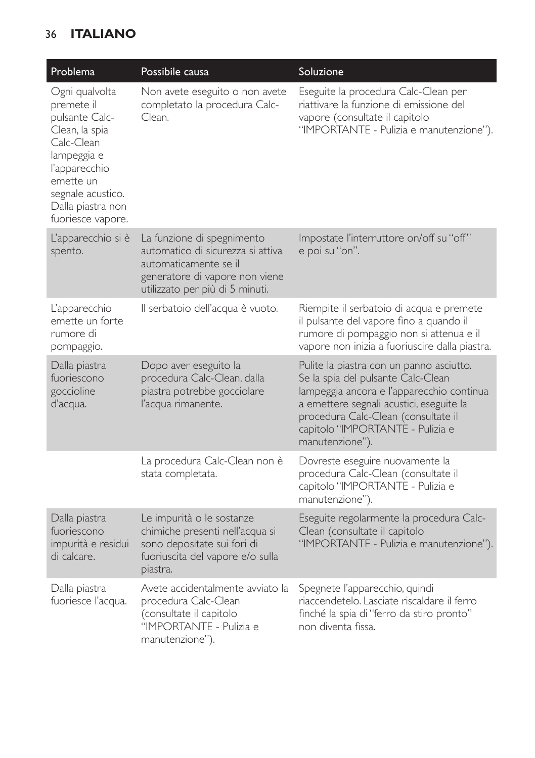| Problema | Possibile causa | Soluzione |
| --- | --- | --- |
| Ogni qualvolta premete il pulsante Calc-Clean, la spia Calc-Clean lampeggia e l'apparecchio emette un segnale acustico. Dalla piastra non fuoriesce vapore. | Non avete eseguito o non avete completato la procedura Calc-Clean. | Eseguite la procedura Calc-Clean per riattivare la funzione di emissione del vapore (consultate il capitolo "IMPORTANTE - Pulizia e manutenzione"). |
| L'apparecchio si è spento. | La funzione di spegnimento automatico di sicurezza si attiva automaticamente se il generatore di vapore non viene utilizzato per più di 5 minuti. | Impostate l'interruttore on/off su "off" e poi su "on". |
| L'apparecchio emette un forte rumore di pompaggio. | Il serbatoio dell'acqua è vuoto. | Riempite il serbatoio di acqua e premete il pulsante del vapore fino a quando il rumore di pompaggio non si attenua e il vapore non inizia a fuoriuscire dalla piastra. |
| Dalla piastra fuoriescono goccioline d'acqua. | Dopo aver eseguito la procedura Calc-Clean, dalla piastra potrebbe gocciolare l'acqua rimanente. | Pulite la piastra con un panno asciutto. Se la spia del pulsante Calc-Clean lampeggia ancora e l'apparecchio continua a emettere segnali acustici, eseguite la procedura Calc-Clean (consultate il capitolo "IMPORTANTE - Pulizia e manutenzione"). |
| | La procedura Calc-Clean non è stata completata. | Dovreste eseguire nuovamente la procedura Calc-Clean (consultate il capitolo "IMPORTANTE - Pulizia e manutenzione"). |
| Dalla piastra fuoriescono impurità e residui di calcare. | Le impurità o le sostanze chimiche presenti nell'acqua si sono depositate sui fori di fuoriuscita del vapore e/o sulla piastra. | Eseguite regolarmente la procedura Calc-Clean (consultate il capitolo "IMPORTANTE - Pulizia e manutenzione"). |
| Dalla piastra fuoriesce l'acqua. | Avete accidentalmente avviato la procedura Calc-Clean (consultate il capitolo "IMPORTANTE - Pulizia e manutenzione"). | Spegnete l'apparecchio, quindi riaccendetelo. Lasciate riscaldare il ferro finché la spia di "ferro da stiro pronto" non diventa fissa. |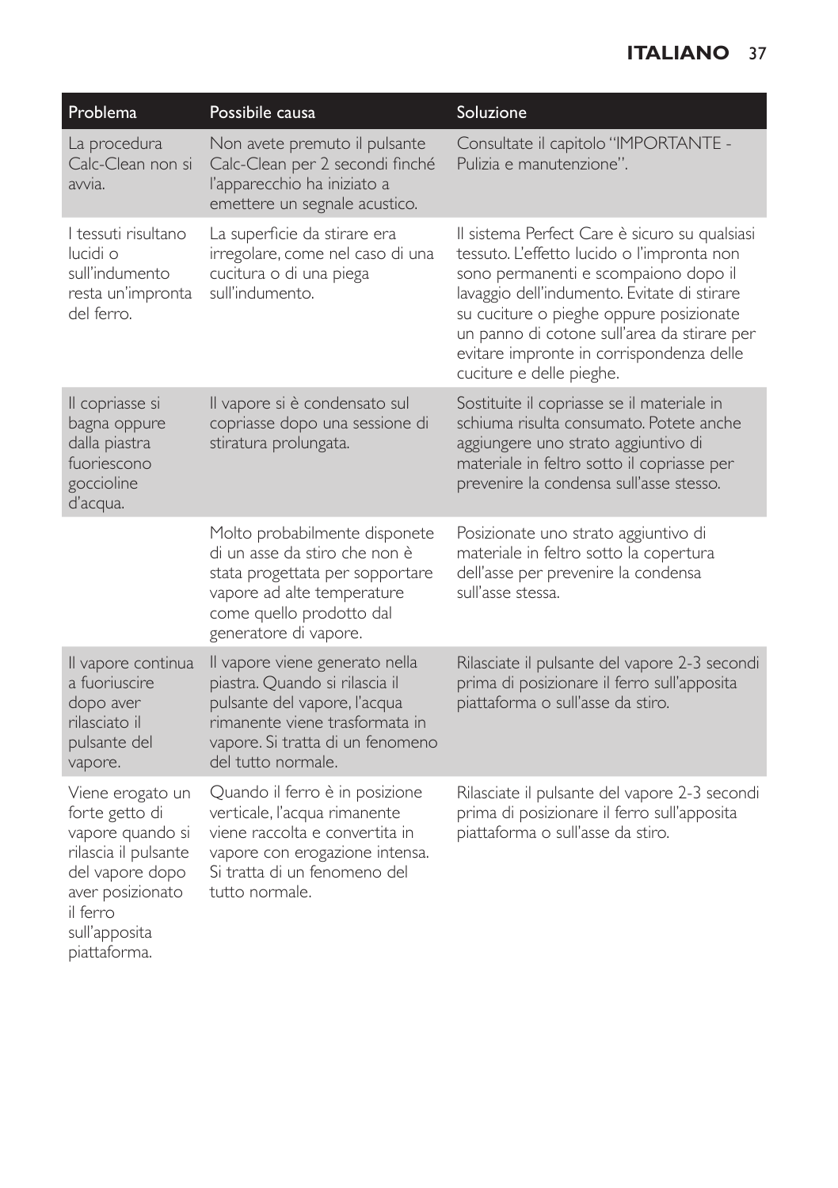| Problema | Possibile causa | Soluzione |
|---|---|---|
| La procedura Calc-Clean non si avvia. | Non avete premuto il pulsante Calc-Clean per 2 secondi finché l'apparecchio ha iniziato a emettere un segnale acustico. | Consultate il capitolo "IMPORTANTE - Pulizia e manutenzione". |
| I tessuti risultano lucidi o sull'indumento resta un'impronta del ferro. | La superficie da stirare era irregolare, come nel caso di una cucitura o di una piega sull'indumento. | Il sistema Perfect Care è sicuro su qualsiasi tessuto. L'effetto lucido o l'impronta non sono permanenti e scompaiono dopo il lavaggio dell'indumento. Evitate di stirare su cuciture o pieghe oppure posizionate un panno di cotone sull'area da stirare per evitare impronte in corrispondenza delle cuciture e delle pieghe. |
| Il copriasse si bagna oppure dalla piastra fuoriescono goccioline d'acqua. | Il vapore si è condensato sul copriasse dopo una sessione di stiratura prolungata. | Sostituite il copriasse se il materiale in schiuma risulta consumato. Potete anche aggiungere uno strato aggiuntivo di materiale in feltro sotto il copriasse per prevenire la condensa sull'asse stesso. |
| | Molto probabilmente disponete di un asse da stiro che non è stata progettata per sopportare vapore ad alte temperature come quello prodotto dal generatore di vapore. | Posizionate uno strato aggiuntivo di materiale in feltro sotto la copertura dell'asse per prevenire la condensa sull'asse stessa. |
| Il vapore continua a fuoriuscire dopo aver rilasciato il pulsante del vapore. | Il vapore viene generato nella piastra. Quando si rilascia il pulsante del vapore, l'acqua rimanente viene trasformata in vapore. Si tratta di un fenomeno del tutto normale. | Rilasciate il pulsante del vapore 2-3 secondi prima di posizionare il ferro sull'apposita piattaforma o sull'asse da stiro. |
| Viene erogato un forte getto di vapore quando si rilascia il pulsante del vapore dopo aver posizionato il ferro sull'apposita piattaforma. | Quando il ferro è in posizione verticale, l'acqua rimanente viene raccolta e convertita in vapore con erogazione intensa. Si tratta di un fenomeno del tutto normale. | Rilasciate il pulsante del vapore 2-3 secondi prima di posizionare il ferro sull'apposita piattaforma o sull'asse da stiro. |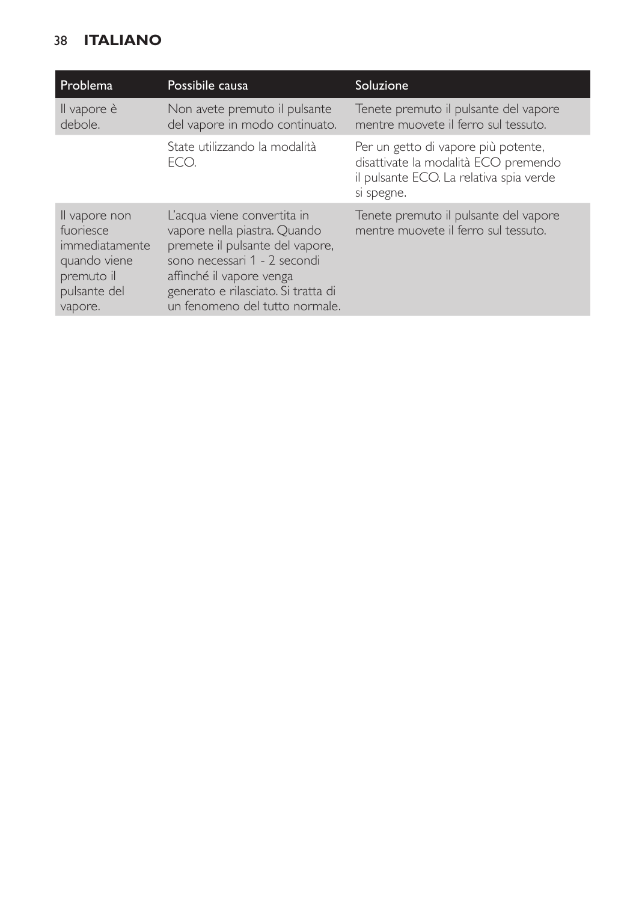| Problema | Possibile causa | Soluzione |
| --- | --- | --- |
| Il vapore è debole. | Non avete premuto il pulsante del vapore in modo continuato. | Tenete premuto il pulsante del vapore mentre muovete il ferro sul tessuto. |
| | State utilizzando la modalità ECO. | Per un getto di vapore più potente, disattivate la modalità ECO premendo il pulsante ECO. La relativa spia verde si spegne. |
| Il vapore non fuoriesce immediatamente quando viene premuto il pulsante del vapore. | L'acqua viene convertita in vapore nella piastra. Quando premete il pulsante del vapore, sono necessari 1 - 2 secondi affinché il vapore venga generato e rilasciato. Si tratta di un fenomeno del tutto normale. | Tenete premuto il pulsante del vapore mentre muovete il ferro sul tessuto. |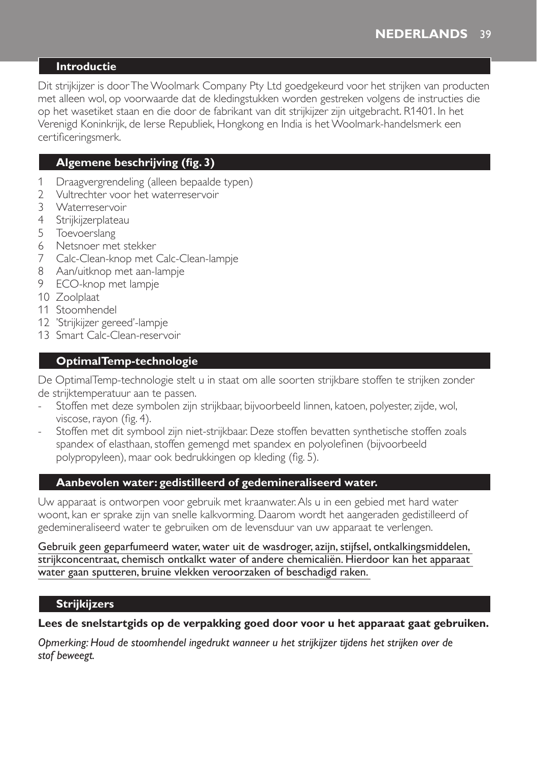## Introductie

Dit strijkijzer is door The Woolmark Company Pty Ltd goedgekeurd voor het strijken van producten met alleen wol, op voorwaarde dat de kledingstukken worden gestreken volgens de instructies die op het wasetiket staan en die door de fabrikant van dit strijkijzer zijn uitgebracht. R1401. In het Verenigd Koninkrijk, de Ierse Republiek, Hongkong en India is het Woolmark-handelsmerk een certificeringsmerk.

## Algemene beschrijving (fig. 3)

1. Draagvergrendeling (alleen bepaalde typen)
2. Vultrechter voor het waterreservoir
3. Waterreservoir
4. Strijkijzerplateau
5. Toevoerslang
6. Netsnoer met stekker
7. Calc-Clean-knop met Calc-Clean-lampje
8. Aan/uitknop met aan-lampje
9. ECO-knop met lampje
10. Zoolplaat
11. Stoomhendel
12. 'Strijkijzer gereed'-lampje
13. Smart Calc-Clean-reservoir

## OptimalTemp-technologie

De OptimalTemp-technologie stelt u in staat om alle soorten strijkbare stoffen te strijken zonder de strijktemperatuur aan te passen.

- Stoffen met deze symbolen zijn strijkbaar, bijvoorbeeld linnen, katoen, polyester, zijde, wol, viscose, rayon (fig. 4).
- Stoffen met dit symbool zijn niet-strijkbaar. Deze stoffen bevatten synthetische stoffen zoals spandex of elasthaan, stoffen gemengd met spandex en polyolefinen (bijvoorbeeld polypropyleen), maar ook bedrukkingen op kleding (fig. 5).

## Aanbevolen water: gedistilleerd of gedemineraliseerd water.

Uw apparaat is ontworpen voor gebruik met kraanwater. Als u in een gebied met hard water woont, kan er sprake zijn van snelle kalkvorming. Daarom wordt het aangeraden gedistilleerd of gedemineraliseerd water te gebruiken om de levensduur van uw apparaat te verlengen.

Gebruik geen geparfumeerd water, water uit de wasdroger, azijn, stijfsel, ontkalkingsmiddelen, strijkconcentraat, chemisch ontkalkt water of andere chemicaliën. Hierdoor kan het apparaat water gaan sputteren, bruine vlekken veroorzaken of beschadigd raken.

## Strijkijzers

**Lees de snelstartgids op de verpakking goed door voor u het apparaat gaat gebruiken.**

*Opmerking: Houd de stoomhendel ingedrukt wanneer u het strijkijzer tijdens het strijken over de stof beweegt.*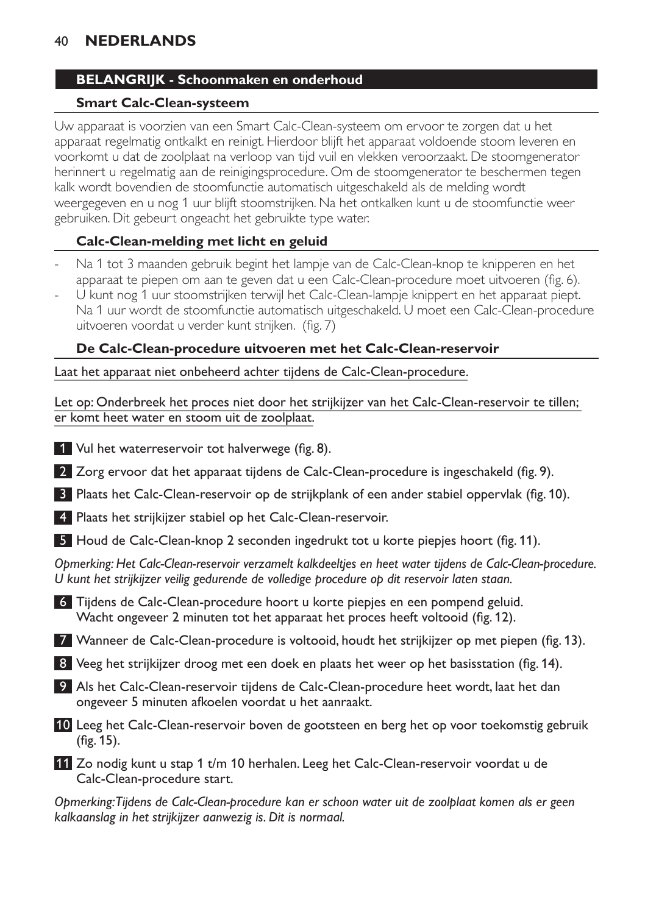## BELANGRIJK - Schoonmaken en onderhoud

### Smart Calc-Clean-systeem

Uw apparaat is voorzien van een Smart Calc-Clean-systeem om ervoor te zorgen dat u het apparaat regelmatig ontkalkt en reinigt. Hierdoor blijft het apparaat voldoende stoom leveren en voorkomt u dat de zoolplaat na verloop van tijd vuil en vlekken veroorzaakt. De stoomgenerator herinnert u regelmatig aan de reinigingsprocedure. Om de stoomgenerator te beschermen tegen kalk wordt bovendien de stoomfunctie automatisch uitgeschakeld als de melding wordt weergegeven en u nog 1 uur blijft stoomstrijken. Na het ontkalken kunt u de stoomfunctie weer gebruiken. Dit gebeurt ongeacht het gebruikte type water.

### Calc-Clean-melding met licht en geluid

- Na 1 tot 3 maanden gebruik begint het lampje van de Calc-Clean-knop te knipperen en het apparaat te piepen om aan te geven dat u een Calc-Clean-procedure moet uitvoeren (fig. 6).
- U kunt nog 1 uur stoomstrijken terwijl het Calc-Clean-lampje knippert en het apparaat piept. Na 1 uur wordt de stoomfunctie automatisch uitgeschakeld. U moet een Calc-Clean-procedure uitvoeren voordat u verder kunt strijken. (fig. 7)

### De Calc-Clean-procedure uitvoeren met het Calc-Clean-reservoir

Laat het apparaat niet onbeheerd achter tijdens de Calc-Clean-procedure.

Let op: Onderbreek het proces niet door het strijkijzer van het Calc-Clean-reservoir te tillen; er komt heet water en stoom uit de zoolplaat.

1. Vul het waterreservoir tot halverwege (fig. 8).
2. Zorg ervoor dat het apparaat tijdens de Calc-Clean-procedure is ingeschakeld (fig. 9).
3. Plaats het Calc-Clean-reservoir op de strijkplank of een ander stabiel oppervlak (fig. 10).
4. Plaats het strijkijzer stabiel op het Calc-Clean-reservoir.
5. Houd de Calc-Clean-knop 2 seconden ingedrukt tot u korte piepjes hoort (fig. 11).

*Opmerking: Het Calc-Clean-reservoir verzamelt kalkdeeltjes en heet water tijdens de Calc-Clean-procedure. U kunt het strijkijzer veilig gedurende de volledige procedure op dit reservoir laten staan.*

6. Tijdens de Calc-Clean-procedure hoort u korte piepjes en een pompend geluid. Wacht ongeveer 2 minuten tot het apparaat het proces heeft voltooid (fig. 12).
7. Wanneer de Calc-Clean-procedure is voltooid, houdt het strijkijzer op met piepen (fig. 13).
8. Veeg het strijkijzer droog met een doek en plaats het weer op het basisstation (fig. 14).
9. Als het Calc-Clean-reservoir tijdens de Calc-Clean-procedure heet wordt, laat het dan ongeveer 5 minuten afkoelen voordat u het aanraakt.
10. Leeg het Calc-Clean-reservoir boven de gootsteen en berg het op voor toekomstig gebruik (fig. 15).
11. Zo nodig kunt u stap 1 t/m 10 herhalen. Leeg het Calc-Clean-reservoir voordat u de Calc-Clean-procedure start.

*Opmerking: Tijdens de Calc-Clean-procedure kan er schoon water uit de zoolplaat komen als er geen kalkaanslag in het strijkijzer aanwezig is. Dit is normaal.*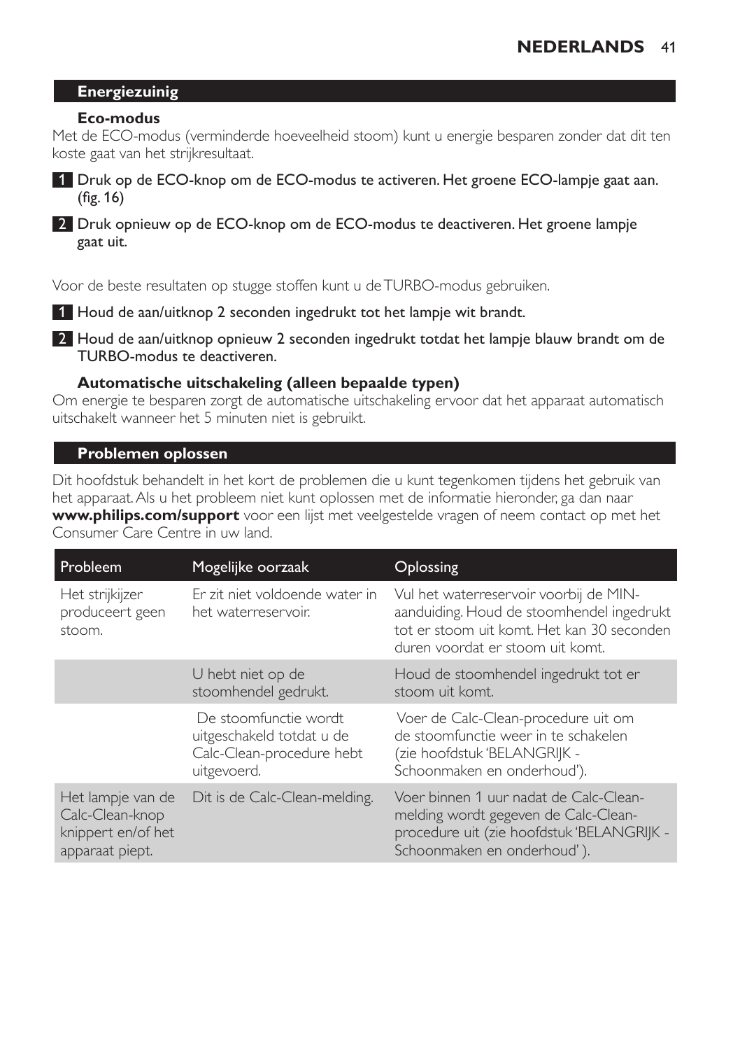## Energiezuinig

### Eco-modus

Met de ECO-modus (verminderde hoeveelheid stoom) kunt u energie besparen zonder dat dit ten koste gaat van het strijkresultaat.

1. Druk op de ECO-knop om de ECO-modus te activeren. Het groene ECO-lampje gaat aan. (fig. 16)
2. Druk opnieuw op de ECO-knop om de ECO-modus te deactiveren. Het groene lampje gaat uit.

Voor de beste resultaten op stugge stoffen kunt u de TURBO-modus gebruiken.

1. Houd de aan/uitknop 2 seconden ingedrukt tot het lampje wit brandt.
2. Houd de aan/uitknop opnieuw 2 seconden ingedrukt totdat het lampje blauw brandt om de TURBO-modus te deactiveren.

### Automatische uitschakeling (alleen bepaalde typen)

Om energie te besparen zorgt de automatische uitschakeling ervoor dat het apparaat automatisch uitschakelt wanneer het 5 minuten niet is gebruikt.

## Problemen oplossen

Dit hoofdstuk behandelt in het kort de problemen die u kunt tegenkomen tijdens het gebruik van het apparaat. Als u het probleem niet kunt oplossen met de informatie hieronder, ga dan naar **www.philips.com/support** voor een lijst met veelgestelde vragen of neem contact op met het Consumer Care Centre in uw land.

| Probleem | Mogelijke oorzaak | Oplossing |
|---|---|---|
| Het strijkijzer produceert geen stoom. | Er zit niet voldoende water in het waterreservoir. | Vul het waterreservoir voorbij de MIN-aanduiding. Houd de stoomhendel ingedrukt tot er stoom uit komt. Het kan 30 seconden duren voordat er stoom uit komt. |
| | U hebt niet op de stoomhendel gedrukt. | Houd de stoomhendel ingedrukt tot er stoom uit komt. |
| | De stoomfunctie wordt uitgeschakeld totdat u de Calc-Clean-procedure hebt uitgevoerd. | Voer de Calc-Clean-procedure uit om de stoomfunctie weer in te schakelen (zie hoofdstuk 'BELANGRIJK - Schoonmaken en onderhoud'). |
| Het lampje van de Calc-Clean-knop knippert en/of het apparaat piept. | Dit is de Calc-Clean-melding. | Voer binnen 1 uur nadat de Calc-Clean-melding wordt gegeven de Calc-Clean-procedure uit (zie hoofdstuk 'BELANGRIJK - Schoonmaken en onderhoud' ). |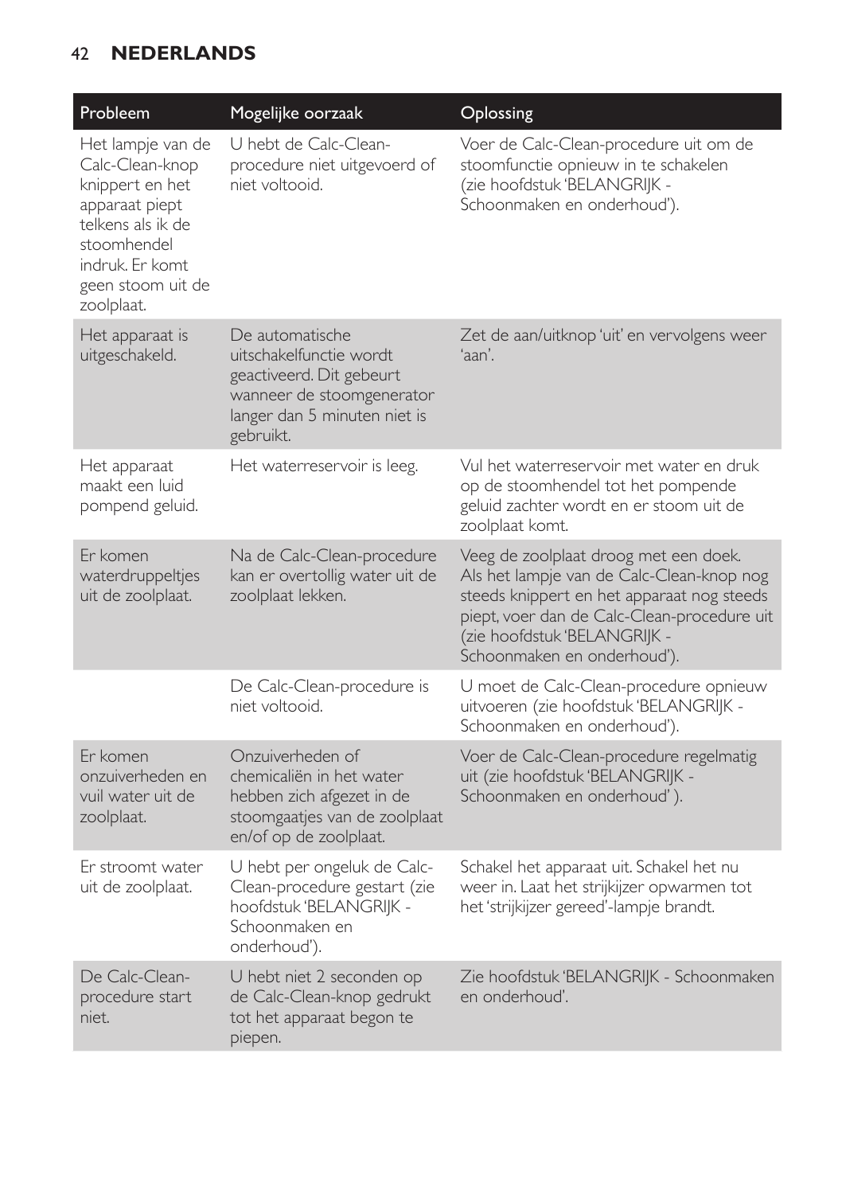| Probleem | Mogelijke oorzaak | Oplossing |
|---|---|---|
| Het lampje van de Calc-Clean-knop knippert en het apparaat piept telkens als ik de stoomhendel indruk. Er komt geen stoom uit de zoolplaat. | U hebt de Calc-Clean-procedure niet uitgevoerd of niet voltooid. | Voer de Calc-Clean-procedure uit om de stoomfunctie opnieuw in te schakelen (zie hoofdstuk 'BELANGRIJK - Schoonmaken en onderhoud'). |
| Het apparaat is uitgeschakeld. | De automatische uitschakelfunctie wordt geactiveerd. Dit gebeurt wanneer de stoomgenerator langer dan 5 minuten niet is gebruikt. | Zet de aan/uitknop 'uit' en vervolgens weer 'aan'. |
| Het apparaat maakt een luid pompend geluid. | Het waterreservoir is leeg. | Vul het waterreservoir met water en druk op de stoomhendel tot het pompende geluid zachter wordt en er stoom uit de zoolplaat komt. |
| Er komen waterdruppeltjes uit de zoolplaat. | Na de Calc-Clean-procedure kan er overtollig water uit de zoolplaat lekken. | Veeg de zoolplaat droog met een doek. Als het lampje van de Calc-Clean-knop nog steeds knippert en het apparaat nog steeds piept, voer dan de Calc-Clean-procedure uit (zie hoofdstuk 'BELANGRIJK - Schoonmaken en onderhoud'). |
| | De Calc-Clean-procedure is niet voltooid. | U moet de Calc-Clean-procedure opnieuw uitvoeren (zie hoofdstuk 'BELANGRIJK - Schoonmaken en onderhoud'). |
| Er komen onzuiverheden en vuil water uit de zoolplaat. | Onzuiverheden of chemicaliën in het water hebben zich afgezet in de stoomgaatjes van de zoolplaat en/of op de zoolplaat. | Voer de Calc-Clean-procedure regelmatig uit (zie hoofdstuk 'BELANGRIJK - Schoonmaken en onderhoud' ). |
| Er stroomt water uit de zoolplaat. | U hebt per ongeluk de Calc-Clean-procedure gestart (zie hoofdstuk 'BELANGRIJK - Schoonmaken en onderhoud'). | Schakel het apparaat uit. Schakel het nu weer in. Laat het strijkijzer opwarmen tot het 'strijkijzer gereed'-lampje brandt. |
| De Calc-Clean-procedure start niet. | U hebt niet 2 seconden op de Calc-Clean-knop gedrukt tot het apparaat begon te piepen. | Zie hoofdstuk 'BELANGRIJK - Schoonmaken en onderhoud'. |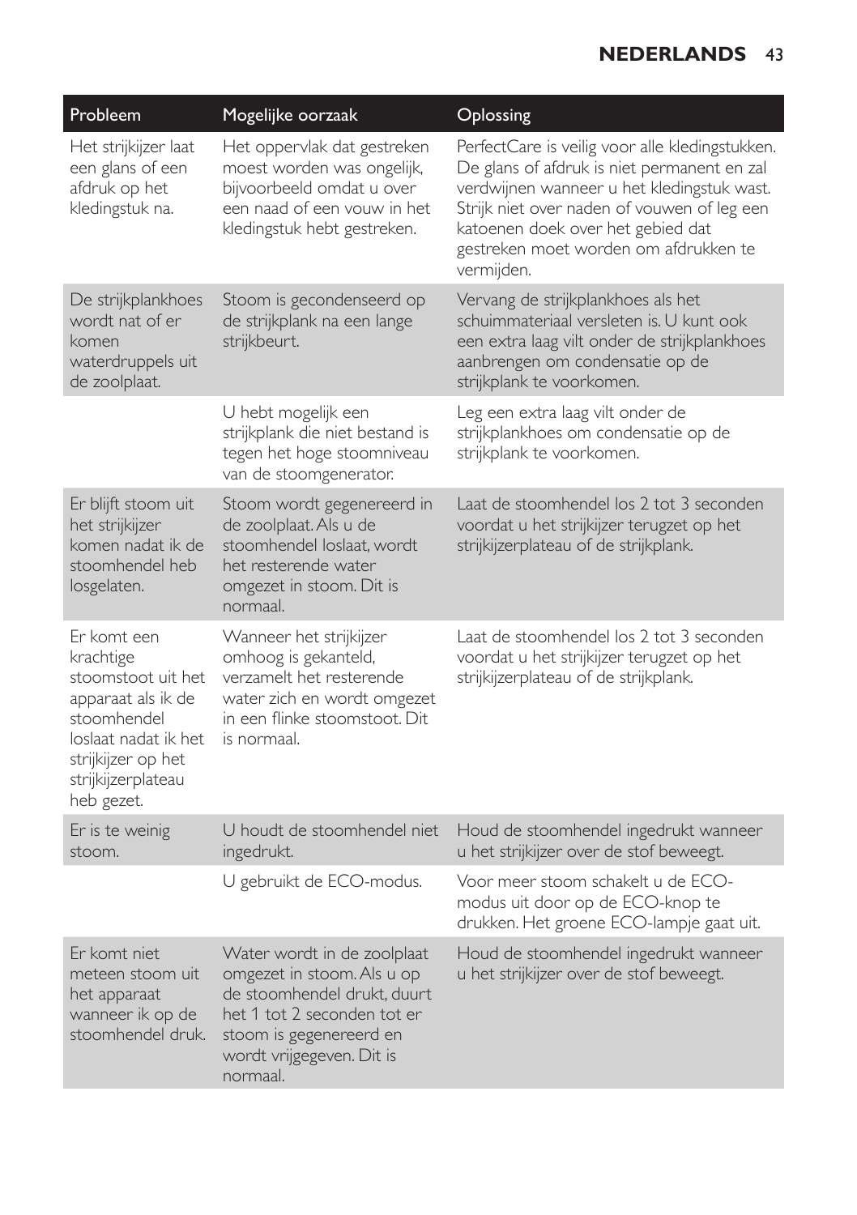| Probleem | Mogelijke oorzaak | Oplossing |
|---|---|---|
| Het strijkijzer laat een glans of een afdruk op het kledingstuk na. | Het oppervlak dat gestreken moest worden was ongelijk, bijvoorbeeld omdat u over een naad of een vouw in het kledingstuk hebt gestreken. | PerfectCare is veilig voor alle kledingstukken. De glans of afdruk is niet permanent en zal verdwijnen wanneer u het kledingstuk wast. Strijk niet over naden of vouwen of leg een katoenen doek over het gebied dat gestreken moet worden om afdrukken te vermijden. |
| De strijkplankhoes wordt nat of er komen waterdruppels uit de zoolplaat. | Stoom is gecondenseerd op de strijkplank na een lange strijkbeurt. | Vervang de strijkplankhoes als het schuimmateriaal versleten is. U kunt ook een extra laag vilt onder de strijkplankhoes aanbrengen om condensatie op de strijkplank te voorkomen. |
| | U hebt mogelijk een strijkplank die niet bestand is tegen het hoge stoomniveau van de stoomgenerator. | Leg een extra laag vilt onder de strijkplankhoes om condensatie op de strijkplank te voorkomen. |
| Er blijft stoom uit het strijkijzer komen nadat ik de stoomhendel heb losgelaten. | Stoom wordt gegenereerd in de zoolplaat. Als u de stoomhendel loslaat, wordt het resterende water omgezet in stoom. Dit is normaal. | Laat de stoomhendel los 2 tot 3 seconden voordat u het strijkijzer terugzet op het strijkijzerplateau of de strijkplank. |
| Er komt een krachtige stoomstoot uit het apparaat als ik de stoomhendel loslaat nadat ik het strijkijzer op het strijkijzerplateau heb gezet. | Wanneer het strijkijzer omhoog is gekanteld, verzamelt het resterende water zich en wordt omgezet in een flinke stoomstoot. Dit is normaal. | Laat de stoomhendel los 2 tot 3 seconden voordat u het strijkijzer terugzet op het strijkijzerplateau of de strijkplank. |
| Er is te weinig stoom. | U houdt de stoomhendel niet ingedrukt. | Houd de stoomhendel ingedrukt wanneer u het strijkijzer over de stof beweegt. |
| | U gebruikt de ECO-modus. | Voor meer stoom schakelt u de ECO-modus uit door op de ECO-knop te drukken. Het groene ECO-lampje gaat uit. |
| Er komt niet meteen stoom uit het apparaat wanneer ik op de stoomhendel druk. | Water wordt in de zoolplaat omgezet in stoom. Als u op de stoomhendel drukt, duurt het 1 tot 2 seconden tot er stoom is gegenereerd en wordt vrijgegeven. Dit is normaal. | Houd de stoomhendel ingedrukt wanneer u het strijkijzer over de stof beweegt. |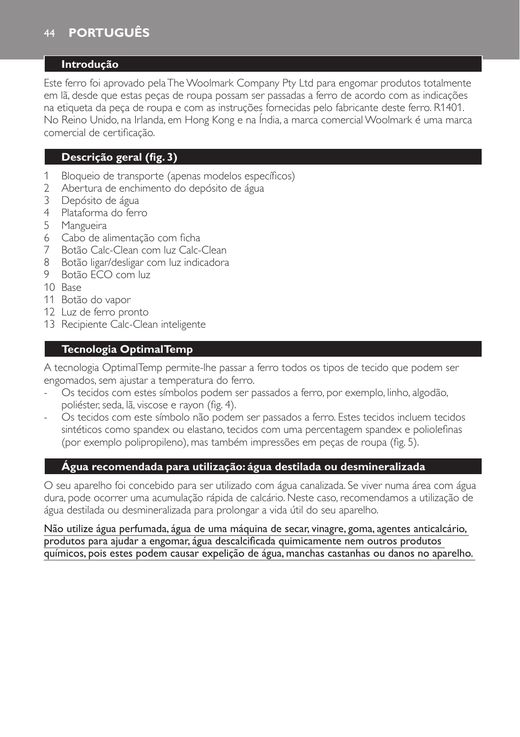## Introdução

Este ferro foi aprovado pela The Woolmark Company Pty Ltd para engomar produtos totalmente em lã, desde que estas peças de roupa possam ser passadas a ferro de acordo com as indicações na etiqueta da peça de roupa e com as instruções fornecidas pelo fabricante deste ferro. R1401. No Reino Unido, na Irlanda, em Hong Kong e na Índia, a marca comercial Woolmark é uma marca comercial de certificação.

## Descrição geral (fig. 3)

1. Bloqueio de transporte (apenas modelos específicos)
2. Abertura de enchimento do depósito de água
3. Depósito de água
4. Plataforma do ferro
5. Mangueira
6. Cabo de alimentação com ficha
7. Botão Calc-Clean com luz Calc-Clean
8. Botão ligar/desligar com luz indicadora
9. Botão ECO com luz
10. Base
11. Botão do vapor
12. Luz de ferro pronto
13. Recipiente Calc-Clean inteligente

## Tecnologia OptimalTemp

A tecnologia OptimalTemp permite-lhe passar a ferro todos os tipos de tecido que podem ser engomados, sem ajustar a temperatura do ferro.

- Os tecidos com estes símbolos podem ser passados a ferro, por exemplo, linho, algodão, poliéster, seda, lã, viscose e rayon (fig. 4).
- Os tecidos com este símbolo não podem ser passados a ferro. Estes tecidos incluem tecidos sintéticos como spandex ou elastano, tecidos com uma percentagem spandex e poliolefinas (por exemplo polipropileno), mas também impressões em peças de roupa (fig. 5).

## Água recomendada para utilização: água destilada ou desmineralizada

O seu aparelho foi concebido para ser utilizado com água canalizada. Se viver numa área com água dura, pode ocorrer uma acumulação rápida de calcário. Neste caso, recomendamos a utilização de água destilada ou desmineralizada para prolongar a vida útil do seu aparelho.

Não utilize água perfumada, água de uma máquina de secar, vinagre, goma, agentes anticalcário, produtos para ajudar a engomar, água descalcificada quimicamente nem outros produtos químicos, pois estes podem causar expelição de água, manchas castanhas ou danos no aparelho.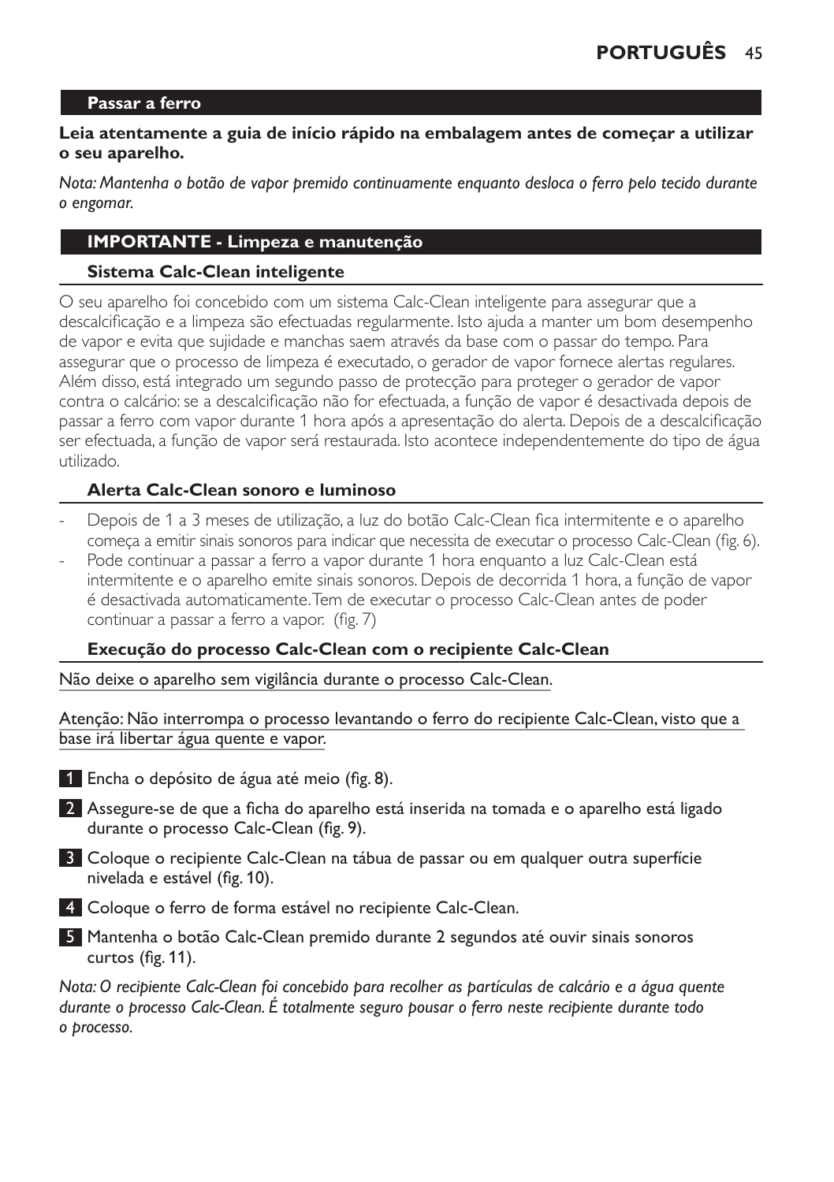## Passar a ferro

**Leia atentamente a guia de início rápido na embalagem antes de começar a utilizar o seu aparelho.**

*Nota: Mantenha o botão de vapor premido continuamente enquanto desloca o ferro pelo tecido durante o engomar.*

## IMPORTANTE - Limpeza e manutenção

### Sistema Calc-Clean inteligente

O seu aparelho foi concebido com um sistema Calc-Clean inteligente para assegurar que a descalcificação e a limpeza são efectuadas regularmente. Isto ajuda a manter um bom desempenho de vapor e evita que sujidade e manchas saem através da base com o passar do tempo. Para assegurar que o processo de limpeza é executado, o gerador de vapor fornece alertas regulares. Além disso, está integrado um segundo passo de protecção para proteger o gerador de vapor contra o calcário: se a descalcificação não for efectuada, a função de vapor é desactivada depois de passar a ferro com vapor durante 1 hora após a apresentação do alerta. Depois de a descalcificação ser efectuada, a função de vapor será restaurada. Isto acontece independentemente do tipo de água utilizado.

### Alerta Calc-Clean sonoro e luminoso

- Depois de 1 a 3 meses de utilização, a luz do botão Calc-Clean fica intermitente e o aparelho começa a emitir sinais sonoros para indicar que necessita de executar o processo Calc-Clean (fig. 6).
- Pode continuar a passar a ferro a vapor durante 1 hora enquanto a luz Calc-Clean está intermitente e o aparelho emite sinais sonoros. Depois de decorrida 1 hora, a função de vapor é desactivada automaticamente. Tem de executar o processo Calc-Clean antes de poder continuar a passar a ferro a vapor. (fig. 7)

### Execução do processo Calc-Clean com o recipiente Calc-Clean

Não deixe o aparelho sem vigilância durante o processo Calc-Clean.

Atenção: Não interrompa o processo levantando o ferro do recipiente Calc-Clean, visto que a base irá libertar água quente e vapor.

1. Encha o depósito de água até meio (fig. 8).
2. Assegure-se de que a ficha do aparelho está inserida na tomada e o aparelho está ligado durante o processo Calc-Clean (fig. 9).
3. Coloque o recipiente Calc-Clean na tábua de passar ou em qualquer outra superfície nivelada e estável (fig. 10).
4. Coloque o ferro de forma estável no recipiente Calc-Clean.
5. Mantenha o botão Calc-Clean premido durante 2 segundos até ouvir sinais sonoros curtos (fig. 11).

*Nota: O recipiente Calc-Clean foi concebido para recolher as partículas de calcário e a água quente durante o processo Calc-Clean. É totalmente seguro pousar o ferro neste recipiente durante todo o processo.*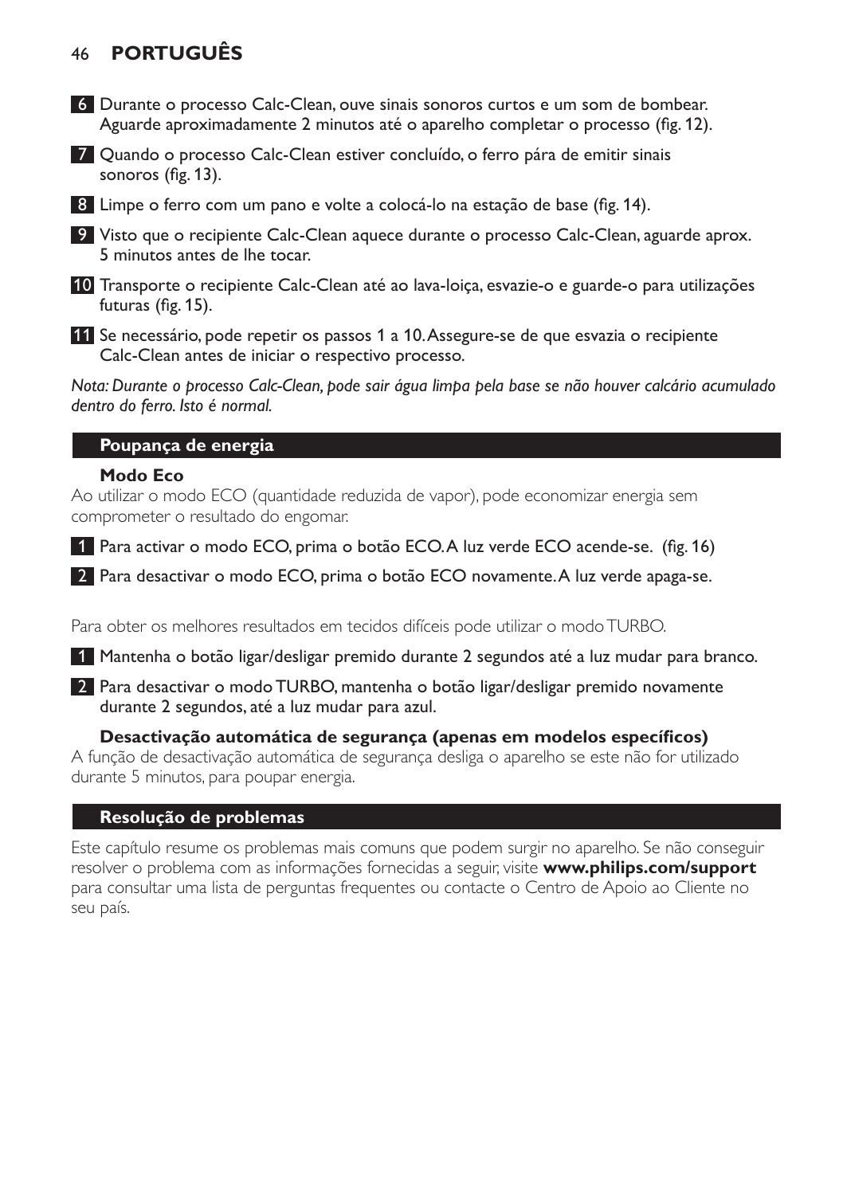6. Durante o processo Calc-Clean, ouve sinais sonoros curtos e um som de bombear. Aguarde aproximadamente 2 minutos até o aparelho completar o processo (fig. 12).

7. Quando o processo Calc-Clean estiver concluído, o ferro pára de emitir sinais sonoros (fig. 13).

8. Limpe o ferro com um pano e volte a colocá-lo na estação de base (fig. 14).

9. Visto que o recipiente Calc-Clean aquece durante o processo Calc-Clean, aguarde aprox. 5 minutos antes de lhe tocar.

10. Transporte o recipiente Calc-Clean até ao lava-loiça, esvazie-o e guarde-o para utilizações futuras (fig. 15).

11. Se necessário, pode repetir os passos 1 a 10. Assegure-se de que esvazia o recipiente Calc-Clean antes de iniciar o respectivo processo.

*Nota: Durante o processo Calc-Clean, pode sair água limpa pela base se não houver calcário acumulado dentro do ferro. Isto é normal.*

## Poupança de energia

### Modo Eco

Ao utilizar o modo ECO (quantidade reduzida de vapor), pode economizar energia sem comprometer o resultado do engomar.

1. Para activar o modo ECO, prima o botão ECO. A luz verde ECO acende-se. (fig. 16)

2. Para desactivar o modo ECO, prima o botão ECO novamente. A luz verde apaga-se.

Para obter os melhores resultados em tecidos difíceis pode utilizar o modo TURBO.

1. Mantenha o botão ligar/desligar premido durante 2 segundos até a luz mudar para branco.

2. Para desactivar o modo TURBO, mantenha o botão ligar/desligar premido novamente durante 2 segundos, até a luz mudar para azul.

### Desactivação automática de segurança (apenas em modelos específicos)

A função de desactivação automática de segurança desliga o aparelho se este não for utilizado durante 5 minutos, para poupar energia.

## Resolução de problemas

Este capítulo resume os problemas mais comuns que podem surgir no aparelho. Se não conseguir resolver o problema com as informações fornecidas a seguir, visite **www.philips.com/support** para consultar uma lista de perguntas frequentes ou contacte o Centro de Apoio ao Cliente no seu país.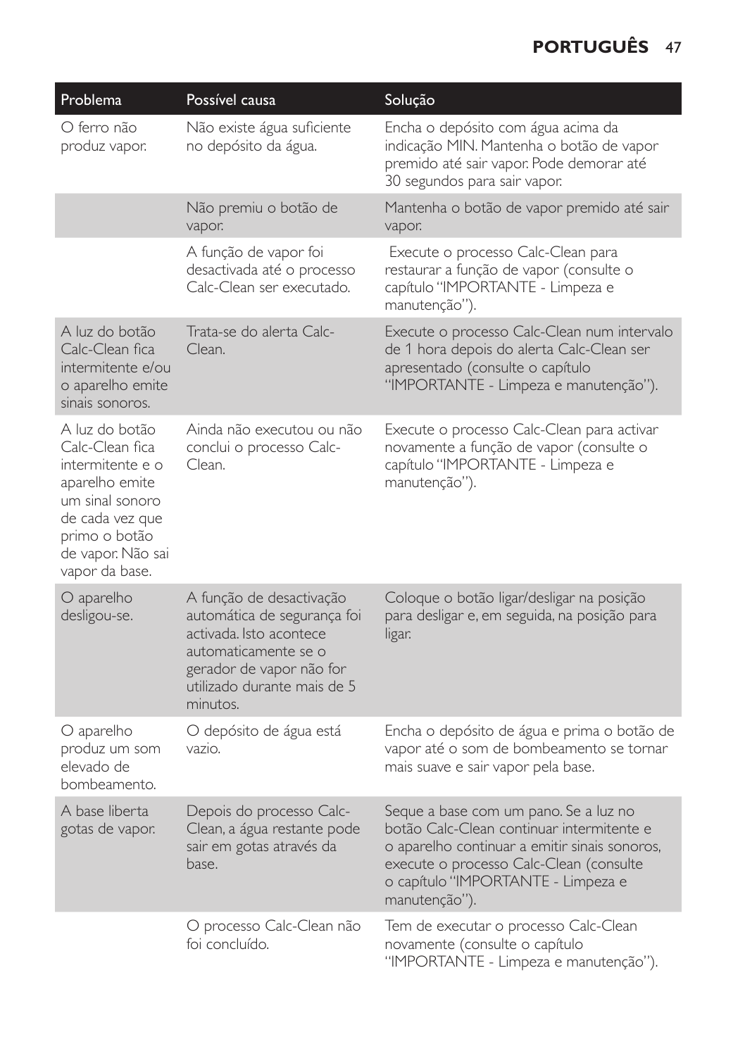| Problema | Possível causa | Solução |
|---|---|---|
| O ferro não produz vapor. | Não existe água suficiente no depósito da água. | Encha o depósito com água acima da indicação MIN. Mantenha o botão de vapor premido até sair vapor. Pode demorar até 30 segundos para sair vapor. |
| | Não premiu o botão de vapor. | Mantenha o botão de vapor premido até sair vapor. |
| | A função de vapor foi desactivada até o processo Calc-Clean ser executado. | Execute o processo Calc-Clean para restaurar a função de vapor (consulte o capítulo "IMPORTANTE - Limpeza e manutenção"). |
| A luz do botão Calc-Clean fica intermitente e/ou o aparelho emite sinais sonoros. | Trata-se do alerta Calc-Clean. | Execute o processo Calc-Clean num intervalo de 1 hora depois do alerta Calc-Clean ser apresentado (consulte o capítulo "IMPORTANTE - Limpeza e manutenção"). |
| A luz do botão Calc-Clean fica intermitente e o aparelho emite um sinal sonoro de cada vez que primo o botão de vapor. Não sai vapor da base. | Ainda não executou ou não conclui o processo Calc-Clean. | Execute o processo Calc-Clean para activar novamente a função de vapor (consulte o capítulo "IMPORTANTE - Limpeza e manutenção"). |
| O aparelho desligou-se. | A função de desactivação automática de segurança foi activada. Isto acontece automaticamente se o gerador de vapor não for utilizado durante mais de 5 minutos. | Coloque o botão ligar/desligar na posição para desligar e, em seguida, na posição para ligar. |
| O aparelho produz um som elevado de bombeamento. | O depósito de água está vazio. | Encha o depósito de água e prima o botão de vapor até o som de bombeamento se tornar mais suave e sair vapor pela base. |
| A base liberta gotas de vapor. | Depois do processo Calc-Clean, a água restante pode sair em gotas através da base. | Seque a base com um pano. Se a luz no botão Calc-Clean continuar intermitente e o aparelho continuar a emitir sinais sonoros, execute o processo Calc-Clean (consulte o capítulo "IMPORTANTE - Limpeza e manutenção"). |
| | O processo Calc-Clean não foi concluído. | Tem de executar o processo Calc-Clean novamente (consulte o capítulo "IMPORTANTE - Limpeza e manutenção"). |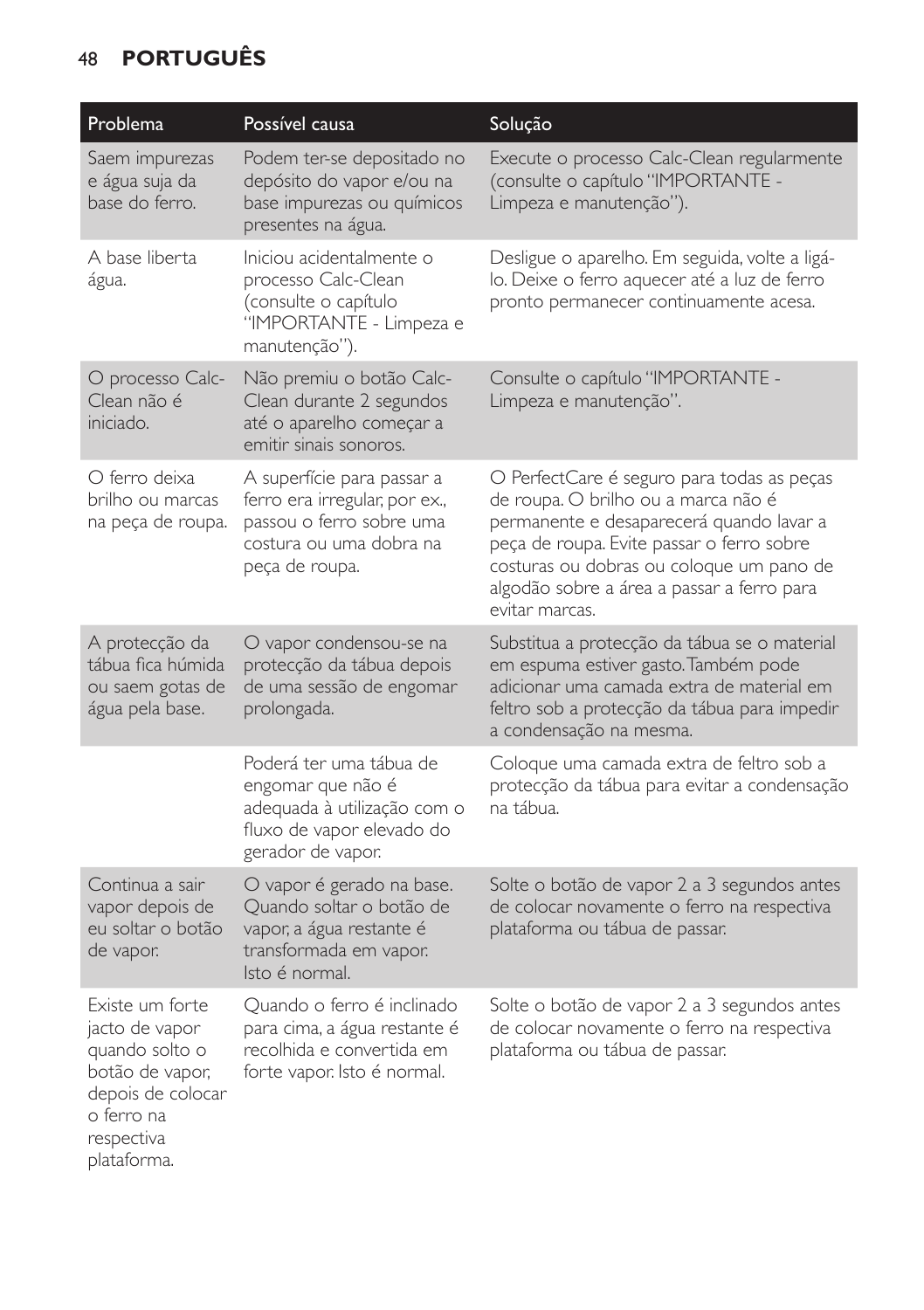| Problema | Possível causa | Solução |
| --- | --- | --- |
| Saem impurezas e água suja da base do ferro. | Podem ter-se depositado no depósito do vapor e/ou na base impurezas ou químicos presentes na água. | Execute o processo Calc-Clean regularmente (consulte o capítulo "IMPORTANTE - Limpeza e manutenção"). |
| A base liberta água. | Iniciou acidentalmente o processo Calc-Clean (consulte o capítulo "IMPORTANTE - Limpeza e manutenção"). | Desligue o aparelho. Em seguida, volte a ligá-lo. Deixe o ferro aquecer até a luz de ferro pronto permanecer continuamente acesa. |
| O processo Calc-Clean não é iniciado. | Não premiu o botão Calc-Clean durante 2 segundos até o aparelho começar a emitir sinais sonoros. | Consulte o capítulo "IMPORTANTE - Limpeza e manutenção". |
| O ferro deixa brilho ou marcas na peça de roupa. | A superfície para passar a ferro era irregular, por ex., passou o ferro sobre uma costura ou uma dobra na peça de roupa. | O PerfectCare é seguro para todas as peças de roupa. O brilho ou a marca não é permanente e desaparecerá quando lavar a peça de roupa. Evite passar o ferro sobre costuras ou dobras ou coloque um pano de algodão sobre a área a passar a ferro para evitar marcas. |
| A protecção da tábua fica húmida ou saem gotas de água pela base. | O vapor condensou-se na protecção da tábua depois de uma sessão de engomar prolongada. | Substitua a protecção da tábua se o material em espuma estiver gasto. Também pode adicionar uma camada extra de material em feltro sob a protecção da tábua para impedir a condensação na mesma. |
| | Poderá ter uma tábua de engomar que não é adequada à utilização com o fluxo de vapor elevado do gerador de vapor. | Coloque uma camada extra de feltro sob a protecção da tábua para evitar a condensação na tábua. |
| Continua a sair vapor depois de eu soltar o botão de vapor. | O vapor é gerado na base. Quando soltar o botão de vapor, a água restante é transformada em vapor. Isto é normal. | Solte o botão de vapor 2 a 3 segundos antes de colocar novamente o ferro na respectiva plataforma ou tábua de passar. |
| Existe um forte jacto de vapor quando solto o botão de vapor, depois de colocar o ferro na respectiva plataforma. | Quando o ferro é inclinado para cima, a água restante é recolhida e convertida em forte vapor. Isto é normal. | Solte o botão de vapor 2 a 3 segundos antes de colocar novamente o ferro na respectiva plataforma ou tábua de passar. |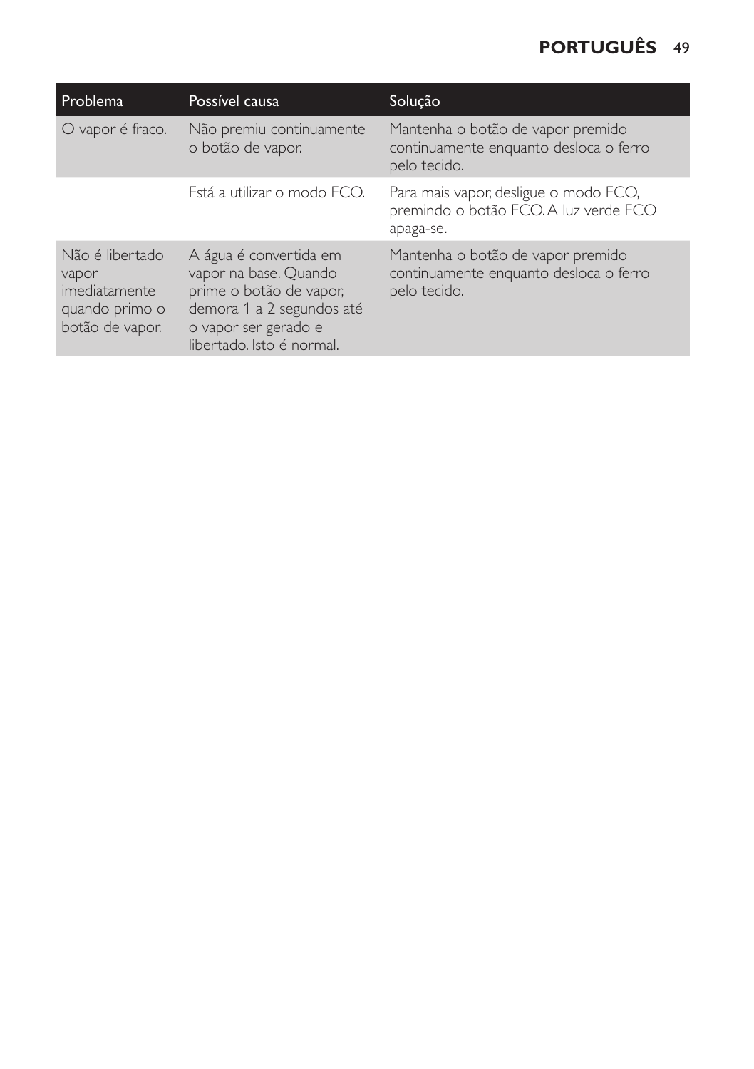| Problema | Possível causa | Solução |
|---|---|---|
| O vapor é fraco. | Não premiu continuamente o botão de vapor. | Mantenha o botão de vapor premido continuamente enquanto desloca o ferro pelo tecido. |
| | Está a utilizar o modo ECO. | Para mais vapor, desligue o modo ECO, premindo o botão ECO. A luz verde ECO apaga-se. |
| Não é libertado vapor imediatamente quando primo o botão de vapor. | A água é convertida em vapor na base. Quando prime o botão de vapor, demora 1 a 2 segundos até o vapor ser gerado e libertado. Isto é normal. | Mantenha o botão de vapor premido continuamente enquanto desloca o ferro pelo tecido. |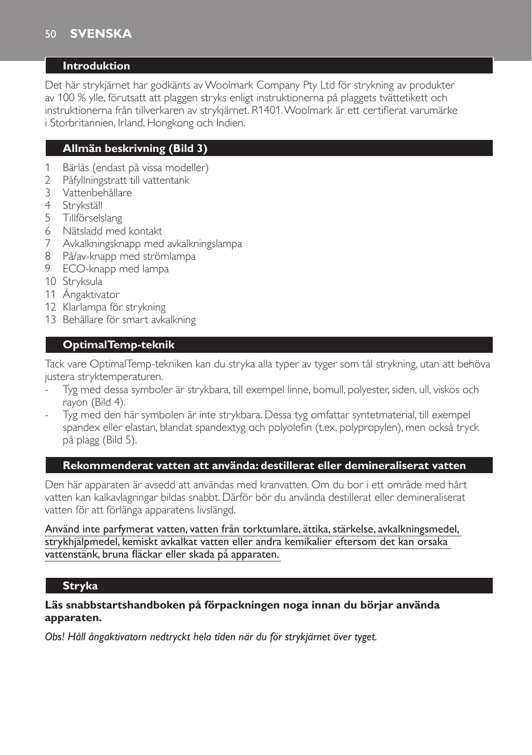## Introduktion

Det här strykjärnet har godkänts av Woolmark Company Pty Ltd för strykning av produkter av 100 % ylle, förutsatt att plaggen stryks enligt instruktionerna på plaggets tvättetikett och instruktionerna från tillverkaren av strykjärnet. R1401. Woolmark är ett certifierat varumärke i Storbritannien, Irland, Hongkong och Indien.

## Allmän beskrivning (Bild 3)

1. Bärlås (endast på vissa modeller)
2. Påfyllningstratt till vattentank
3. Vattenbehållare
4. Strykställ
5. Tillförselslang
6. Nätsladd med kontakt
7. Avkalkningsknapp med avkalkningslampa
8. På/av-knapp med strömlampa
9. ECO-knapp med lampa
10. Stryksula
11. Ångaktivator
12. Klarlampa för strykning
13. Behållare för smart avkalkning

## OptimalTemp-teknik

Tack vare OptimalTemp-tekniken kan du stryka alla typer av tyger som tål strykning, utan att behöva justera stryktemperaturen.

- Tyg med dessa symboler är strykbara, till exempel linne, bomull, polyester, siden, ull, viskos och rayon (Bild 4).
- Tyg med den här symbolen är inte strykbara. Dessa tyg omfattar syntetmaterial, till exempel spandex eller elastan, blandat spandextyg och polyolefin (t.ex. polypropylen), men också tryck på plagg (Bild 5).

## Rekommenderat vatten att använda: destillerat eller demineraliserat vatten

Den här apparaten är avsedd att användas med kranvatten. Om du bor i ett område med hårt vatten kan kalkavlagringar bildas snabbt. Därför bör du använda destillerat eller demineraliserat vatten för att förlänga apparatens livslängd.

<u>Använd inte parfymerat vatten, vatten från torktumlare, ättika, stärkelse, avkalkningsmedel, strykhjälpmedel, kemiskt avkalkat vatten eller andra kemikalier eftersom det kan orsaka vattenstänk, bruna fläckar eller skada på apparaten.</u>

## Stryka

**Läs snabbstartshandboken på förpackningen noga innan du börjar använda apparaten.**

*Obs! Håll ångaktivatorn nedtryckt hela tiden när du för strykjärnet över tyget.*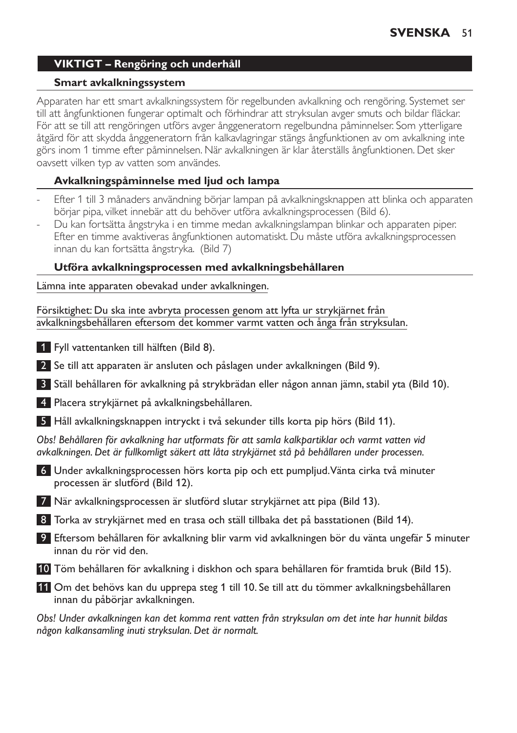## VIKTIGT – Rengöring och underhåll

### Smart avkalkningssystem

Apparaten har ett smart avkalkningssystem för regelbunden avkalkning och rengöring. Systemet ser till att ångfunktionen fungerar optimalt och förhindrar att stryksulan avger smuts och bildar fläckar. För att se till att rengöringen utförs avger ånggeneratorn regelbundna påminnelser. Som ytterligare åtgärd för att skydda ånggeneratorn från kalkavlagringar stängs ångfunktionen av om avkalkning inte görs inom 1 timme efter påminnelsen. När avkalkningen är klar återställs ångfunktionen. Det sker oavsett vilken typ av vatten som användes.

### Avkalkningspåminnelse med ljud och lampa

- Efter 1 till 3 månaders användning börjar lampan på avkalkningsknappen att blinka och apparaten börjar pipa, vilket innebär att du behöver utföra avkalkningsprocessen (Bild 6).
- Du kan fortsätta ångstryka i en timme medan avkalkningslampan blinkar och apparaten piper. Efter en timme avaktiveras ångfunktionen automatiskt. Du måste utföra avkalkningsprocessen innan du kan fortsätta ångstryka. (Bild 7)

### Utföra avkalkningsprocessen med avkalkningsbehållaren

Lämna inte apparaten obevakad under avkalkningen.

Försiktighet: Du ska inte avbryta processen genom att lyfta ur strykjärnet från avkalkningsbehållaren eftersom det kommer varmt vatten och ånga från stryksulan.

1. Fyll vattentanken till hälften (Bild 8).
2. Se till att apparaten är ansluten och påslagen under avkalkningen (Bild 9).
3. Ställ behållaren för avkalkning på strykbrädan eller någon annan jämn, stabil yta (Bild 10).
4. Placera strykjärnet på avkalkningsbehållaren.
5. Håll avkalkningsknappen intryckt i två sekunder tills korta pip hörs (Bild 11).

*Obs! Behållaren för avkalkning har utformats för att samla kalkpartiklar och varmt vatten vid avkalkningen. Det är fullkomligt säkert att låta strykjärnet stå på behållaren under processen.*

6. Under avkalkningsprocessen hörs korta pip och ett pumpljud. Vänta cirka två minuter processen är slutförd (Bild 12).
7. När avkalkningsprocessen är slutförd slutar strykjärnet att pipa (Bild 13).
8. Torka av strykjärnet med en trasa och ställ tillbaka det på basstationen (Bild 14).
9. Eftersom behållaren för avkalkning blir varm vid avkalkningen bör du vänta ungefär 5 minuter innan du rör vid den.
10. Töm behållaren för avkalkning i diskhon och spara behållaren för framtida bruk (Bild 15).
11. Om det behövs kan du upprepa steg 1 till 10. Se till att du tömmer avkalkningsbehållaren innan du påbörjar avkalkningen.

*Obs! Under avkalkningen kan det komma rent vatten från stryksulan om det inte har hunnit bildas någon kalkansamling inuti stryksulan. Det är normalt.*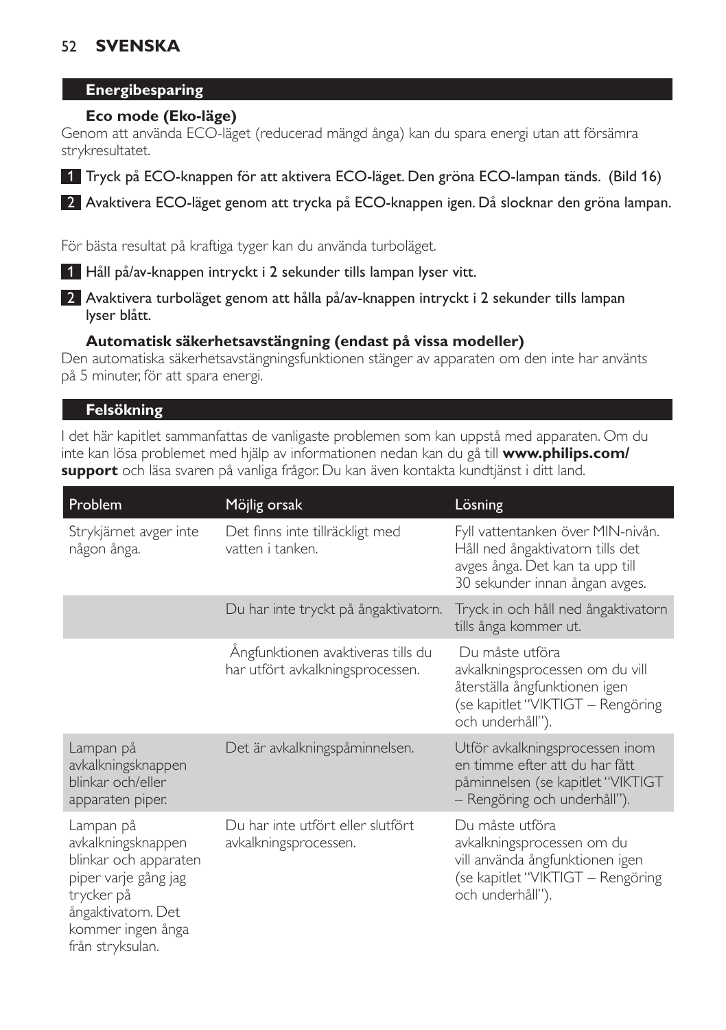## Energibesparing

### Eco mode (Eko-läge)

Genom att använda ECO-läget (reducerad mängd ånga) kan du spara energi utan att försämra strykresultatet.

1 Tryck på ECO-knappen för att aktivera ECO-läget. Den gröna ECO-lampan tänds. (Bild 16)

2 Avaktivera ECO-läget genom att trycka på ECO-knappen igen. Då slocknar den gröna lampan.

För bästa resultat på kraftiga tyger kan du använda turboläget.

1 Håll på/av-knappen intryckt i 2 sekunder tills lampan lyser vitt.

2 Avaktivera turboläget genom att hålla på/av-knappen intryckt i 2 sekunder tills lampan lyser blått.

### Automatisk säkerhetsavstängning (endast på vissa modeller)

Den automatiska säkerhetsavstängningsfunktionen stänger av apparaten om den inte har använts på 5 minuter, för att spara energi.

## Felsökning

I det här kapitlet sammanfattas de vanligaste problemen som kan uppstå med apparaten. Om du inte kan lösa problemet med hjälp av informationen nedan kan du gå till **www.philips.com/support** och läsa svaren på vanliga frågor. Du kan även kontakta kundtjänst i ditt land.

| Problem | Möjlig orsak | Lösning |
|---|---|---|
| Strykjärnet avger inte någon ånga. | Det finns inte tillräckligt med vatten i tanken. | Fyll vattentanken över MIN-nivån. Håll ned ångaktivatorn tills det avges ånga. Det kan ta upp till 30 sekunder innan ångan avges. |
| | Du har inte tryckt på ångaktivatorn. | Tryck in och håll ned ångaktivatorn tills ånga kommer ut. |
| | Ångfunktionen avaktiveras tills du har utfört avkalkningsprocessen. | Du måste utföra avkalkningsprocessen om du vill återställa ångfunktionen igen (se kapitlet "VIKTIGT – Rengöring och underhåll"). |
| Lampan på avkalkningsknappen blinkar och/eller apparaten piper. | Det är avkalkningspåminnelsen. | Utför avkalkningsprocessen inom en timme efter att du har fått påminnelsen (se kapitlet "VIKTIGT – Rengöring och underhåll"). |
| Lampan på avkalkningsknappen blinkar och apparaten piper varje gång jag trycker på ångaktivatorn. Det kommer ingen ånga från stryksulan. | Du har inte utfört eller slutfört avkalkningsprocessen. | Du måste utföra avkalkningsprocessen om du vill använda ångfunktionen igen (se kapitlet "VIKTIGT – Rengöring och underhåll"). |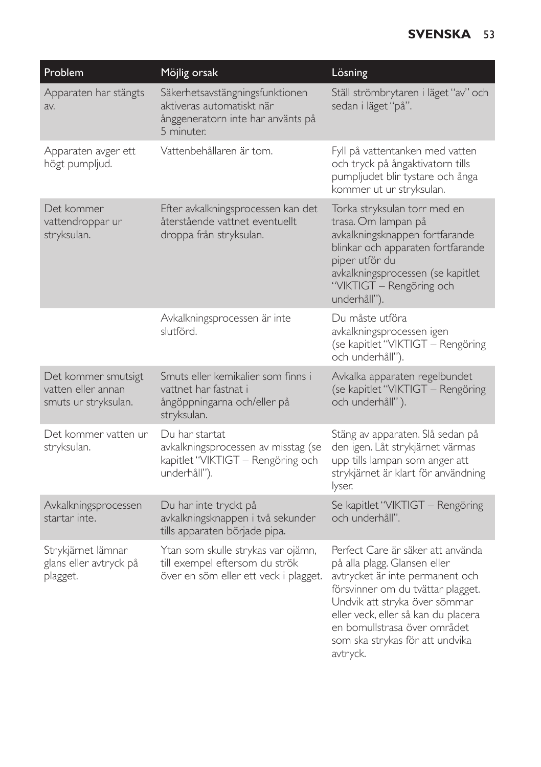| Problem | Möjlig orsak | Lösning |
|---|---|---|
| Apparaten har stängts av. | Säkerhetsavstängningsfunktionen aktiveras automatiskt när ånggeneratorn inte har använts på 5 minuter. | Ställ strömbrytaren i läget "av" och sedan i läget "på". |
| Apparaten avger ett högt pumpljud. | Vattenbehållaren är tom. | Fyll på vattentanken med vatten och tryck på ångaktivatorn tills pumpljudet blir tystare och ånga kommer ut ur stryksulan. |
| Det kommer vattendroppar ur stryksulan. | Efter avkalkningsprocessen kan det återstående vattnet eventuellt droppa från stryksulan. | Torka stryksulan torr med en trasa. Om lampan på avkalkningsknappen fortfarande blinkar och apparaten fortfarande piper utför du avkalkningsprocessen (se kapitlet "VIKTIGT – Rengöring och underhåll"). |
| | Avkalkningsprocessen är inte slutförd. | Du måste utföra avkalkningsprocessen igen (se kapitlet "VIKTIGT – Rengöring och underhåll"). |
| Det kommer smutsigt vatten eller annan smuts ur stryksulan. | Smuts eller kemikalier som finns i vattnet har fastnat i ångöppningarna och/eller på stryksulan. | Avkalka apparaten regelbundet (se kapitlet "VIKTIGT – Rengöring och underhåll" ). |
| Det kommer vatten ur stryksulan. | Du har startat avkalkningsprocessen av misstag (se kapitlet "VIKTIGT – Rengöring och underhåll"). | Stäng av apparaten. Slå sedan på den igen. Låt strykjärnet värmas upp tills lampan som anger att strykjärnet är klart för användning lyser. |
| Avkalkningsprocessen startar inte. | Du har inte tryckt på avkalkningsknappen i två sekunder tills apparaten började pipa. | Se kapitlet "VIKTIGT – Rengöring och underhåll". |
| Strykjärnet lämnar glans eller avtryck på plagget. | Ytan som skulle strykas var ojämn, till exempel eftersom du strök över en söm eller ett veck i plagget. | Perfect Care är säker att använda på alla plagg. Glansen eller avtrycket är inte permanent och försvinner om du tvättar plagget. Undvik att stryka över sömmar eller veck, eller så kan du placera en bomullstrasa över området som ska strykas för att undvika avtryck. |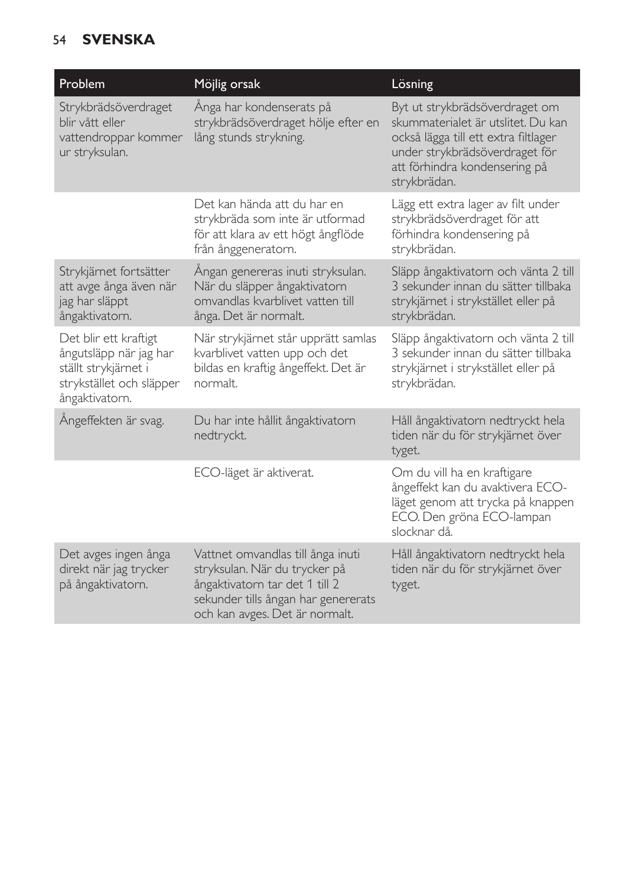| Problem | Möjlig orsak | Lösning |
|---|---|---|
| Strykbrädsöverdraget blir vått eller vattendroppar kommer ur stryksulan. | Ånga har kondenserats på strykbrädsöverdraget hölje efter en lång stunds strykning. | Byt ut strykbrädsöverdraget om skummaterialet är utslitet. Du kan också lägga till ett extra filtlager under strykbrädsöverdraget för att förhindra kondensering på strykbrädan. |
| | Det kan hända att du har en strykbräda som inte är utformad för att klara av ett högt ångflöde från ånggeneratorn. | Lägg ett extra lager av filt under strykbrädsöverdraget för att förhindra kondensering på strykbrädan. |
| Strykjärnet fortsätter att avge ånga även när jag har släppt ångaktivatorn. | Ångan genereras inuti stryksulan. När du släpper ångaktivatorn omvandlas kvarblivet vatten till ånga. Det är normalt. | Släpp ångaktivatorn och vänta 2 till 3 sekunder innan du sätter tillbaka strykjärnet i strykstället eller på strykbrädan. |
| Det blir ett kraftigt ångutsläpp när jag har ställt strykjärnet i strykstället och släpper ångaktivatorn. | När strykjärnet står upprätt samlas kvarblivet vatten upp och det bildas en kraftig ångeffekt. Det är normalt. | Släpp ångaktivatorn och vänta 2 till 3 sekunder innan du sätter tillbaka strykjärnet i strykstället eller på strykbrädan. |
| Ångeffekten är svag. | Du har inte hållit ångaktivatorn nedtryckt. | Håll ångaktivatorn nedtryckt hela tiden när du för strykjärnet över tyget. |
| | ECO-läget är aktiverat. | Om du vill ha en kraftigare ångeffekt kan du avaktivera ECO-läget genom att trycka på knappen ECO. Den gröna ECO-lampan slocknar då. |
| Det avges ingen ånga direkt när jag trycker på ångaktivatorn. | Vattnet omvandlas till ånga inuti stryksulan. När du trycker på ångaktivatorn tar det 1 till 2 sekunder tills ångan har genererats och kan avges. Det är normalt. | Håll ångaktivatorn nedtryckt hela tiden när du för strykjärnet över tyget. |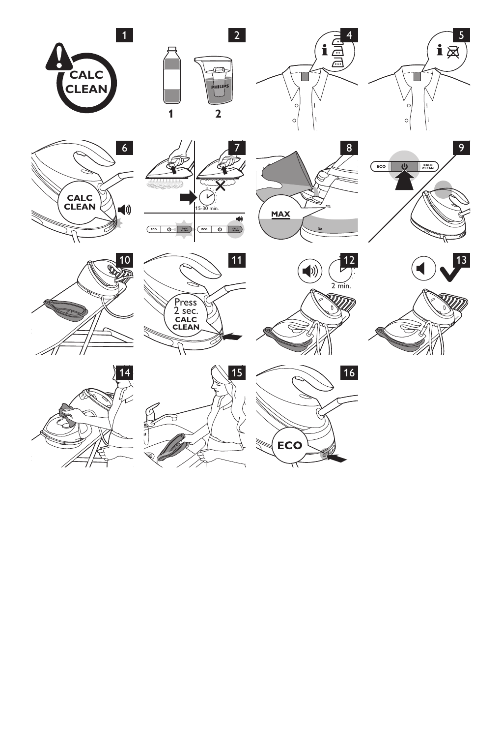1

CALC CLEAN

2

1 2

PHILIPS

4

5

6

CALC CLEAN

7

15-30 min.

ECO CALC CLEAN

ECO CALC CLEAN

8

MAX

9

ECO CALC CLEAN

10

11

Press 2 sec. CALC CLEAN

12

2 min.

13

14

15

16

ECO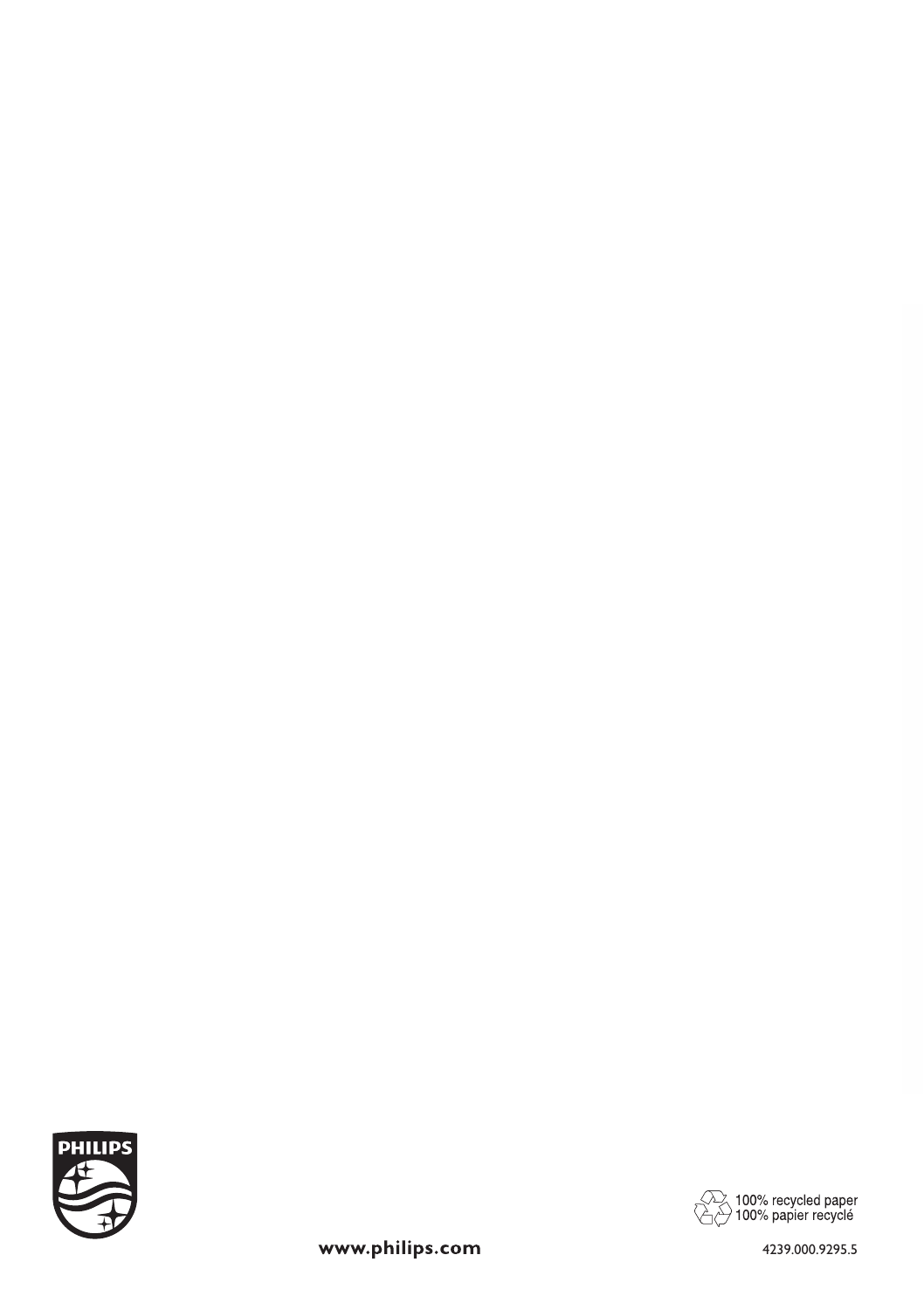PHILIPS

www.philips.com

100% recycled paper
100% papier recyclé

4239.000.9295.5